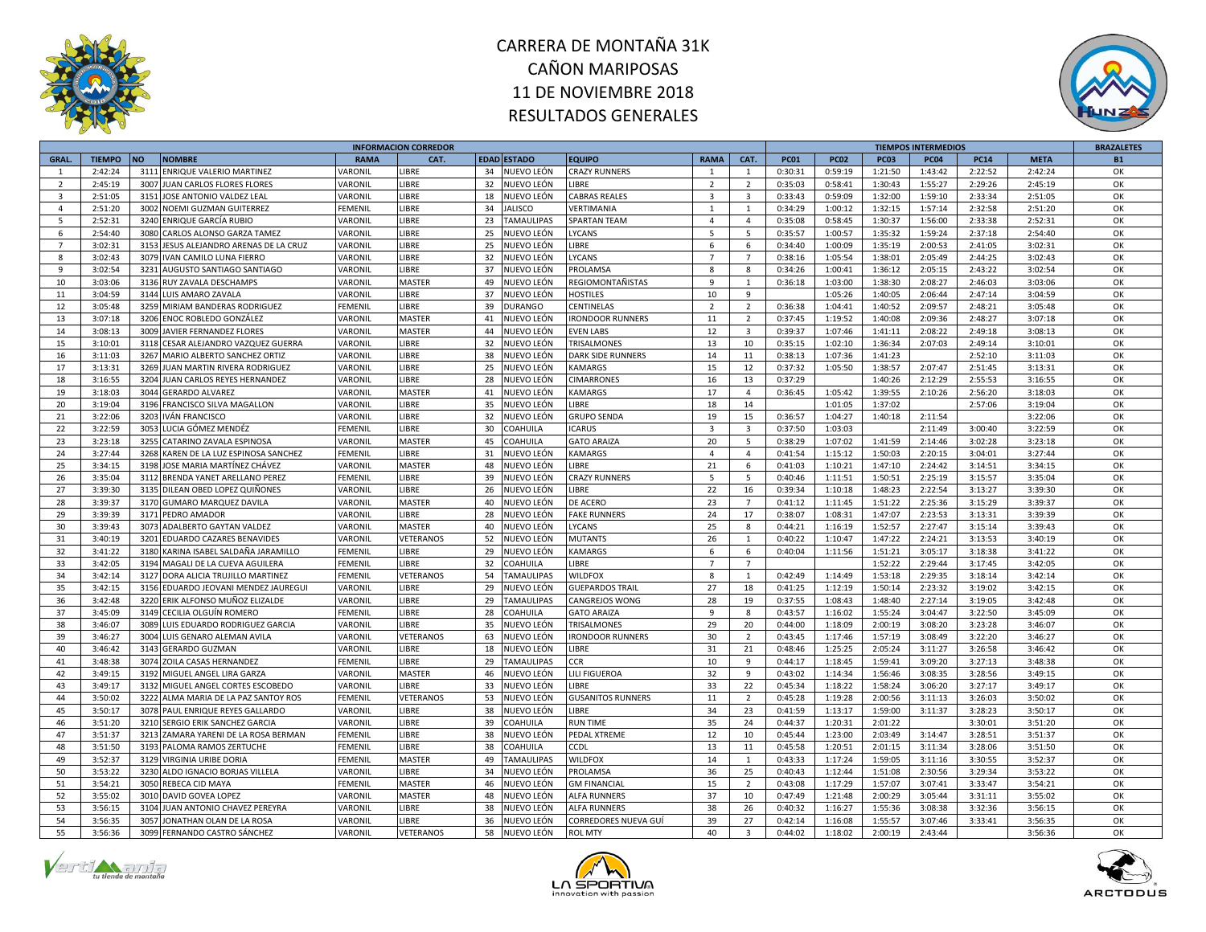# CARRERA DE MONTAÑA 31K
## CAÑON MARIPOSAS
## 11 DE NOVIEMBRE 2018
## RESULTADOS GENERALES

| INFORMACION CORREDOR | | | | | | | | | | TIEMPOS INTERMEDIOS | | | | | | BRAZALETES |
|---|---|---|---|---|---|---|---|---|---|---|---|---|---|---|---|---|
| GRAL. | TIEMPO | NO | NOMBRE | RAMA | CAT. | EDAD | ESTADO | EQUIPO | RAMA | CAT. | PC01 | PC02 | PC03 | PC04 | PC14 | META | B1 |
| 1 | 2:42:24 | 3111 | ENRIQUE VALERIO MARTINEZ | VARONIL | LIBRE | 34 | NUEVO LEÓN | CRAZY RUNNERS | 1 | 1 | 0:30:31 | 0:59:19 | 1:21:50 | 1:43:42 | 2:22:52 | 2:42:24 | OK |
| 2 | 2:45:19 | 3007 | JUAN CARLOS FLORES FLORES | VARONIL | LIBRE | 32 | NUEVO LEÓN | LIBRE | 2 | 2 | 0:35:03 | 0:58:41 | 1:30:43 | 1:55:27 | 2:29:26 | 2:45:19 | OK |
| 3 | 2:51:05 | 3151 | JOSE ANTONIO VALDEZ LEAL | VARONIL | LIBRE | 18 | NUEVO LEÓN | CABRAS REALES | 3 | 3 | 0:33:43 | 0:59:09 | 1:32:00 | 1:59:10 | 2:33:34 | 2:51:05 | OK |
| 4 | 2:51:20 | 3002 | NOEMI GUZMAN GUITERREZ | FEMENIL | LIBRE | 34 | JALISCO | VERTIMANIA | 1 | 1 | 0:34:29 | 1:00:12 | 1:32:15 | 1:57:14 | 2:32:58 | 2:51:20 | OK |
| 5 | 2:52:31 | 3240 | ENRIQUE GARCÍA RUBIO | VARONIL | LIBRE | 23 | TAMAULIPAS | SPARTAN TEAM | 4 | 4 | 0:35:08 | 0:58:45 | 1:30:37 | 1:56:00 | 2:33:38 | 2:52:31 | OK |
| 6 | 2:54:40 | 3080 | CARLOS ALONSO GARZA TAMEZ | VARONIL | LIBRE | 25 | NUEVO LEÓN | LYCANS | 5 | 5 | 0:35:57 | 1:00:57 | 1:35:32 | 1:59:24 | 2:37:18 | 2:54:40 | OK |
| 7 | 3:02:31 | 3153 | JESUS ALEJANDRO ARENAS DE LA CRUZ | VARONIL | LIBRE | 25 | NUEVO LEÓN | LIBRE | 6 | 6 | 0:34:40 | 1:00:09 | 1:35:19 | 2:00:53 | 2:41:05 | 3:02:31 | OK |
| 8 | 3:02:43 | 3079 | IVAN CAMILO LUNA FIERRO | VARONIL | LIBRE | 32 | NUEVO LEÓN | LYCANS | 7 | 7 | 0:38:16 | 1:05:54 | 1:38:01 | 2:05:49 | 2:44:25 | 3:02:43 | OK |
| 9 | 3:02:54 | 3231 | AUGUSTO SANTIAGO SANTIAGO | VARONIL | LIBRE | 37 | NUEVO LEÓN | PROLAMSA | 8 | 8 | 0:34:26 | 1:00:41 | 1:36:12 | 2:05:15 | 2:43:22 | 3:02:54 | OK |
| 10 | 3:03:06 | 3136 | RUY ZAVALA DESCHAMPS | VARONIL | MASTER | 49 | NUEVO LEÓN | REGIOMONTAÑISTAS | 9 | 1 | 0:36:18 | 1:03:00 | 1:38:30 | 2:08:27 | 2:46:03 | 3:03:06 | OK |
| 11 | 3:04:59 | 3144 | LUIS AMARO ZAVALA | VARONIL | LIBRE | 37 | NUEVO LEÓN | HOSTILES | 10 | 9 | | 1:05:26 | 1:40:05 | 2:06:44 | 2:47:14 | 3:04:59 | OK |
| 12 | 3:05:48 | 3259 | MIRIAM BANDERAS RODRIGUEZ | FEMENIL | LIBRE | 39 | DURANGO | CENTINELAS | 2 | 2 | 0:36:38 | 1:04:41 | 1:40:52 | 2:09:57 | 2:48:21 | 3:05:48 | OK |
| 13 | 3:07:18 | 3206 | ENOC ROBLEDO GONZÁLEZ | VARONIL | MASTER | 41 | NUEVO LEÓN | IRONDOOR RUNNERS | 11 | 2 | 0:37:45 | 1:19:52 | 1:40:08 | 2:09:36 | 2:48:27 | 3:07:18 | OK |
| 14 | 3:08:13 | 3009 | JAVIER FERNANDEZ FLORES | VARONIL | MASTER | 44 | NUEVO LEÓN | EVEN LABS | 12 | 3 | 0:39:37 | 1:07:46 | 1:41:11 | 2:08:22 | 2:49:18 | 3:08:13 | OK |
| 15 | 3:10:01 | 3118 | CESAR ALEJANDRO VAZQUEZ GUERRA | VARONIL | LIBRE | 32 | NUEVO LEÓN | TRISALMONES | 13 | 10 | 0:35:15 | 1:02:10 | 1:36:34 | 2:07:03 | 2:49:14 | 3:10:01 | OK |
| 16 | 3:11:03 | 3267 | MARIO ALBERTO SANCHEZ ORTIZ | VARONIL | LIBRE | 38 | NUEVO LEÓN | DARK SIDE RUNNERS | 14 | 11 | 0:38:13 | 1:07:36 | 1:41:23 | | 2:52:10 | 3:11:03 | OK |
| 17 | 3:13:31 | 3269 | JUAN MARTIN RIVERA RODRIGUEZ | VARONIL | LIBRE | 25 | NUEVO LEÓN | KAMARGS | 15 | 12 | 0:37:32 | 1:05:50 | 1:38:57 | 2:07:47 | 2:51:45 | 3:13:31 | OK |
| 18 | 3:16:55 | 3204 | JUAN CARLOS REYES HERNANDEZ | VARONIL | LIBRE | 28 | NUEVO LEÓN | CIMARRONES | 16 | 13 | 0:37:29 | | 1:40:26 | 2:12:29 | 2:55:53 | 3:16:55 | OK |
| 19 | 3:18:03 | 3044 | GERARDO ALVAREZ | VARONIL | MASTER | 41 | NUEVO LEÓN | KAMARGS | 17 | 4 | 0:36:45 | 1:05:42 | 1:39:55 | 2:10:26 | 2:56:20 | 3:18:03 | OK |
| 20 | 3:19:04 | 3196 | FRANCISCO SILVA MAGALLON | VARONIL | LIBRE | 35 | NUEVO LEÓN | LIBRE | 18 | 14 | | 1:01:05 | 1:37:02 | | 2:57:06 | 3:19:04 | OK |
| 21 | 3:22:06 | 3203 | IVÁN FRANCISCO | VARONIL | LIBRE | 32 | NUEVO LEÓN | GRUPO SENDA | 19 | 15 | 0:36:57 | 1:04:27 | 1:40:18 | 2:11:54 | | 3:22:06 | OK |
| 22 | 3:22:59 | 3053 | LUCIA GÓMEZ MENDÉZ | FEMENIL | LIBRE | 30 | COAHUILA | ICARUS | 3 | 3 | 0:37:50 | 1:03:03 | | 2:11:49 | 3:00:40 | 3:22:59 | OK |
| 23 | 3:23:18 | 3255 | CATARINO ZAVALA ESPINOSA | VARONIL | MASTER | 45 | COAHUILA | GATO ARAIZA | 20 | 5 | 0:38:29 | 1:07:02 | 1:41:59 | 2:14:46 | 3:02:28 | 3:23:18 | OK |
| 24 | 3:27:44 | 3268 | KAREN DE LA LUZ ESPINOSA SANCHEZ | FEMENIL | LIBRE | 31 | NUEVO LEÓN | KAMARGS | 4 | 4 | 0:41:54 | 1:15:12 | 1:50:03 | 2:20:15 | 3:04:01 | 3:27:44 | OK |
| 25 | 3:34:15 | 3198 | JOSE MARIA MARTÍNEZ CHÁVEZ | VARONIL | MASTER | 48 | NUEVO LEÓN | LIBRE | 21 | 6 | 0:41:03 | 1:10:21 | 1:47:10 | 2:24:42 | 3:14:51 | 3:34:15 | OK |
| 26 | 3:35:04 | 3112 | BRENDA YANET ARELLANO PEREZ | FEMENIL | LIBRE | 39 | NUEVO LEÓN | CRAZY RUNNERS | 5 | 5 | 0:40:46 | 1:11:51 | 1:50:51 | 2:25:19 | 3:15:57 | 3:35:04 | OK |
| 27 | 3:39:30 | 3135 | DILEAN OBED LOPEZ QUIÑONES | VARONIL | LIBRE | 26 | NUEVO LEÓN | LIBRE | 22 | 16 | 0:39:34 | 1:10:18 | 1:48:23 | 2:22:54 | 3:13:27 | 3:39:30 | OK |
| 28 | 3:39:37 | 3170 | GUMARO MARQUEZ DAVILA | VARONIL | MASTER | 40 | NUEVO LEÓN | DE ACERO | 23 | 7 | 0:41:12 | 1:11:45 | 1:51:22 | 2:25:36 | 3:15:29 | 3:39:37 | OK |
| 29 | 3:39:39 | 3171 | PEDRO AMADOR | VARONIL | LIBRE | 28 | NUEVO LEÓN | FAKE RUNNERS | 24 | 17 | 0:38:07 | 1:08:31 | 1:47:07 | 2:23:53 | 3:13:31 | 3:39:39 | OK |
| 30 | 3:39:43 | 3073 | ADALBERTO GAYTAN VALDEZ | VARONIL | MASTER | 40 | NUEVO LEÓN | LYCANS | 25 | 8 | 0:44:21 | 1:16:19 | 1:52:57 | 2:27:47 | 3:15:14 | 3:39:43 | OK |
| 31 | 3:40:19 | 3201 | EDUARDO CAZARES BENAVIDES | VARONIL | VETERANOS | 52 | NUEVO LEÓN | MUTANTS | 26 | 1 | 0:40:22 | 1:10:47 | 1:47:22 | 2:24:21 | 3:13:53 | 3:40:19 | OK |
| 32 | 3:41:22 | 3180 | KARINA ISABEL SALDAÑA JARAMILLO | FEMENIL | LIBRE | 29 | NUEVO LEÓN | KAMARGS | 6 | 6 | 0:40:04 | 1:11:56 | 1:51:21 | 3:05:17 | 3:18:38 | 3:41:22 | OK |
| 33 | 3:42:05 | 3194 | MAGALI DE LA CUEVA AGUILERA | FEMENIL | LIBRE | 32 | COAHUILA | LIBRE | 7 | 7 | | | 1:52:22 | 2:29:44 | 3:17:45 | 3:42:05 | OK |
| 34 | 3:42:14 | 3127 | DORA ALICIA TRUJILLO MARTINEZ | FEMENIL | VETERANOS | 54 | TAMAULIPAS | WILDFOX | 8 | 1 | 0:42:49 | 1:14:49 | 1:53:18 | 2:29:35 | 3:18:14 | 3:42:14 | OK |
| 35 | 3:42:15 | 3156 | EDUARDO JEOVANI MENDEZ JAUREGUI | VARONIL | LIBRE | 29 | NUEVO LEÓN | GUEPARDOS TRAIL | 27 | 18 | 0:41:25 | 1:12:19 | 1:50:14 | 2:23:32 | 3:19:02 | 3:42:15 | OK |
| 36 | 3:42:48 | 3220 | ERIK ALFONSO MUÑOZ ELIZALDE | VARONIL | LIBRE | 29 | TAMAULIPAS | CANGREJOS WONG | 28 | 19 | 0:37:55 | 1:08:43 | 1:48:40 | 2:27:14 | 3:19:05 | 3:42:48 | OK |
| 37 | 3:45:09 | 3149 | CECILIA OLGUÍN ROMERO | FEMENIL | LIBRE | 28 | COAHUILA | GATO ARAIZA | 9 | 8 | 0:43:57 | 1:16:02 | 1:55:24 | 3:04:47 | 3:22:50 | 3:45:09 | OK |
| 38 | 3:46:07 | 3089 | LUIS EDUARDO RODRIGUEZ GARCIA | VARONIL | LIBRE | 35 | NUEVO LEÓN | TRISALMONES | 29 | 20 | 0:44:00 | 1:18:09 | 2:00:19 | 3:08:20 | 3:23:28 | 3:46:07 | OK |
| 39 | 3:46:27 | 3004 | LUIS GENARO ALEMAN AVILA | VARONIL | VETERANOS | 63 | NUEVO LEÓN | IRONDOOR RUNNERS | 30 | 2 | 0:43:45 | 1:17:46 | 1:57:19 | 3:08:49 | 3:22:20 | 3:46:27 | OK |
| 40 | 3:46:42 | 3143 | GERARDO GUZMAN | VARONIL | LIBRE | 18 | NUEVO LEÓN | LIBRE | 31 | 21 | 0:48:46 | 1:25:25 | 2:05:24 | 3:11:27 | 3:26:58 | 3:46:42 | OK |
| 41 | 3:48:38 | 3074 | ZOILA CASAS HERNANDEZ | FEMENIL | LIBRE | 29 | TAMAULIPAS | CCR | 10 | 9 | 0:44:17 | 1:18:45 | 1:59:41 | 3:09:20 | 3:27:13 | 3:48:38 | OK |
| 42 | 3:49:15 | 3192 | MIGUEL ANGEL LIRA GARZA | VARONIL | MASTER | 46 | NUEVO LEÓN | LILI FIGUEROA | 32 | 9 | 0:43:02 | 1:14:34 | 1:56:46 | 3:08:35 | 3:28:56 | 3:49:15 | OK |
| 43 | 3:49:17 | 3132 | MIGUEL ANGEL CORTES ESCOBEDO | VARONIL | LIBRE | 33 | NUEVO LEÓN | LIBRE | 33 | 22 | 0:45:34 | 1:18:22 | 1:58:24 | 3:06:20 | 3:27:17 | 3:49:17 | OK |
| 44 | 3:50:02 | 3222 | ALMA MARIA DE LA PAZ SANTOY ROS | FEMENIL | VETERANOS | 53 | NUEVO LEÓN | GUSANITOS RUNNERS | 11 | 2 | 0:45:28 | 1:19:28 | 2:00:56 | 3:11:13 | 3:26:03 | 3:50:02 | OK |
| 45 | 3:50:17 | 3078 | PAUL ENRIQUE REYES GALLARDO | VARONIL | LIBRE | 38 | NUEVO LEÓN | LIBRE | 34 | 23 | 0:41:59 | 1:13:17 | 1:59:00 | 3:11:37 | 3:28:23 | 3:50:17 | OK |
| 46 | 3:51:20 | 3210 | SERGIO ERIK SANCHEZ GARCIA | VARONIL | LIBRE | 39 | COAHUILA | RUN TIME | 35 | 24 | 0:44:37 | 1:20:31 | 2:01:22 | | 3:30:01 | 3:51:20 | OK |
| 47 | 3:51:37 | 3213 | ZAMARA YARENI DE LA ROSA BERMAN | FEMENIL | LIBRE | 38 | NUEVO LEÓN | PEDAL XTREME | 12 | 10 | 0:45:44 | 1:23:00 | 2:03:49 | 3:14:47 | 3:28:51 | 3:51:37 | OK |
| 48 | 3:51:50 | 3193 | PALOMA RAMOS ZERTUCHE | FEMENIL | LIBRE | 38 | COAHUILA | CCDL | 13 | 11 | 0:45:58 | 1:20:51 | 2:01:15 | 3:11:34 | 3:28:06 | 3:51:50 | OK |
| 49 | 3:52:37 | 3129 | VIRGINIA URIBE DORIA | FEMENIL | MASTER | 49 | TAMAULIPAS | WILDFOX | 14 | 1 | 0:43:33 | 1:17:24 | 1:59:05 | 3:11:16 | 3:30:55 | 3:52:37 | OK |
| 50 | 3:53:22 | 3230 | ALDO IGNACIO BORJAS VILLELA | VARONIL | LIBRE | 34 | NUEVO LEÓN | PROLAMSA | 36 | 25 | 0:40:43 | 1:12:44 | 1:51:08 | 2:30:56 | 3:29:34 | 3:53:22 | OK |
| 51 | 3:54:21 | 3050 | REBECA CID MAYA | FEMENIL | MASTER | 46 | NUEVO LEÓN | GM FINANCIAL | 15 | 2 | 0:43:08 | 1:17:29 | 1:57:07 | 3:07:41 | 3:33:47 | 3:54:21 | OK |
| 52 | 3:55:02 | 3010 | DAVID GOVEA LOPEZ | VARONIL | MASTER | 48 | NUEVO LEÓN | ALFA RUNNERS | 37 | 10 | 0:47:49 | 1:21:48 | 2:00:29 | 3:05:44 | 3:31:11 | 3:55:02 | OK |
| 53 | 3:56:15 | 3104 | JUAN ANTONIO CHAVEZ PEREYRA | VARONIL | LIBRE | 38 | NUEVO LEÓN | ALFA RUNNERS | 38 | 26 | 0:40:32 | 1:16:27 | 1:55:36 | 3:08:38 | 3:32:36 | 3:56:15 | OK |
| 54 | 3:56:35 | 3057 | JONATHAN OLAN DE LA ROSA | VARONIL | LIBRE | 36 | NUEVO LEÓN | CORREDORES NUEVA GUÍ | 39 | 27 | 0:42:14 | 1:16:08 | 1:55:57 | 3:07:46 | 3:33:41 | 3:56:35 | OK |
| 55 | 3:56:36 | 3099 | FERNANDO CASTRO SÁNCHEZ | VARONIL | VETERANOS | 58 | NUEVO LEÓN | ROL MTY | 40 | 3 | 0:44:02 | 1:18:02 | 2:00:19 | 2:43:44 | | 3:56:36 | OK |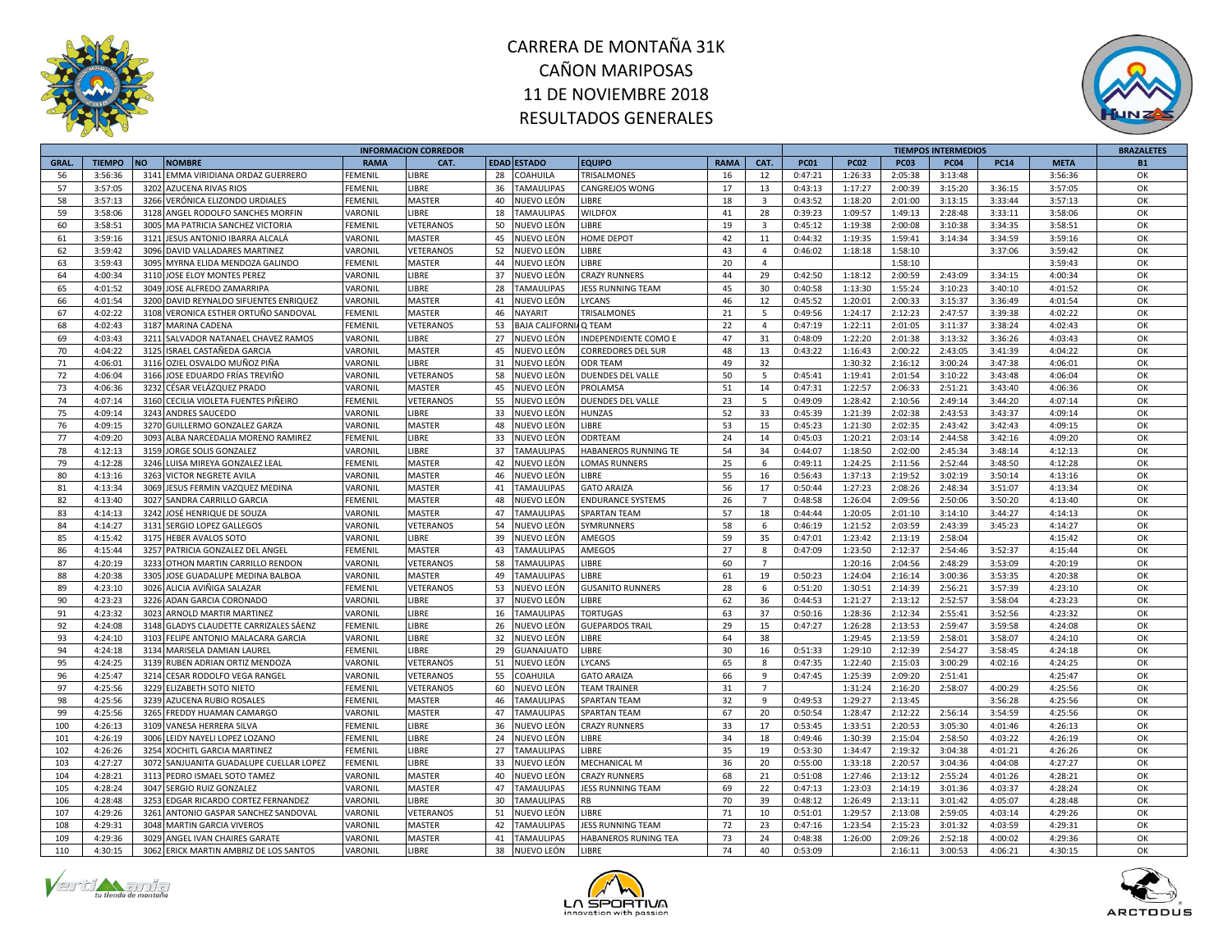# CARRERA DE MONTAÑA 31K
# CAÑON MARIPOSAS
# 11 DE NOVIEMBRE 2018
# RESULTADOS GENERALES

| INFORMACION CORREDOR | | | | | | | | | | | TIEMPOS INTERMEDIOS | | | | | | | BRAZALETES |
|---|---|---|---|---|---|---|---|---|---|---|---|---|---|---|---|---|---|---|
| GRAL. | TIEMPO | NO | NOMBRE | RAMA | CAT. | EDAD | ESTADO | EQUIPO | RAMA | CAT. | PC01 | PC02 | PC03 | PC04 | PC14 | META | | B1 |
| 56 | 3:56:36 | 3141 | EMMA VIRIDIANA ORDAZ GUERRERO | FEMENIL | LIBRE | 28 | COAHUILA | TRISALMONES | 16 | 12 | 0:47:21 | 1:26:33 | 2:05:38 | 3:13:48 | | 3:56:36 | | OK |
| 57 | 3:57:05 | 3202 | AZUCENA RIVAS RIOS | FEMENIL | LIBRE | 36 | TAMAULIPAS | CANGREJOS WONG | 17 | 13 | 0:43:13 | 1:17:27 | 2:00:39 | 3:15:20 | 3:36:15 | 3:57:05 | | OK |
| 58 | 3:57:13 | 3266 | VERÓNICA ELIZONDO URDIALES | FEMENIL | MASTER | 40 | NUEVO LEÓN | LIBRE | 18 | 3 | 0:43:52 | 1:18:20 | 2:01:00 | 3:13:15 | 3:33:44 | 3:57:13 | | OK |
| 59 | 3:58:06 | 3128 | ANGEL RODOLFO SANCHES MORFIN | VARONIL | LIBRE | 18 | TAMAULIPAS | WILDFOX | 41 | 28 | 0:39:23 | 1:09:57 | 1:49:13 | 2:28:48 | 3:33:11 | 3:58:06 | | OK |
| 60 | 3:58:51 | 3005 | MA PATRICIA SANCHEZ VICTORIA | FEMENIL | VETERANOS | 50 | NUEVO LEÓN | LIBRE | 19 | 3 | 0:45:12 | 1:19:38 | 2:00:08 | 3:10:38 | 3:34:35 | 3:58:51 | | OK |
| 61 | 3:59:16 | 3121 | JESUS ANTONIO IBARRA ALCALÁ | VARONIL | MASTER | 45 | NUEVO LEÓN | HOME DEPOT | 42 | 11 | 0:44:32 | 1:19:35 | 1:59:41 | 3:14:34 | 3:34:59 | 3:59:16 | | OK |
| 62 | 3:59:42 | 3096 | DAVID VALLADARES MARTINEZ | VARONIL | VETERANOS | 52 | NUEVO LEÓN | LIBRE | 43 | 4 | 0:46:02 | 1:18:18 | 1:58:10 | | 3:37:06 | 3:59:42 | | OK |
| 63 | 3:59:43 | 3095 | MYRNA ELIDA MENDOZA GALINDO | FEMENIL | MASTER | 44 | NUEVO LEÓN | LIBRE | 20 | 4 | | | 1:58:10 | | | 3:59:43 | | OK |
| 64 | 4:00:34 | 3110 | JOSE ELOY MONTES PEREZ | VARONIL | LIBRE | 37 | NUEVO LEÓN | CRAZY RUNNERS | 44 | 29 | 0:42:50 | 1:18:12 | 2:00:59 | 2:43:09 | 3:34:15 | 4:00:34 | | OK |
| 65 | 4:01:52 | 3049 | JOSE ALFREDO ZAMARRIPA | VARONIL | LIBRE | 28 | TAMAULIPAS | JESS RUNNING TEAM | 45 | 30 | 0:40:58 | 1:13:30 | 1:55:24 | 3:10:23 | 3:40:10 | 4:01:52 | | OK |
| 66 | 4:01:54 | 3200 | DAVID REYNALDO SIFUENTES ENRIQUEZ | VARONIL | MASTER | 41 | NUEVO LEÓN | LYCANS | 46 | 12 | 0:45:52 | 1:20:01 | 2:00:33 | 3:15:37 | 3:36:49 | 4:01:54 | | OK |
| 67 | 4:02:22 | 3108 | VERONICA ESTHER ORTUÑO SANDOVAL | FEMENIL | MASTER | 46 | NAYARIT | TRISALMONES | 21 | 5 | 0:49:56 | 1:24:17 | 2:12:23 | 2:47:57 | 3:39:38 | 4:02:22 | | OK |
| 68 | 4:02:43 | 3187 | MARINA CADENA | FEMENIL | VETERANOS | 53 | BAJA CALIFORNIA | Q TEAM | 22 | 4 | 0:47:19 | 1:22:11 | 2:01:05 | 3:11:37 | 3:38:24 | 4:02:43 | | OK |
| 69 | 4:03:43 | 3211 | SALVADOR NATANAEL CHAVEZ RAMOS | VARONIL | LIBRE | 27 | NUEVO LEÓN | INDEPENDIENTE COMO E | 47 | 31 | 0:48:09 | 1:22:20 | 2:01:38 | 3:13:32 | 3:36:26 | 4:03:43 | | OK |
| 70 | 4:04:22 | 3125 | ISRAEL CASTAÑEDA GARCIA | VARONIL | MASTER | 45 | NUEVO LEÓN | CORREDORES DEL SUR | 48 | 13 | 0:43:22 | 1:16:43 | 2:00:22 | 2:43:05 | 3:41:39 | 4:04:22 | | OK |
| 71 | 4:06:01 | 3116 | OZIEL OSVALDO MUÑOZ PIÑA | VARONIL | LIBRE | 31 | NUEVO LEÓN | ODR TEAM | 49 | 32 | | 1:30:32 | 2:16:12 | 3:00:24 | 3:47:38 | 4:06:01 | | OK |
| 72 | 4:06:04 | 3166 | JOSE EDUARDO FRÍAS TREVIÑO | VARONIL | VETERANOS | 58 | NUEVO LEÓN | DUENDES DEL VALLE | 50 | 5 | 0:45:41 | 1:19:41 | 2:01:54 | 3:10:22 | 3:43:48 | 4:06:04 | | OK |
| 73 | 4:06:36 | 3232 | CÉSAR VELÁZQUEZ PRADO | VARONIL | MASTER | 45 | NUEVO LEÓN | PROLAMSA | 51 | 14 | 0:47:31 | 1:22:57 | 2:06:33 | 2:51:21 | 3:43:40 | 4:06:36 | | OK |
| 74 | 4:07:14 | 3160 | CECILIA VIOLETA FUENTES PIÑEIRO | FEMENIL | VETERANOS | 55 | NUEVO LEÓN | DUENDES DEL VALLE | 23 | 5 | 0:49:09 | 1:28:42 | 2:10:56 | 2:49:14 | 3:44:20 | 4:07:14 | | OK |
| 75 | 4:09:14 | 3243 | ANDRES SAUCEDO | VARONIL | LIBRE | 33 | NUEVO LEÓN | HUNZAS | 52 | 33 | 0:45:39 | 1:21:39 | 2:02:38 | 2:43:53 | 3:43:37 | 4:09:14 | | OK |
| 76 | 4:09:15 | 3270 | GUILLERMO GONZALEZ GARZA | VARONIL | MASTER | 48 | NUEVO LEÓN | LIBRE | 53 | 15 | 0:45:23 | 1:21:30 | 2:02:35 | 2:43:42 | 3:42:43 | 4:09:15 | | OK |
| 77 | 4:09:20 | 3093 | ALBA NARCEDALIA MORENO RAMIREZ | FEMENIL | LIBRE | 33 | NUEVO LEÓN | ODRTEAM | 24 | 14 | 0:45:03 | 1:20:21 | 2:03:14 | 2:44:58 | 3:42:16 | 4:09:20 | | OK |
| 78 | 4:12:13 | 3159 | JORGE SOLIS GONZALEZ | VARONIL | LIBRE | 37 | TAMAULIPAS | HABANEROS RUNNING TE | 54 | 34 | 0:44:07 | 1:18:50 | 2:02:00 | 2:45:34 | 3:48:14 | 4:12:13 | | OK |
| 79 | 4:12:28 | 3246 | LUISA MIREYA GONZALEZ LEAL | FEMENIL | MASTER | 42 | NUEVO LEÓN | LOMAS RUNNERS | 25 | 6 | 0:49:11 | 1:24:25 | 2:11:56 | 2:52:44 | 3:48:50 | 4:12:28 | | OK |
| 80 | 4:13:16 | 3263 | VICTOR NEGRETE AVILA | VARONIL | MASTER | 46 | NUEVO LEÓN | LIBRE | 55 | 16 | 0:56:43 | 1:37:13 | 2:19:52 | 3:02:19 | 3:50:14 | 4:13:16 | | OK |
| 81 | 4:13:34 | 3069 | JESUS FERMIN VAZQUEZ MEDINA | VARONIL | MASTER | 41 | TAMAULIPAS | GATO ARAIZA | 56 | 17 | 0:50:44 | 1:27:23 | 2:08:26 | 2:48:34 | 3:51:07 | 4:13:34 | | OK |
| 82 | 4:13:40 | 3027 | SANDRA CARRILLO GARCIA | FEMENIL | MASTER | 48 | NUEVO LEÓN | ENDURANCE SYSTEMS | 26 | 7 | 0:48:58 | 1:26:04 | 2:09:56 | 2:50:06 | 3:50:20 | 4:13:40 | | OK |
| 83 | 4:14:13 | 3242 | JOSÉ HENRIQUE DE SOUZA | VARONIL | MASTER | 47 | TAMAULIPAS | SPARTAN TEAM | 57 | 18 | 0:44:44 | 1:20:05 | 2:01:10 | 3:14:10 | 3:44:27 | 4:14:13 | | OK |
| 84 | 4:14:27 | 3131 | SERGIO LOPEZ GALLEGOS | VARONIL | VETERANOS | 54 | NUEVO LEÓN | SYMRUNNERS | 58 | 6 | 0:46:19 | 1:21:52 | 2:03:59 | 2:43:39 | 3:45:23 | 4:14:27 | | OK |
| 85 | 4:15:42 | 3175 | HEBER AVALOS SOTO | VARONIL | LIBRE | 39 | NUEVO LEÓN | AMEGOS | 59 | 35 | 0:47:01 | 1:23:42 | 2:13:19 | 2:58:04 | | 4:15:42 | | OK |
| 86 | 4:15:44 | 3257 | PATRICIA GONZALEZ DEL ANGEL | FEMENIL | MASTER | 43 | TAMAULIPAS | AMEGOS | 27 | 8 | 0:47:09 | 1:23:50 | 2:12:37 | 2:54:46 | 3:52:37 | 4:15:44 | | OK |
| 87 | 4:20:19 | 3233 | OTHON MARTIN CARRILLO RENDON | VARONIL | VETERANOS | 58 | TAMAULIPAS | LIBRE | 60 | 7 | | 1:20:16 | 2:04:56 | 2:48:29 | 3:53:09 | 4:20:19 | | OK |
| 88 | 4:20:38 | 3305 | JOSE GUADALUPE MEDINA BALBOA | VARONIL | MASTER | 49 | TAMAULIPAS | LIBRE | 61 | 19 | 0:50:23 | 1:24:04 | 2:16:14 | 3:00:36 | 3:53:35 | 4:20:38 | | OK |
| 89 | 4:23:10 | 3026 | ALICIA AVIÑIGA SALAZAR | FEMENIL | VETERANOS | 53 | NUEVO LEÓN | GUSANITO RUNNERS | 28 | 6 | 0:51:20 | 1:30:51 | 2:14:39 | 2:56:21 | 3:57:39 | 4:23:10 | | OK |
| 90 | 4:23:23 | 3226 | ADAN GARCIA CORONADO | VARONIL | LIBRE | 37 | NUEVO LEÓN | LIBRE | 62 | 36 | 0:44:53 | 1:21:27 | 2:13:12 | 2:52:57 | 3:58:04 | 4:23:23 | | OK |
| 91 | 4:23:32 | 3023 | ARNOLD MARTIR MARTINEZ | VARONIL | LIBRE | 16 | TAMAULIPAS | TORTUGAS | 63 | 37 | 0:50:16 | 1:28:36 | 2:12:34 | 2:55:41 | 3:52:56 | 4:23:32 | | OK |
| 92 | 4:24:08 | 3148 | GLADYS CLAUDETTE CARRIZALES SÁENZ | FEMENIL | LIBRE | 26 | NUEVO LEÓN | GUEPARDOS TRAIL | 29 | 15 | 0:47:27 | 1:26:28 | 2:13:53 | 2:59:47 | 3:59:58 | 4:24:08 | | OK |
| 93 | 4:24:10 | 3103 | FELIPE ANTONIO MALACARA GARCIA | VARONIL | LIBRE | 32 | NUEVO LEÓN | LIBRE | 64 | 38 | | 1:29:45 | 2:13:59 | 2:58:01 | 3:58:07 | 4:24:10 | | OK |
| 94 | 4:24:18 | 3134 | MARISELA DAMIAN LAUREL | FEMENIL | LIBRE | 29 | GUANAJUATO | LIBRE | 30 | 16 | 0:51:33 | 1:29:10 | 2:12:39 | 2:54:27 | 3:58:45 | 4:24:18 | | OK |
| 95 | 4:24:25 | 3139 | RUBEN ADRIAN ORTIZ MENDOZA | VARONIL | VETERANOS | 51 | NUEVO LEÓN | LYCANS | 65 | 8 | 0:47:35 | 1:22:40 | 2:15:03 | 3:00:29 | 4:02:16 | 4:24:25 | | OK |
| 96 | 4:25:47 | 3214 | CESAR RODOLFO VEGA RANGEL | VARONIL | VETERANOS | 55 | COAHUILA | GATO ARAIZA | 66 | 9 | 0:47:45 | 1:25:39 | 2:09:20 | 2:51:41 | | 4:25:47 | | OK |
| 97 | 4:25:56 | 3229 | ELIZABETH SOTO NIETO | FEMENIL | VETERANOS | 60 | NUEVO LEÓN | TEAM TRAINER | 31 | 7 | | 1:31:24 | 2:16:20 | 2:58:07 | 4:00:29 | 4:25:56 | | OK |
| 98 | 4:25:56 | 3239 | AZUCENA RUBIO ROSALES | FEMENIL | MASTER | 46 | TAMAULIPAS | SPARTAN TEAM | 32 | 9 | 0:49:53 | 1:29:27 | 2:13:45 | | 3:56:28 | 4:25:56 | | OK |
| 99 | 4:25:56 | 3265 | FREDDY HUAMAN CAMARGO | VARONIL | MASTER | 47 | TAMAULIPAS | SPARTAN TEAM | 67 | 20 | 0:50:54 | 1:28:47 | 2:12:22 | 2:56:14 | 3:54:59 | 4:25:56 | | OK |
| 100 | 4:26:13 | 3109 | VANESA HERRERA SILVA | FEMENIL | LIBRE | 36 | NUEVO LEÓN | CRAZY RUNNERS | 33 | 17 | 0:53:45 | 1:33:51 | 2:20:53 | 3:05:30 | 4:01:46 | 4:26:13 | | OK |
| 101 | 4:26:19 | 3006 | LEIDY NAYELI LOPEZ LOZANO | FEMENIL | LIBRE | 24 | NUEVO LEÓN | LIBRE | 34 | 18 | 0:49:46 | 1:30:39 | 2:15:04 | 2:58:50 | 4:03:22 | 4:26:19 | | OK |
| 102 | 4:26:26 | 3254 | XOCHITL GARCIA MARTINEZ | FEMENIL | LIBRE | 27 | TAMAULIPAS | LIBRE | 35 | 19 | 0:53:30 | 1:34:47 | 2:19:32 | 3:04:38 | 4:01:21 | 4:26:26 | | OK |
| 103 | 4:27:27 | 3072 | SANJUANITA GUADALUPE CUELLAR LOPEZ | FEMENIL | LIBRE | 33 | NUEVO LEÓN | MECHANICAL M | 36 | 20 | 0:55:00 | 1:33:18 | 2:20:57 | 3:04:36 | 4:04:08 | 4:27:27 | | OK |
| 104 | 4:28:21 | 3113 | PEDRO ISMAEL SOTO TAMEZ | VARONIL | MASTER | 40 | NUEVO LEÓN | CRAZY RUNNERS | 68 | 21 | 0:51:08 | 1:27:46 | 2:13:12 | 2:55:24 | 4:01:26 | 4:28:21 | | OK |
| 105 | 4:28:24 | 3047 | SERGIO RUIZ GONZALEZ | VARONIL | MASTER | 47 | TAMAULIPAS | JESS RUNNING TEAM | 69 | 22 | 0:47:13 | 1:23:03 | 2:14:19 | 3:01:36 | 4:03:37 | 4:28:24 | | OK |
| 106 | 4:28:48 | 3253 | EDGAR RICARDO CORTEZ FERNANDEZ | VARONIL | LIBRE | 30 | TAMAULIPAS | RB | 70 | 39 | 0:48:12 | 1:26:49 | 2:13:11 | 3:01:42 | 4:05:07 | 4:28:48 | | OK |
| 107 | 4:29:26 | 3261 | ANTONIO GASPAR SANCHEZ SANDOVAL | VARONIL | VETERANOS | 51 | NUEVO LEÓN | LIBRE | 71 | 10 | 0:51:01 | 1:29:57 | 2:13:08 | 2:59:05 | 4:03:14 | 4:29:26 | | OK |
| 108 | 4:29:31 | 3048 | MARTIN GARCIA VIVEROS | VARONIL | MASTER | 42 | TAMAULIPAS | JESS RUNNING TEAM | 72 | 23 | 0:47:16 | 1:23:54 | 2:15:23 | 3:01:32 | 4:03:59 | 4:29:31 | | OK |
| 109 | 4:29:36 | 3029 | ANGEL IVAN CHAIRES GARATE | VARONIL | MASTER | 41 | TAMAULIPAS | HABANEROS RUNING TEA | 73 | 24 | 0:48:38 | 1:26:00 | 2:09:26 | 2:52:18 | 4:00:02 | 4:29:36 | | OK |
| 110 | 4:30:15 | 3062 | ERICK MARTIN AMBRIZ DE LOS SANTOS | VARONIL | LIBRE | 38 | NUEVO LEÓN | LIBRE | 74 | 40 | 0:53:09 | | 2:16:11 | 3:00:53 | 4:06:21 | 4:30:15 | | OK |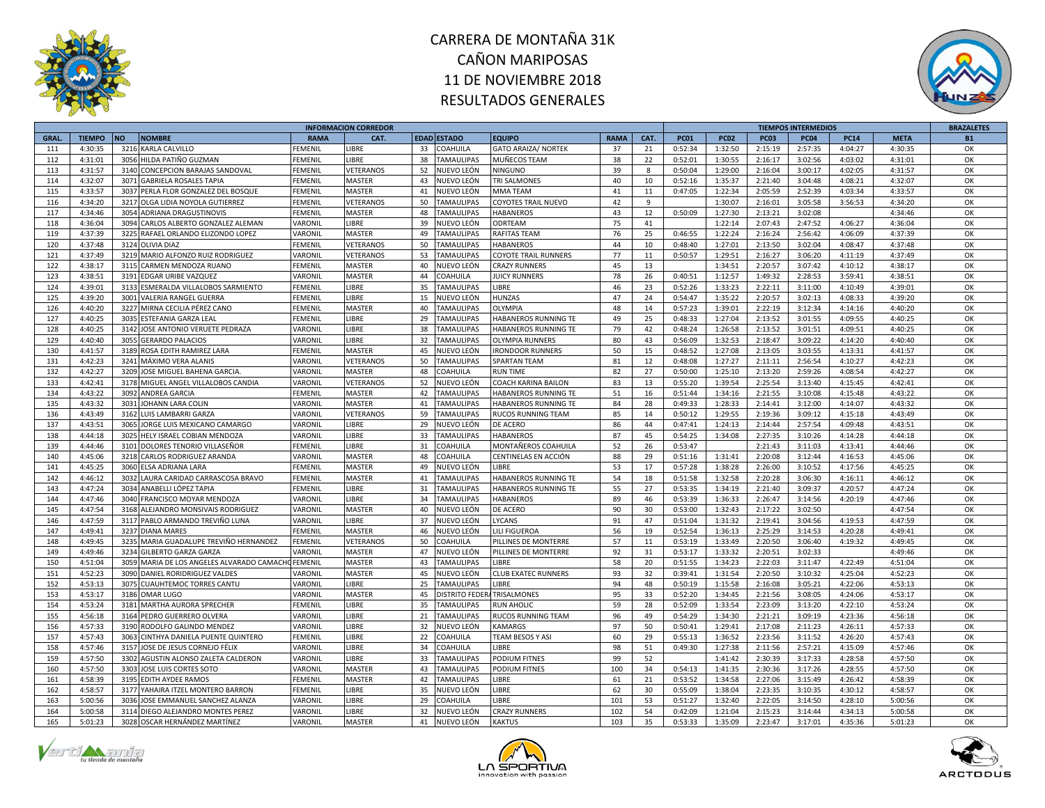# CARRERA DE MONTAÑA 31K
# CAÑON MARIPOSAS
# 11 DE NOVIEMBRE 2018
# RESULTADOS GENERALES

| INFORMACION CORREDOR | | | | | | | | | | | TIEMPOS INTERMEDIOS | | | | | | BRAZALETES |
|---|---|---|---|---|---|---|---|---|---|---|---|---|---|---|---|---|---|
| GRAL. | TIEMPO | NO | NOMBRE | RAMA | CAT. | EDAD | ESTADO | EQUIPO | RAMA | CAT. | PC01 | PC02 | PC03 | PC04 | PC14 | META | B1 |
| 111 | 4:30:35 | 3216 | KARLA CALVILLO | FEMENIL | LIBRE | 33 | COAHUILA | GATO ARAIZA/ NORTEK | 37 | 21 | 0:52:34 | 1:32:50 | 2:15:19 | 2:57:35 | 4:04:27 | 4:30:35 | OK |
| 112 | 4:31:01 | 3056 | HILDA PATIÑO GUZMAN | FEMENIL | LIBRE | 38 | TAMAULIPAS | MUÑECOS TEAM | 38 | 22 | 0:52:01 | 1:30:55 | 2:16:17 | 3:02:56 | 4:03:02 | 4:31:01 | OK |
| 113 | 4:31:57 | 3140 | CONCEPCION BARAJAS SANDOVAL | FEMENIL | VETERANOS | 52 | NUEVO LEÓN | NINGUNO | 39 | 8 | 0:50:04 | 1:29:00 | 2:16:04 | 3:00:17 | 4:02:05 | 4:31:57 | OK |
| 114 | 4:32:07 | 3071 | GABRIELA ROSALES TAPIA | FEMENIL | MASTER | 43 | NUEVO LEÓN | TRI SALMONES | 40 | 10 | 0:52:16 | 1:35:37 | 2:21:40 | 3:04:48 | 4:08:21 | 4:32:07 | OK |
| 115 | 4:33:57 | 3037 | PERLA FLOR GONZALEZ DEL BOSQUE | FEMENIL | MASTER | 41 | NUEVO LEÓN | MMA TEAM | 41 | 11 | 0:47:05 | 1:22:34 | 2:05:59 | 2:52:39 | 4:03:34 | 4:33:57 | OK |
| 116 | 4:34:20 | 3217 | OLGA LIDIA NOYOLA GUTIERREZ | FEMENIL | VETERANOS | 50 | TAMAULIPAS | COYOTES TRAIL NUEVO | 42 | 9 | | 1:30:07 | 2:16:01 | 3:05:58 | 3:56:53 | 4:34:20 | OK |
| 117 | 4:34:46 | 3054 | ADRIANA DRAGUSTINOVIS | FEMENIL | MASTER | 48 | TAMAULIPAS | HABANEROS | 43 | 12 | 0:50:09 | 1:27:30 | 2:13:21 | 3:02:08 | | 4:34:46 | OK |
| 118 | 4:36:04 | 3094 | CARLOS ALBERTO GONZALEZ ALEMAN | VARONIL | LIBRE | 39 | NUEVO LEÓN | ODRTEAM | 75 | 41 | | 1:22:14 | 2:07:43 | 2:47:52 | 4:06:27 | 4:36:04 | OK |
| 119 | 4:37:39 | 3225 | RAFAEL ORLANDO ELIZONDO LOPEZ | VARONIL | MASTER | 49 | TAMAULIPAS | RAFITAS TEAM | 76 | 25 | 0:46:55 | 1:22:24 | 2:16:24 | 2:56:42 | 4:06:09 | 4:37:39 | OK |
| 120 | 4:37:48 | 3124 | OLIVIA DIAZ | FEMENIL | VETERANOS | 50 | TAMAULIPAS | HABANEROS | 44 | 10 | 0:48:40 | 1:27:01 | 2:13:50 | 3:02:04 | 4:08:47 | 4:37:48 | OK |
| 121 | 4:37:49 | 3219 | MARIO ALFONZO RUIZ RODRIGUEZ | VARONIL | VETERANOS | 53 | TAMAULIPAS | COYOTE TRAIL RUNNERS | 77 | 11 | 0:50:57 | 1:29:51 | 2:16:27 | 3:06:20 | 4:11:19 | 4:37:49 | OK |
| 122 | 4:38:17 | 3115 | CARMEN MENDOZA RUANO | FEMENIL | MASTER | 40 | NUEVO LEÓN | CRAZY RUNNERS | 45 | 13 | | 1:34:51 | 2:20:57 | 3:07:42 | 4:10:12 | 4:38:17 | OK |
| 123 | 4:38:51 | 3191 | EDGAR URIBE VAZQUEZ | VARONIL | MASTER | 44 | COAHUILA | JUICY RUNNERS | 78 | 26 | 0:40:51 | 1:12:57 | 1:49:32 | 2:28:53 | 3:59:41 | 4:38:51 | OK |
| 124 | 4:39:01 | 3133 | ESMERALDA VILLALOBOS SARMIENTO | FEMENIL | LIBRE | 35 | TAMAULIPAS | LIBRE | 46 | 23 | 0:52:26 | 1:33:23 | 2:22:11 | 3:11:00 | 4:10:49 | 4:39:01 | OK |
| 125 | 4:39:20 | 3001 | VALERIA RANGEL GUERRA | FEMENIL | LIBRE | 15 | NUEVO LEÓN | HUNZAS | 47 | 24 | 0:54:47 | 1:35:22 | 2:20:57 | 3:02:13 | 4:08:33 | 4:39:20 | OK |
| 126 | 4:40:20 | 3227 | MIRNA CECILIA PÉREZ CANO | FEMENIL | MASTER | 40 | TAMAULIPAS | OLYMPIA | 48 | 14 | 0:57:23 | 1:39:01 | 2:22:19 | 3:12:34 | 4:14:16 | 4:40:20 | OK |
| 127 | 4:40:25 | 3035 | ESTEFANIA GARZA LEAL | FEMENIL | LIBRE | 29 | TAMAULIPAS | HABANEROS RUNNING TE | 49 | 25 | 0:48:33 | 1:27:04 | 2:13:52 | 3:01:55 | 4:09:55 | 4:40:25 | OK |
| 128 | 4:40:25 | 3142 | JOSE ANTONIO VERUETE PEDRAZA | VARONIL | LIBRE | 38 | TAMAULIPAS | HABANEROS RUNNING TE | 79 | 42 | 0:48:24 | 1:26:58 | 2:13:52 | 3:01:51 | 4:09:51 | 4:40:25 | OK |
| 129 | 4:40:40 | 3055 | GERARDO PALACIOS | VARONIL | LIBRE | 32 | TAMAULIPAS | OLYMPIA RUNNERS | 80 | 43 | 0:56:09 | 1:32:53 | 2:18:47 | 3:09:22 | 4:14:20 | 4:40:40 | OK |
| 130 | 4:41:57 | 3189 | ROSA EDITH RAMIREZ LARA | FEMENIL | MASTER | 45 | NUEVO LEÓN | IRONDOOR RUNNERS | 50 | 15 | 0:48:52 | 1:27:08 | 2:13:05 | 3:03:55 | 4:13:31 | 4:41:57 | OK |
| 131 | 4:42:23 | 3241 | MÁXIMO VERA ALANIS | VARONIL | VETERANOS | 50 | TAMAULIPAS | SPARTAN TEAM | 81 | 12 | 0:48:08 | 1:27:27 | 2:11:11 | 2:56:54 | 4:10:27 | 4:42:23 | OK |
| 132 | 4:42:27 | 3209 | JOSE MIGUEL BAHENA GARCIA. | VARONIL | MASTER | 48 | COAHUILA | RUN TIME | 82 | 27 | 0:50:00 | 1:25:10 | 2:13:20 | 2:59:26 | 4:08:54 | 4:42:27 | OK |
| 133 | 4:42:41 | 3178 | MIGUEL ANGEL VILLALOBOS CANDIA | VARONIL | VETERANOS | 52 | NUEVO LEÓN | COACH KARINA BAILON | 83 | 13 | 0:55:20 | 1:39:54 | 2:25:54 | 3:13:40 | 4:15:45 | 4:42:41 | OK |
| 134 | 4:43:22 | 3092 | ANDREA GARCIA | FEMENIL | MASTER | 42 | TAMAULIPAS | HABANEROS RUNNING TE | 51 | 16 | 0:51:44 | 1:34:16 | 2:21:55 | 3:10:08 | 4:15:48 | 4:43:22 | OK |
| 135 | 4:43:32 | 3031 | JOHANN LARA COLIN | VARONIL | MASTER | 41 | TAMAULIPAS | HABANEROS RUNNING TE | 84 | 28 | 0:49:33 | 1:28:33 | 2:14:41 | 3:12:00 | 4:14:07 | 4:43:32 | OK |
| 136 | 4:43:49 | 3162 | LUIS LAMBARRI GARZA | VARONIL | VETERANOS | 59 | TAMAULIPAS | RUCOS RUNNING TEAM | 85 | 14 | 0:50:12 | 1:29:55 | 2:19:36 | 3:09:12 | 4:15:18 | 4:43:49 | OK |
| 137 | 4:43:51 | 3065 | JORGE LUIS MEXICANO CAMARGO | VARONIL | LIBRE | 29 | NUEVO LEÓN | DE ACERO | 86 | 44 | 0:47:41 | 1:24:13 | 2:14:44 | 2:57:54 | 4:09:48 | 4:43:51 | OK |
| 138 | 4:44:18 | 3025 | HELY ISRAEL COBIAN MENDOZA | VARONIL | LIBRE | 33 | TAMAULIPAS | HABANEROS | 87 | 45 | 0:54:25 | 1:34:08 | 2:27:35 | 3:10:26 | 4:14:28 | 4:44:18 | OK |
| 139 | 4:44:46 | 3101 | DOLORES TENORIO VILLASEÑOR | FEMENIL | LIBRE | 31 | COAHUILA | MONTAÑEROS COAHUILA | 52 | 26 | 0:53:47 | | 2:21:43 | 3:11:03 | 4:13:41 | 4:44:46 | OK |
| 140 | 4:45:06 | 3218 | CARLOS RODRIGUEZ ARANDA | VARONIL | MASTER | 48 | COAHUILA | CENTINELAS EN ACCIÓN | 88 | 29 | 0:51:16 | 1:31:41 | 2:20:08 | 3:12:44 | 4:16:53 | 4:45:06 | OK |
| 141 | 4:45:25 | 3060 | ELSA ADRIANA LARA | FEMENIL | MASTER | 49 | NUEVO LEÓN | LIBRE | 53 | 17 | 0:57:28 | 1:38:28 | 2:26:00 | 3:10:52 | 4:17:56 | 4:45:25 | OK |
| 142 | 4:46:12 | 3032 | LAURA CARIDAD CARRASCOSA BRAVO | FEMENIL | MASTER | 41 | TAMAULIPAS | HABANEROS RUNNING TE | 54 | 18 | 0:51:58 | 1:32:58 | 2:20:28 | 3:06:30 | 4:16:11 | 4:46:12 | OK |
| 143 | 4:47:24 | 3034 | ANABELLI LÓPEZ TAPIA | FEMENIL | LIBRE | 31 | TAMAULIPAS | HABANEROS RUNNING TE | 55 | 27 | 0:53:35 | 1:34:19 | 2:21:40 | 3:09:37 | 4:20:57 | 4:47:24 | OK |
| 144 | 4:47:46 | 3040 | FRANCISCO MOYAR MENDOZA | VARONIL | LIBRE | 34 | TAMAULIPAS | HABANEROS | 89 | 46 | 0:53:39 | 1:36:33 | 2:26:47 | 3:14:56 | 4:20:19 | 4:47:46 | OK |
| 145 | 4:47:54 | 3168 | ALEJANDRO MONSIVAIS RODRIGUEZ | VARONIL | MASTER | 40 | NUEVO LEÓN | DE ACERO | 90 | 30 | 0:53:00 | 1:32:43 | 2:17:22 | 3:02:50 | | 4:47:54 | OK |
| 146 | 4:47:59 | 3117 | PABLO ARMANDO TREVIÑO LUNA | VARONIL | LIBRE | 37 | NUEVO LEÓN | LYCANS | 91 | 47 | 0:51:04 | 1:31:32 | 2:19:41 | 3:04:56 | 4:19:53 | 4:47:59 | OK |
| 147 | 4:49:41 | 3237 | DIANA MARES | FEMENIL | MASTER | 46 | NUEVO LEÓN | LILI FIGUEROA | 56 | 19 | 0:52:54 | 1:36:13 | 2:25:29 | 3:14:53 | 4:20:28 | 4:49:41 | OK |
| 148 | 4:49:45 | 3235 | MARIA GUADALUPE TREVIÑO HERNANDEZ | FEMENIL | VETERANOS | 50 | COAHUILA | PILLINES DE MONTERRE | 57 | 11 | 0:53:19 | 1:33:49 | 2:20:50 | 3:06:40 | 4:19:32 | 4:49:45 | OK |
| 149 | 4:49:46 | 3234 | GILBERTO GARZA GARZA | VARONIL | MASTER | 47 | NUEVO LEÓN | PILLINES DE MONTERRE | 92 | 31 | 0:53:17 | 1:33:32 | 2:20:51 | 3:02:33 | | 4:49:46 | OK |
| 150 | 4:51:04 | 3059 | MARIA DE LOS ANGELES ALVARADO CAMACHO | FEMENIL | MASTER | 43 | TAMAULIPAS | LIBRE | 58 | 20 | 0:51:55 | 1:34:23 | 2:22:03 | 3:11:47 | 4:22:49 | 4:51:04 | OK |
| 151 | 4:52:23 | 3090 | DANIEL RORIDRIGUEZ VALDES | VARONIL | MASTER | 45 | NUEVO LEÓN | CLUB EXATEC RUNNERS | 93 | 32 | 0:39:41 | 1:31:54 | 2:20:50 | 3:10:32 | 4:25:04 | 4:52:23 | OK |
| 152 | 4:53:13 | 3075 | CUAUHTEMOC TORRES CANTU | VARONIL | LIBRE | 25 | TAMAULIPAS | LIBRE | 94 | 48 | 0:50:19 | 1:15:58 | 2:16:08 | 3:05:21 | 4:22:06 | 4:53:13 | OK |
| 153 | 4:53:17 | 3186 | OMAR LUGO | VARONIL | MASTER | 45 | DISTRITO FEDERA | TRISALMONES | 95 | 33 | 0:52:20 | 1:34:45 | 2:21:56 | 3:08:05 | 4:24:06 | 4:53:17 | OK |
| 154 | 4:53:24 | 3181 | MARTHA AURORA SPRECHER | FEMENIL | LIBRE | 35 | TAMAULIPAS | RUN AHOLIC | 59 | 28 | 0:52:09 | 1:33:54 | 2:23:09 | 3:13:20 | 4:22:10 | 4:53:24 | OK |
| 155 | 4:56:18 | 3164 | PEDRO GUERRERO OLVERA | VARONIL | LIBRE | 21 | TAMAULIPAS | RUCOS RUNNING TEAM | 96 | 49 | 0:54:29 | 1:34:30 | 2:21:21 | 3:09:19 | 4:23:36 | 4:56:18 | OK |
| 156 | 4:57:33 | 3190 | RODOLFO GALINDO MENDEZ | VARONIL | LIBRE | 32 | NUEVO LEÓN | KAMARGS | 97 | 50 | 0:50:41 | 1:29:41 | 2:17:08 | 2:11:23 | 4:26:11 | 4:57:33 | OK |
| 157 | 4:57:43 | 3063 | CINTHYA DANIELA PUENTE QUINTERO | FEMENIL | LIBRE | 22 | COAHUILA | TEAM BESOS Y ASI | 60 | 29 | 0:55:13 | 1:36:52 | 2:23:56 | 3:11:52 | 4:26:20 | 4:57:43 | OK |
| 158 | 4:57:46 | 3157 | JOSE DE JESUS CORNEJO FÉLIX | VARONIL | LIBRE | 34 | COAHUILA | LIBRE | 98 | 51 | 0:49:30 | 1:27:38 | 2:11:56 | 2:57:21 | 4:15:09 | 4:57:46 | OK |
| 159 | 4:57:50 | 3302 | AGUSTIN ALONSO ZALETA CALDERON | VARONIL | LIBRE | 33 | TAMAULIPAS | PODIUM FITNES | 99 | 52 | | 1:41:42 | 2:30:39 | 3:17:33 | 4:28:58 | 4:57:50 | OK |
| 160 | 4:57:50 | 3303 | JOSE LUIS CORTES SOTO | VARONIL | MASTER | 43 | TAMAULIPAS | PODIUM FITNES | 100 | 34 | 0:54:13 | 1:41:35 | 2:30:36 | 3:17:26 | 4:28:55 | 4:57:50 | OK |
| 161 | 4:58:39 | 3195 | EDITH AYDEE RAMOS | FEMENIL | MASTER | 42 | TAMAULIPAS | LIBRE | 61 | 21 | 0:53:52 | 1:34:58 | 2:27:06 | 3:15:49 | 4:26:42 | 4:58:39 | OK |
| 162 | 4:58:57 | 3177 | YAHAIRA ITZEL MONTERO BARRON | FEMENIL | LIBRE | 35 | NUEVO LEÓN | LIBRE | 62 | 30 | 0:55:09 | 1:38:04 | 2:23:35 | 3:10:35 | 4:30:12 | 4:58:57 | OK |
| 163 | 5:00:56 | 3036 | JOSE EMMANUEL SANCHEZ ALANZA | VARONIL | LIBRE | 29 | COAHUILA | LIBRE | 101 | 53 | 0:51:27 | 1:32:40 | 2:22:05 | 3:14:50 | 4:28:10 | 5:00:56 | OK |
| 164 | 5:00:58 | 3114 | DIEGO ALEJANDRO MONTES PEREZ | VARONIL | LIBRE | 32 | NUEVO LEÓN | CRAZY RUNNERS | 102 | 54 | 0:42:09 | 1:21:04 | 2:15:23 | 3:14:44 | 4:34:13 | 5:00:58 | OK |
| 165 | 5:01:23 | 3028 | OSCAR HERNÁNDEZ MARTÍNEZ | VARONIL | MASTER | 41 | NUEVO LEÓN | KAKTUS | 103 | 35 | 0:53:33 | 1:35:09 | 2:23:47 | 3:17:01 | 4:35:36 | 5:01:23 | OK |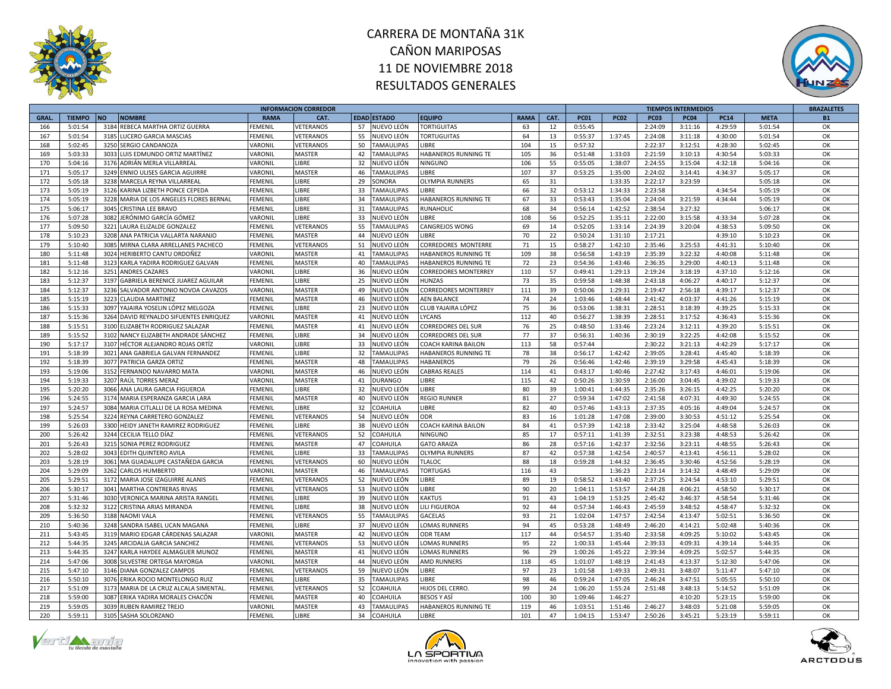# CARRERA DE MONTAÑA 31K
# CAÑON MARIPOSAS
# 11 DE NOVIEMBRE 2018
# RESULTADOS GENERALES

| INFORMACION CORREDOR | | | | | | | | | | | TIEMPOS INTERMEDIOS | | | | | | BRAZALETES |
|---|---|---|---|---|---|---|---|---|---|---|---|---|---|---|---|---|---|
| GRAL. | TIEMPO | NO | NOMBRE | RAMA | CAT. | EDAD | ESTADO | EQUIPO | RAMA | CAT. | PC01 | PC02 | PC03 | PC04 | PC14 | META | B1 |
| 166 | 5:01:54 | 3184 | REBECA MARTHA ORTIZ GUERRA | FEMENIL | VETERANOS | 57 | NUEVO LEÓN | TORTIGUITAS | 63 | 12 | 0:55:45 | | 2:24:09 | 3:11:16 | 4:29:59 | 5:01:54 | OK |
| 167 | 5:01:54 | 3185 | LUCERO GARCIA MASCIAS | FEMENIL | VETERANOS | 55 | NUEVO LEÓN | TORTUGUITAS | 64 | 13 | 0:55:37 | 1:37:45 | 2:24:08 | 3:11:18 | 4:30:00 | 5:01:54 | OK |
| 168 | 5:02:45 | 3250 | SERGIO CANDANOZA | VARONIL | VETERANOS | 50 | TAMAULIPAS | LIBRE | 104 | 15 | 0:57:32 | | 2:22:37 | 3:12:51 | 4:28:30 | 5:02:45 | OK |
| 169 | 5:03:33 | 3033 | LUIS EDMUNDO ORTIZ MARTÍNEZ | VARONIL | MASTER | 42 | TAMAULIPAS | HABANEROS RUNNING TE | 105 | 36 | 0:51:48 | 1:33:03 | 2:21:59 | 3:10:13 | 4:30:54 | 5:03:33 | OK |
| 170 | 5:04:16 | 3176 | ADRIÁN MERLA VILLARREAL | VARONIL | LIBRE | 32 | NUEVO LEÓN | NINGUNO | 106 | 55 | 0:55:05 | 1:38:07 | 2:24:55 | 3:15:04 | 4:32:18 | 5:04:16 | OK |
| 171 | 5:05:17 | 3249 | ENNIO ULISES GARCIA AGUIRRE | VARONIL | MASTER | 46 | TAMAULIPAS | LIBRE | 107 | 37 | 0:53:25 | 1:35:00 | 2:24:02 | 3:14:41 | 4:34:37 | 5:05:17 | OK |
| 172 | 5:05:18 | 3238 | MARCELA REYNA VILLARREAL | FEMENIL | LIBRE | 29 | SONORA | OLYMPIA RUNNERS | 65 | 31 | | 1:33:35 | 2:22:17 | 3:23:59 | | 5:05:18 | OK |
| 173 | 5:05:19 | 3126 | KARINA LIZBETH PONCE CEPEDA | FEMENIL | LIBRE | 33 | TAMAULIPAS | LIBRE | 66 | 32 | 0:53:12 | 1:34:33 | 2:23:58 | | 4:34:54 | 5:05:19 | OK |
| 174 | 5:05:19 | 3228 | MARIA DE LOS ANGELES FLORES BERNAL | FEMENIL | LIBRE | 34 | TAMAULIPAS | HABANEROS RUNNING TE | 67 | 33 | 0:53:43 | 1:35:04 | 2:24:04 | 3:21:59 | 4:34:44 | 5:05:19 | OK |
| 175 | 5:06:17 | 3045 | CRISTINA LEE BRAVO | FEMENIL | LIBRE | 31 | TAMAULIPAS | RUNAHOLIC | 68 | 34 | 0:56:14 | 1:42:52 | 2:38:54 | 3:27:32 | | 5:06:17 | OK |
| 176 | 5:07:28 | 3082 | JERÓNIMO GARCÍA GÓMEZ | VARONIL | LIBRE | 33 | NUEVO LEÓN | LIBRE | 108 | 56 | 0:52:25 | 1:35:11 | 2:22:00 | 3:15:58 | 4:33:34 | 5:07:28 | OK |
| 177 | 5:09:50 | 3221 | LAURA ELIZALDE GONZALEZ | FEMENIL | VETERANOS | 55 | TAMAULIPAS | CANGREJOS WONG | 69 | 14 | 0:52:05 | 1:33:14 | 2:24:39 | 3:20:04 | 4:38:53 | 5:09:50 | OK |
| 178 | 5:10:23 | 3208 | ANA PATRICIA VALLARTA NARANJO | FEMENIL | MASTER | 44 | NUEVO LEÓN | LIBRE | 70 | 22 | 0:50:24 | 1:31:10 | 2:17:21 | | 4:39:10 | 5:10:23 | OK |
| 179 | 5:10:40 | 3085 | MIRNA CLARA ARRELLANES PACHECO | FEMENIL | VETERANOS | 51 | NUEVO LEÓN | CORREDORES MONTERRE | 71 | 15 | 0:58:27 | 1:42:10 | 2:35:46 | 3:25:53 | 4:41:31 | 5:10:40 | OK |
| 180 | 5:11:48 | 3024 | HERIBERTO CANTU ORDOÑEZ | VARONIL | MASTER | 41 | TAMAULIPAS | HABANEROS RUNNING TE | 109 | 38 | 0:56:58 | 1:43:19 | 2:35:39 | 3:22:32 | 4:40:08 | 5:11:48 | OK |
| 181 | 5:11:48 | 3123 | KARLA YADIRA RODRIGUEZ GALVAN | FEMENIL | MASTER | 40 | TAMAULIPAS | HABANEROS RUNNING TE | 72 | 23 | 0:54:36 | 1:43:46 | 2:36:35 | 3:29:00 | 4:40:13 | 5:11:48 | OK |
| 182 | 5:12:16 | 3251 | ANDRES CAZARES | VARONIL | LIBRE | 36 | NUEVO LEÓN | CORREDORES MONTERREY | 110 | 57 | 0:49:41 | 1:29:13 | 2:19:24 | 3:18:19 | 4:37:10 | 5:12:16 | OK |
| 183 | 5:12:37 | 3197 | GABRIELA BERENICE JUAREZ AGUILAR | FEMENIL | LIBRE | 25 | NUEVO LEÓN | HUNZAS | 73 | 35 | 0:59:58 | 1:48:38 | 2:43:18 | 4:06:27 | 4:40:17 | 5:12:37 | OK |
| 184 | 5:12:37 | 3236 | SALVADOR ANTONIO NOVOA CAVAZOS | VARONIL | MASTER | 49 | NUEVO LEÓN | CORREDORES MONTERREY | 111 | 39 | 0:50:06 | 1:29:31 | 2:19:47 | 2:56:18 | 4:39:17 | 5:12:37 | OK |
| 185 | 5:15:19 | 3223 | CLAUDIA MARTINEZ | FEMENIL | MASTER | 46 | NUEVO LEÓN | AEN BALANCE | 74 | 24 | 1:03:46 | 1:48:44 | 2:41:42 | 4:03:37 | 4:41:26 | 5:15:19 | OK |
| 186 | 5:15:33 | 3097 | YAJAIRA YOSELIN LÓPEZ MELGOZA | FEMENIL | LIBRE | 23 | NUEVO LEÓN | CLUB YAJAIRA LÓPEZ | 75 | 36 | 0:53:06 | 1:38:31 | 2:28:51 | 3:18:39 | 4:39:25 | 5:15:33 | OK |
| 187 | 5:15:36 | 3264 | DAVID REYNALDO SIFUENTES ENRIQUEZ | VARONIL | MASTER | 41 | NUEVO LEÓN | LYCANS | 112 | 40 | 0:56:27 | 1:38:39 | 2:28:51 | 3:17:52 | 4:36:43 | 5:15:36 | OK |
| 188 | 5:15:51 | 3100 | ELIZABETH RODRIGUEZ SALAZAR | FEMENIL | MASTER | 41 | NUEVO LEÓN | CORREDORES DEL SUR | 76 | 25 | 0:48:50 | 1:33:46 | 2:23:24 | 3:12:11 | 4:39:20 | 5:15:51 | OK |
| 189 | 5:15:52 | 3102 | NANCY ELIZABETH ANDRADE SÁNCHEZ | FEMENIL | LIBRE | 34 | NUEVO LEÓN | CORREDORES DEL SUR | 77 | 37 | 0:56:31 | 1:40:36 | 2:30:19 | 3:22:25 | 4:42:08 | 5:15:52 | OK |
| 190 | 5:17:17 | 3107 | HÉCTOR ALEJANDRO ROJAS ORTÍZ | VARONIL | LIBRE | 33 | NUEVO LEÓN | COACH KARINA BAILON | 113 | 58 | 0:57:44 | | 2:30:22 | 3:21:13 | 4:42:29 | 5:17:17 | OK |
| 191 | 5:18:39 | 3021 | ANA GABRIELA GALVAN FERNANDEZ | FEMENIL | LIBRE | 32 | TAMAULIPAS | HABANEROS RUNNING TE | 78 | 38 | 0:56:17 | 1:42:42 | 2:39:05 | 3:28:41 | 4:45:40 | 5:18:39 | OK |
| 192 | 5:18:39 | 3077 | PATRICIA GARZA ORTIZ | FEMENIL | MASTER | 48 | TAMAULIPAS | HABANEROS | 79 | 26 | 0:56:46 | 1:42:46 | 2:39:19 | 3:29:58 | 4:45:43 | 5:18:39 | OK |
| 193 | 5:19:06 | 3152 | FERNANDO NAVARRO MATA | VARONIL | MASTER | 46 | NUEVO LEÓN | CABRAS REALES | 114 | 41 | 0:43:17 | 1:40:46 | 2:27:42 | 3:17:43 | 4:46:01 | 5:19:06 | OK |
| 194 | 5:19:33 | 3207 | RAÚL TORRES MERAZ | VARONIL | MASTER | 41 | DURANGO | LIBRE | 115 | 42 | 0:50:26 | 1:30:59 | 2:16:00 | 3:04:45 | 4:39:02 | 5:19:33 | OK |
| 195 | 5:20:20 | 3066 | ANA LAURA GARCIA FIGUEROA | FEMENIL | LIBRE | 32 | NUEVO LEÓN | LIBRE | 80 | 39 | 1:00:41 | 1:44:35 | 2:35:26 | 3:26:15 | 4:42:25 | 5:20:20 | OK |
| 196 | 5:24:55 | 3174 | MARIA ESPERANZA GARCIA LARA | FEMENIL | MASTER | 40 | NUEVO LEÓN | REGIO RUNNER | 81 | 27 | 0:59:34 | 1:47:02 | 2:41:58 | 4:07:31 | 4:49:30 | 5:24:55 | OK |
| 197 | 5:24:57 | 3084 | MARIA CITLALLI DE LA ROSA MEDINA | FEMENIL | LIBRE | 32 | COAHUILA | LIBRE | 82 | 40 | 0:57:46 | 1:43:13 | 2:37:35 | 4:05:16 | 4:49:04 | 5:24:57 | OK |
| 198 | 5:25:54 | 3224 | REYNA CARRETERO GONZALEZ | FEMENIL | VETERANOS | 54 | NUEVO LEÓN | ODR | 83 | 16 | 1:01:28 | 1:47:08 | 2:39:00 | 3:30:53 | 4:51:12 | 5:25:54 | OK |
| 199 | 5:26:03 | 3300 | HEIDY JANETH RAMIREZ RODRIGUEZ | FEMENIL | LIBRE | 38 | NUEVO LEÓN | COACH KARINA BAILON | 84 | 41 | 0:57:39 | 1:42:18 | 2:33:42 | 3:25:04 | 4:48:58 | 5:26:03 | OK |
| 200 | 5:26:42 | 3244 | CECILIA TELLO DÍAZ | FEMENIL | VETERANOS | 52 | COAHUILA | NINGUNO | 85 | 17 | 0:57:11 | 1:41:39 | 2:32:51 | 3:23:38 | 4:48:53 | 5:26:42 | OK |
| 201 | 5:26:43 | 3215 | SONIA PEREZ RODRIGUEZ | FEMENIL | MASTER | 47 | COAHUILA | GATO ARAIZA | 86 | 28 | 0:57:16 | 1:42:37 | 2:32:56 | 3:23:11 | 4:48:55 | 5:26:43 | OK |
| 202 | 5:28:02 | 3043 | EDITH QUINTERO AVILA | FEMENIL | LIBRE | 33 | TAMAULIPAS | OLYMPIA RUNNERS | 87 | 42 | 0:57:38 | 1:42:54 | 2:40:57 | 4:13:41 | 4:56:11 | 5:28:02 | OK |
| 203 | 5:28:19 | 3061 | MA GUADALUPE CASTAÑEDA GARCIA | FEMENIL | VETERANOS | 60 | NUEVO LEÓN | TLALOC | 88 | 18 | 0:59:28 | 1:44:32 | 2:36:45 | 3:30:46 | 4:52:56 | 5:28:19 | OK |
| 204 | 5:29:09 | 3262 | CARLOS HUMBERTO | VARONIL | MASTER | 46 | TAMAULIPAS | TORTUGAS | 116 | 43 | | 1:36:23 | 2:23:14 | 3:14:32 | 4:48:49 | 5:29:09 | OK |
| 205 | 5:29:51 | 3172 | MARIA JOSE IZAGUIRRE ALANIS | FEMENIL | VETERANOS | 52 | NUEVO LEÓN | LIBRE | 89 | 19 | 0:58:52 | 1:43:40 | 2:37:25 | 3:24:54 | 4:53:10 | 5:29:51 | OK |
| 206 | 5:30:17 | 3041 | MARTHA CONTRERAS RIVAS | FEMENIL | VETERANOS | 53 | NUEVO LEÓN | LIBRE | 90 | 20 | 1:04:11 | 1:53:57 | 2:44:28 | 4:06:21 | 4:58:50 | 5:30:17 | OK |
| 207 | 5:31:46 | 3030 | VERONICA MARINA ARISTA RANGEL | FEMENIL | LIBRE | 39 | NUEVO LEÓN | KAKTUS | 91 | 43 | 1:04:19 | 1:53:25 | 2:45:42 | 3:46:37 | 4:58:54 | 5:31:46 | OK |
| 208 | 5:32:32 | 3122 | CRISTINA ARIAS MIRANDA | FEMENIL | LIBRE | 38 | NUEVO LEÓN | LILI FIGUEROA | 92 | 44 | 0:57:34 | 1:46:43 | 2:45:59 | 3:48:52 | 4:58:47 | 5:32:32 | OK |
| 209 | 5:36:50 | 3188 | NAOMI VALA | FEMENIL | VETERANOS | 55 | TAMAULIPAS | GACELAS | 93 | 21 | 1:02:04 | 1:47:57 | 2:42:54 | 4:13:47 | 5:02:51 | 5:36:50 | OK |
| 210 | 5:40:36 | 3248 | SANDRA ISABEL UCAN MAGANA | FEMENIL | LIBRE | 37 | NUEVO LEÓN | LOMAS RUNNERS | 94 | 45 | 0:53:28 | 1:48:49 | 2:46:20 | 4:14:21 | 5:02:48 | 5:40:36 | OK |
| 211 | 5:43:45 | 3119 | MARIO EDGAR CÁRDENAS SALAZAR | VARONIL | MASTER | 42 | NUEVO LEÓN | ODR TEAM | 117 | 44 | 0:54:57 | 1:35:40 | 2:33:58 | 4:09:25 | 5:10:02 | 5:43:45 | OK |
| 212 | 5:44:35 | 3245 | ARCIDALIA GARCIA SANCHEZ | FEMENIL | VETERANOS | 53 | NUEVO LEÓN | LOMAS RUNNERS | 95 | 22 | 1:00:33 | 1:45:44 | 2:39:33 | 4:09:31 | 4:39:14 | 5:44:35 | OK |
| 213 | 5:44:35 | 3247 | KARLA HAYDEE ALMAGUER MUNOZ | FEMENIL | MASTER | 41 | NUEVO LEÓN | LOMAS RUNNERS | 96 | 29 | 1:00:26 | 1:45:22 | 2:39:34 | 4:09:25 | 5:02:57 | 5:44:35 | OK |
| 214 | 5:47:06 | 3008 | SILVESTRE ORTEGA MAYORGA | VARONIL | MASTER | 44 | NUEVO LEÓN | AMD RUNNERS | 118 | 45 | 1:01:07 | 1:48:19 | 2:41:43 | 4:13:37 | 5:12:30 | 5:47:06 | OK |
| 215 | 5:47:10 | 3146 | DIANA GONZALEZ CAMPOS | FEMENIL | VETERANOS | 59 | NUEVO LEÓN | LIBRE | 97 | 23 | 1:01:58 | 1:49:33 | 2:49:31 | 3:48:07 | 5:11:47 | 5:47:10 | OK |
| 216 | 5:50:10 | 3076 | ERIKA ROCIO MONTELONGO RUIZ | FEMENIL | LIBRE | 35 | TAMAULIPAS | LIBRE | 98 | 46 | 0:59:24 | 1:47:05 | 2:46:24 | 3:47:51 | 5:05:55 | 5:50:10 | OK |
| 217 | 5:51:09 | 3173 | MARIA DE LA CRUZ ALCALA SIMENTAL. | FEMENIL | VETERANOS | 52 | COAHUILA | HIJOS DEL CERRO. | 99 | 24 | 1:06:20 | 1:55:24 | 2:51:48 | 3:48:13 | 5:14:52 | 5:51:09 | OK |
| 218 | 5:59:00 | 3087 | ERIKA YADIRA MORALES CHACÓN | FEMENIL | MASTER | 40 | COAHUILA | BESOS Y ASÍ | 100 | 30 | 1:09:46 | 1:46:27 | | 4:10:20 | 5:23:15 | 5:59:00 | OK |
| 219 | 5:59:05 | 3039 | RUBEN RAMIREZ TREJO | VARONIL | MASTER | 43 | TAMAULIPAS | HABANEROS RUNNING TE | 119 | 46 | 1:03:51 | 1:51:46 | 2:46:27 | 3:48:03 | 5:21:08 | 5:59:05 | OK |
| 220 | 5:59:11 | 3105 | SASHA SOLORZANO | FEMENIL | LIBRE | 34 | COAHUILA | LIBRE | 101 | 47 | 1:04:15 | 1:53:47 | 2:50:26 | 3:45:21 | 5:23:19 | 5:59:11 | OK |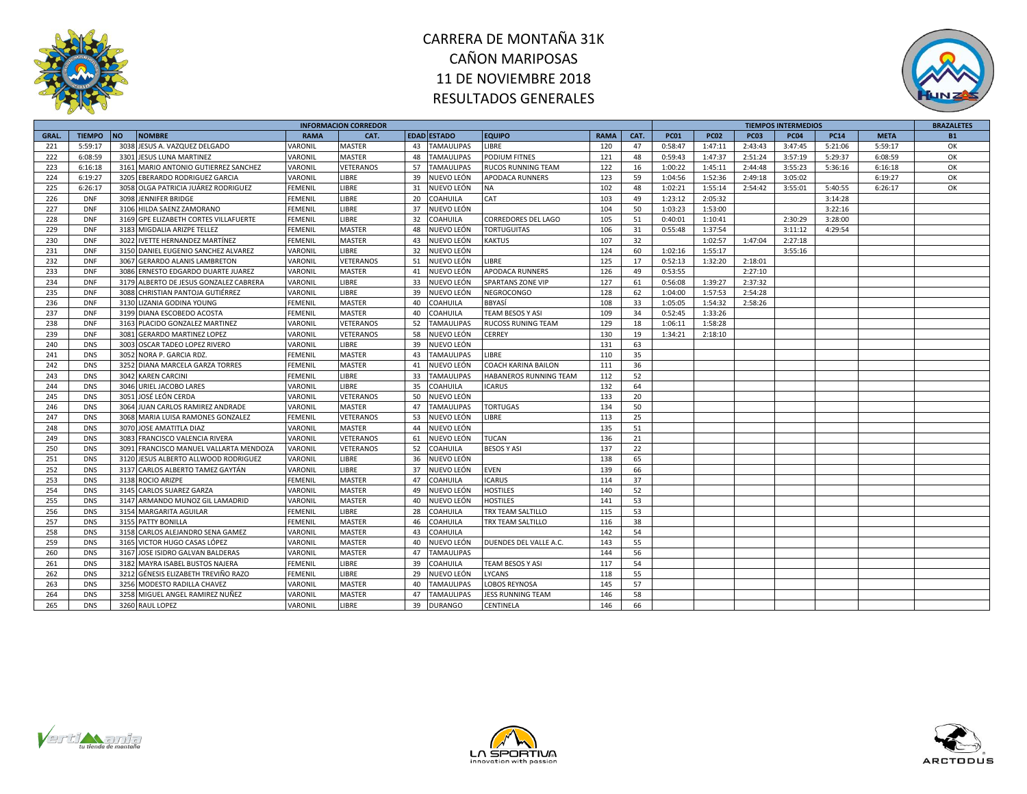# CARRERA DE MONTAÑA 31K
# CAÑON MARIPOSAS
# 11 DE NOVIEMBRE 2018
# RESULTADOS GENERALES

| INFORMACION CORREDOR | | | | | | | | | | | TIEMPOS INTERMEDIOS | | | | | | BRAZALETES |
|---|---|---|---|---|---|---|---|---|---|---|---|---|---|---|---|---|---|
| GRAL. | TIEMPO | NO | NOMBRE | RAMA | CAT. | EDAD | ESTADO | EQUIPO | RAMA | CAT. | PC01 | PC02 | PC03 | PC04 | PC14 | META | B1 |
| 221 | 5:59:17 | 3038 | JESUS A. VAZQUEZ DELGADO | VARONIL | MASTER | 43 | TAMAULIPAS | LIBRE | 120 | 47 | 0:58:47 | 1:47:11 | 2:43:43 | 3:47:45 | 5:21:06 | 5:59:17 | OK |
| 222 | 6:08:59 | 3301 | JESUS LUNA MARTINEZ | VARONIL | MASTER | 48 | TAMAULIPAS | PODIUM FITNES | 121 | 48 | 0:59:43 | 1:47:37 | 2:51:24 | 3:57:19 | 5:29:37 | 6:08:59 | OK |
| 223 | 6:16:18 | 3161 | MARIO ANTONIO GUTIERREZ SANCHEZ | VARONIL | VETERANOS | 57 | TAMAULIPAS | RUCOS RUNNING TEAM | 122 | 16 | 1:00:22 | 1:45:11 | 2:44:48 | 3:55:23 | 5:36:16 | 6:16:18 | OK |
| 224 | 6:19:27 | 3205 | EBERARDO RODRIGUEZ GARCIA | VARONIL | LIBRE | 39 | NUEVO LEÓN | APODACA RUNNERS | 123 | 59 | 1:04:56 | 1:52:36 | 2:49:18 | 3:05:02 | | 6:19:27 | OK |
| 225 | 6:26:17 | 3058 | OLGA PATRICIA JUÁREZ RODRIGUEZ | FEMENIL | LIBRE | 31 | NUEVO LEÓN | NA | 102 | 48 | 1:02:21 | 1:55:14 | 2:54:42 | 3:55:01 | 5:40:55 | 6:26:17 | OK |
| 226 | DNF | 3098 | JENNIFER BRIDGE | FEMENIL | LIBRE | 20 | COAHUILA | CAT | 103 | 49 | 1:23:12 | 2:05:32 | | | 3:14:28 | | |
| 227 | DNF | 3106 | HILDA SAENZ ZAMORANO | FEMENIL | LIBRE | 37 | NUEVO LEÓN | | 104 | 50 | 1:03:23 | 1:53:00 | | | 3:22:16 | | |
| 228 | DNF | 3169 | GPE ELIZABETH CORTES VILLAFUERTE | FEMENIL | LIBRE | 32 | COAHUILA | CORREDORES DEL LAGO | 105 | 51 | 0:40:01 | 1:10:41 | | 2:30:29 | 3:28:00 | | |
| 229 | DNF | 3183 | MIGDALIA ARIZPE TELLEZ | FEMENIL | MASTER | 48 | NUEVO LEÓN | TORTUGUITAS | 106 | 31 | 0:55:48 | 1:37:54 | | 3:11:12 | 4:29:54 | | |
| 230 | DNF | 3022 | IVETTE HERNANDEZ MARTÍNEZ | FEMENIL | MASTER | 43 | NUEVO LEÓN | KAKTUS | 107 | 32 | | 1:02:57 | 1:47:04 | 2:27:18 | | | |
| 231 | DNF | 3150 | DANIEL EUGENIO SANCHEZ ALVAREZ | VARONIL | LIBRE | 32 | NUEVO LEÓN | | 124 | 60 | 1:02:16 | 1:55:17 | | 3:55:16 | | | |
| 232 | DNF | 3067 | GERARDO ALANIS LAMBRETON | VARONIL | VETERANOS | 51 | NUEVO LEÓN | LIBRE | 125 | 17 | 0:52:13 | 1:32:20 | 2:18:01 | | | | |
| 233 | DNF | 3086 | ERNESTO EDGARDO DUARTE JUAREZ | VARONIL | MASTER | 41 | NUEVO LEÓN | APODACA RUNNERS | 126 | 49 | 0:53:55 | | 2:27:10 | | | | |
| 234 | DNF | 3179 | ALBERTO DE JESUS GONZALEZ CABRERA | VARONIL | LIBRE | 33 | NUEVO LEÓN | SPARTANS ZONE VIP | 127 | 61 | 0:56:08 | 1:39:27 | 2:37:32 | | | | |
| 235 | DNF | 3088 | CHRISTIAN PANTOJA GUTIÉRREZ | VARONIL | LIBRE | 39 | NUEVO LEÓN | NEGROCONGO | 128 | 62 | 1:04:00 | 1:57:53 | 2:54:28 | | | | |
| 236 | DNF | 3130 | LIZANIA GODINA YOUNG | FEMENIL | MASTER | 40 | COAHUILA | BBYASÍ | 108 | 33 | 1:05:05 | 1:54:32 | 2:58:26 | | | | |
| 237 | DNF | 3199 | DIANA ESCOBEDO ACOSTA | FEMENIL | MASTER | 40 | COAHUILA | TEAM BESOS Y ASI | 109 | 34 | 0:52:45 | 1:33:26 | | | | | |
| 238 | DNF | 3163 | PLACIDO GONZALEZ MARTINEZ | VARONIL | VETERANOS | 52 | TAMAULIPAS | RUCOSS RUNING TEAM | 129 | 18 | 1:06:11 | 1:58:28 | | | | | |
| 239 | DNF | 3081 | GERARDO MARTINEZ LOPEZ | VARONIL | VETERANOS | 58 | NUEVO LEÓN | CERREY | 130 | 19 | 1:34:21 | 2:18:10 | | | | | |
| 240 | DNS | 3003 | OSCAR TADEO LOPEZ RIVERO | VARONIL | LIBRE | 39 | NUEVO LEÓN | | 131 | 63 | | | | | | | |
| 241 | DNS | 3052 | NORA P. GARCIA RDZ. | FEMENIL | MASTER | 43 | TAMAULIPAS | LIBRE | 110 | 35 | | | | | | | |
| 242 | DNS | 3252 | DIANA MARCELA GARZA TORRES | FEMENIL | MASTER | 41 | NUEVO LEÓN | COACH KARINA BAILON | 111 | 36 | | | | | | | |
| 243 | DNS | 3042 | KAREN CARCINI | FEMENIL | LIBRE | 33 | TAMAULIPAS | HABANEROS RUNNING TEAM | 112 | 52 | | | | | | | |
| 244 | DNS | 3046 | URIEL JACOBO LARES | VARONIL | LIBRE | 35 | COAHUILA | ICARUS | 132 | 64 | | | | | | | |
| 245 | DNS | 3051 | JOSÉ LEÓN CERDA | VARONIL | VETERANOS | 50 | NUEVO LEÓN | | 133 | 20 | | | | | | | |
| 246 | DNS | 3064 | JUAN CARLOS RAMIREZ ANDRADE | VARONIL | MASTER | 47 | TAMAULIPAS | TORTUGAS | 134 | 50 | | | | | | | |
| 247 | DNS | 3068 | MARIA LUISA RAMONES GONZALEZ | FEMENIL | VETERANOS | 53 | NUEVO LEÓN | LIBRE | 113 | 25 | | | | | | | |
| 248 | DNS | 3070 | JOSE AMATITLA DIAZ | VARONIL | MASTER | 44 | NUEVO LEÓN | | 135 | 51 | | | | | | | |
| 249 | DNS | 3083 | FRANCISCO VALENCIA RIVERA | VARONIL | VETERANOS | 61 | NUEVO LEÓN | TUCAN | 136 | 21 | | | | | | | |
| 250 | DNS | 3091 | FRANCISCO MANUEL VALLARTA MENDOZA | VARONIL | VETERANOS | 52 | COAHUILA | BESOS Y ASI | 137 | 22 | | | | | | | |
| 251 | DNS | 3120 | JESUS ALBERTO ALLWOOD RODRIGUEZ | VARONIL | LIBRE | 36 | NUEVO LEÓN | | 138 | 65 | | | | | | | |
| 252 | DNS | 3137 | CARLOS ALBERTO TAMEZ GAYTÁN | VARONIL | LIBRE | 37 | NUEVO LEÓN | EVEN | 139 | 66 | | | | | | | |
| 253 | DNS | 3138 | ROCIO ARIZPE | FEMENIL | MASTER | 47 | COAHUILA | ICARUS | 114 | 37 | | | | | | | |
| 254 | DNS | 3145 | CARLOS SUAREZ GARZA | VARONIL | MASTER | 49 | NUEVO LEÓN | HOSTILES | 140 | 52 | | | | | | | |
| 255 | DNS | 3147 | ARMANDO MUNOZ GIL LAMADRID | VARONIL | MASTER | 40 | NUEVO LEÓN | HOSTILES | 141 | 53 | | | | | | | |
| 256 | DNS | 3154 | MARGARITA AGUILAR | FEMENIL | LIBRE | 28 | COAHUILA | TRX TEAM SALTILLO | 115 | 53 | | | | | | | |
| 257 | DNS | 3155 | PATTY BONILLA | FEMENIL | MASTER | 46 | COAHUILA | TRX TEAM SALTILLO | 116 | 38 | | | | | | | |
| 258 | DNS | 3158 | CARLOS ALEJANDRO SENA GAMEZ | VARONIL | MASTER | 43 | COAHUILA | | 142 | 54 | | | | | | | |
| 259 | DNS | 3165 | VICTOR HUGO CASAS LÓPEZ | VARONIL | MASTER | 40 | NUEVO LEÓN | DUENDES DEL VALLE A.C. | 143 | 55 | | | | | | | |
| 260 | DNS | 3167 | JOSE ISIDRO GALVAN BALDERAS | VARONIL | MASTER | 47 | TAMAULIPAS | | 144 | 56 | | | | | | | |
| 261 | DNS | 3182 | MAYRA ISABEL BUSTOS NAJERA | FEMENIL | LIBRE | 39 | COAHUILA | TEAM BESOS Y ASI | 117 | 54 | | | | | | | |
| 262 | DNS | 3212 | GÉNESIS ELIZABETH TREVIÑO RAZO | FEMENIL | LIBRE | 29 | NUEVO LEÓN | LYCANS | 118 | 55 | | | | | | | |
| 263 | DNS | 3256 | MODESTO RADILLA CHAVEZ | VARONIL | MASTER | 40 | TAMAULIPAS | LOBOS REYNOSA | 145 | 57 | | | | | | | |
| 264 | DNS | 3258 | MIGUEL ANGEL RAMIREZ NUÑEZ | VARONIL | MASTER | 47 | TAMAULIPAS | JESS RUNNING TEAM | 146 | 58 | | | | | | | |
| 265 | DNS | 3260 | RAUL LOPEZ | VARONIL | LIBRE | 39 | DURANGO | CENTINELA | 146 | 66 | | | | | | | |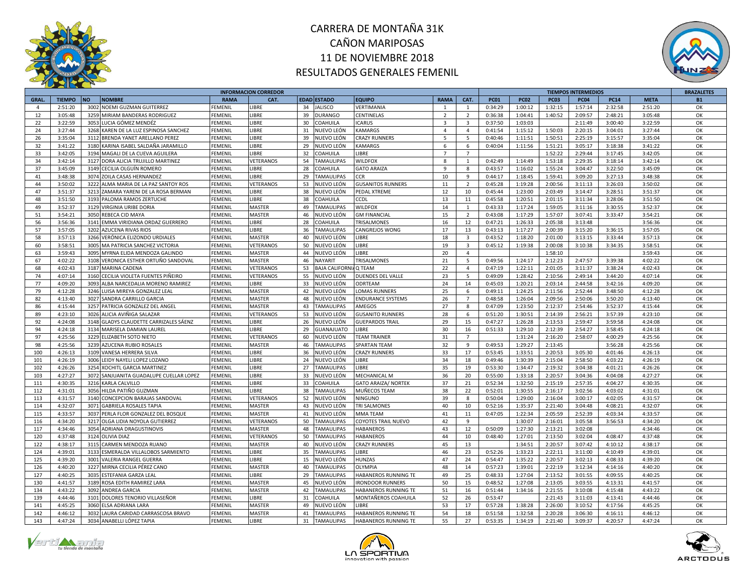# CARRERA DE MONTAÑA 31K
# CAÑON MARIPOSAS
# 11 DE NOVIEMBRE 2018
# RESULTADOS GENERALES FEMENIL

| | | INFORMACION CORREDOR | | | | | | | | | TIEMPOS INTERMEDIOS | | | | | | | BRAZALETES |
|---|---|---|---|---|---|---|---|---|---|---|---|---|---|---|---|---|---|---|
| GRAL. | TIEMPO | NO | NOMBRE | RAMA | CAT. | EDAD | ESTADO | EQUIPO | RAMA | CAT. | PC01 | PC02 | PC03 | PC04 | PC14 | META | B1 |
| 4 | 2:51:20 | 3002 | NOEMI GUZMAN GUITERREZ | FEMENIL | LIBRE | 34 | JALISCO | VERTIMANIA | 1 | 1 | 0:34:29 | 1:00:12 | 1:32:15 | 1:57:14 | 2:32:58 | 2:51:20 | OK |
| 12 | 3:05:48 | 3259 | MIRIAM BANDERAS RODRIGUEZ | FEMENIL | LIBRE | 39 | DURANGO | CENTINELAS | 2 | 2 | 0:36:38 | 1:04:41 | 1:40:52 | 2:09:57 | 2:48:21 | 3:05:48 | OK |
| 22 | 3:22:59 | 3053 | LUCIA GÓMEZ MENDÉZ | FEMENIL | LIBRE | 30 | COAHUILA | ICARUS | 3 | 3 | 0:37:50 | 1:03:03 | | 2:11:49 | 3:00:40 | 3:22:59 | OK |
| 24 | 3:27:44 | 3268 | KAREN DE LA LUZ ESPINOSA SANCHEZ | FEMENIL | LIBRE | 31 | NUEVO LEÓN | KAMARGS | 4 | 4 | 0:41:54 | 1:15:12 | 1:50:03 | 2:20:15 | 3:04:01 | 3:27:44 | OK |
| 26 | 3:35:04 | 3112 | BRENDA YANET ARELLANO PEREZ | FEMENIL | LIBRE | 39 | NUEVO LEÓN | CRAZY RUNNERS | 5 | 5 | 0:40:46 | 1:11:51 | 1:50:51 | 2:25:19 | 3:15:57 | 3:35:04 | OK |
| 32 | 3:41:22 | 3180 | KARINA ISABEL SALDAÑA JARAMILLO | FEMENIL | LIBRE | 29 | NUEVO LEÓN | KAMARGS | 6 | 6 | 0:40:04 | 1:11:56 | 1:51:21 | 3:05:17 | 3:18:38 | 3:41:22 | OK |
| 33 | 3:42:05 | 3194 | MAGALI DE LA CUEVA AGUILERA | FEMENIL | LIBRE | 32 | COAHUILA | LIBRE | 7 | 7 | | | 1:52:22 | 2:29:44 | 3:17:45 | 3:42:05 | OK |
| 34 | 3:42:14 | 3127 | DORA ALICIA TRUJILLO MARTINEZ | FEMENIL | VETERANOS | 54 | TAMAULIPAS | WILDFOX | 8 | 1 | 0:42:49 | 1:14:49 | 1:53:18 | 2:29:35 | 3:18:14 | 3:42:14 | OK |
| 37 | 3:45:09 | 3149 | CECILIA OLGUÍN ROMERO | FEMENIL | LIBRE | 28 | COAHUILA | GATO ARAIZA | 9 | 8 | 0:43:57 | 1:16:02 | 1:55:24 | 3:04:47 | 3:22:50 | 3:45:09 | OK |
| 41 | 3:48:38 | 3074 | ZOILA CASAS HERNANDEZ | FEMENIL | LIBRE | 29 | TAMAULIPAS | CCR | 10 | 9 | 0:44:17 | 1:18:45 | 1:59:41 | 3:09:20 | 3:27:13 | 3:48:38 | OK |
| 44 | 3:50:02 | 3222 | ALMA MARIA DE LA PAZ SANTOY ROS | FEMENIL | VETERANOS | 53 | NUEVO LEÓN | GUSANITOS RUNNERS | 11 | 2 | 0:45:28 | 1:19:28 | 2:00:56 | 3:11:13 | 3:26:03 | 3:50:02 | OK |
| 47 | 3:51:37 | 3213 | ZAMARA YARENI DE LA ROSA BERMAN | FEMENIL | LIBRE | 38 | NUEVO LEÓN | PEDAL XTREME | 12 | 10 | 0:45:44 | 1:23:00 | 2:03:49 | 3:14:47 | 3:28:51 | 3:51:37 | OK |
| 48 | 3:51:50 | 3193 | PALOMA RAMOS ZERTUCHE | FEMENIL | LIBRE | 38 | COAHUILA | CCDL | 13 | 11 | 0:45:58 | 1:20:51 | 2:01:15 | 3:11:34 | 3:28:06 | 3:51:50 | OK |
| 49 | 3:52:37 | 3129 | VIRGINIA URIBE DORIA | FEMENIL | MASTER | 49 | TAMAULIPAS | WILDFOX | 14 | 1 | 0:43:33 | 1:17:24 | 1:59:05 | 3:11:16 | 3:30:55 | 3:52:37 | OK |
| 51 | 3:54:21 | 3050 | REBECA CID MAYA | FEMENIL | MASTER | 46 | NUEVO LEÓN | GM FINANCIAL | 15 | 2 | 0:43:08 | 1:17:29 | 1:57:07 | 3:07:41 | 3:33:47 | 3:54:21 | OK |
| 56 | 3:56:36 | 3141 | EMMA VIRIDIANA ORDAZ GUERRERO | FEMENIL | LIBRE | 28 | COAHUILA | TRISALMONES | 16 | 12 | 0:47:21 | 1:26:33 | 2:05:38 | 3:13:48 | | 3:56:36 | OK |
| 57 | 3:57:05 | 3202 | AZUCENA RIVAS RIOS | FEMENIL | LIBRE | 36 | TAMAULIPAS | CANGREJOS WONG | 17 | 13 | 0:43:13 | 1:17:27 | 2:00:39 | 3:15:20 | 3:36:15 | 3:57:05 | OK |
| 58 | 3:57:13 | 3266 | VERÓNICA ELIZONDO URDIALES | FEMENIL | MASTER | 40 | NUEVO LEÓN | LIBRE | 18 | 3 | 0:43:52 | 1:18:20 | 2:01:00 | 3:13:15 | 3:33:44 | 3:57:13 | OK |
| 60 | 3:58:51 | 3005 | MA PATRICIA SANCHEZ VICTORIA | FEMENIL | VETERANOS | 50 | NUEVO LEÓN | LIBRE | 19 | 3 | 0:45:12 | 1:19:38 | 2:00:08 | 3:10:38 | 3:34:35 | 3:58:51 | OK |
| 63 | 3:59:43 | 3095 | MYRNA ELIDA MENDOZA GALINDO | FEMENIL | MASTER | 44 | NUEVO LEÓN | LIBRE | 20 | 4 | | | 1:58:10 | | | 3:59:43 | OK |
| 67 | 4:02:22 | 3108 | VERONICA ESTHER ORTUÑO SANDOVAL | FEMENIL | MASTER | 46 | NAYARIT | TRISALMONES | 21 | 5 | 0:49:56 | 1:24:17 | 2:12:23 | 2:47:57 | 3:39:38 | 4:02:22 | OK |
| 68 | 4:02:43 | 3187 | MARINA CADENA | FEMENIL | VETERANOS | 53 | BAJA CALIFORNIA | Q TEAM | 22 | 4 | 0:47:19 | 1:22:11 | 2:01:05 | 3:11:37 | 3:38:24 | 4:02:43 | OK |
| 74 | 4:07:14 | 3160 | CECILIA VIOLETA FUENTES PIÑEIRO | FEMENIL | VETERANOS | 55 | NUEVO LEÓN | DUENDES DEL VALLE | 23 | 5 | 0:49:09 | 1:28:42 | 2:10:56 | 2:49:14 | 3:44:20 | 4:07:14 | OK |
| 77 | 4:09:20 | 3093 | ALBA NARCEDALIA MORENO RAMIREZ | FEMENIL | LIBRE | 33 | NUEVO LEÓN | ODRTEAM | 24 | 14 | 0:45:03 | 1:20:21 | 2:03:14 | 2:44:58 | 3:42:16 | 4:09:20 | OK |
| 79 | 4:12:28 | 3246 | LUISA MIREYA GONZALEZ LEAL | FEMENIL | MASTER | 42 | NUEVO LEÓN | LOMAS RUNNERS | 25 | 6 | 0:49:11 | 1:24:25 | 2:11:56 | 2:52:44 | 3:48:50 | 4:12:28 | OK |
| 82 | 4:13:40 | 3027 | SANDRA CARRILLO GARCIA | FEMENIL | MASTER | 48 | NUEVO LEÓN | ENDURANCE SYSTEMS | 26 | 7 | 0:48:58 | 1:26:04 | 2:09:56 | 2:50:06 | 3:50:20 | 4:13:40 | OK |
| 86 | 4:15:44 | 3257 | PATRICIA GONZALEZ DEL ANGEL | FEMENIL | MASTER | 43 | TAMAULIPAS | AMEGOS | 27 | 8 | 0:47:09 | 1:23:50 | 2:12:37 | 2:54:46 | 3:52:37 | 4:15:44 | OK |
| 89 | 4:23:10 | 3026 | ALICIA AVIÑIGA SALAZAR | FEMENIL | VETERANOS | 53 | NUEVO LEÓN | GUSANITO RUNNERS | 28 | 6 | 0:51:20 | 1:30:51 | 2:14:39 | 2:56:21 | 3:57:39 | 4:23:10 | OK |
| 92 | 4:24:08 | 3148 | GLADYS CLAUDETTE CARRIZALES SÁENZ | FEMENIL | LIBRE | 26 | NUEVO LEÓN | GUEPARDOS TRAIL | 29 | 15 | 0:47:27 | 1:26:28 | 2:13:53 | 2:59:47 | 3:59:58 | 4:24:08 | OK |
| 94 | 4:24:18 | 3134 | MARISELA DAMIAN LAUREL | FEMENIL | LIBRE | 29 | GUANAJUATO | LIBRE | 30 | 16 | 0:51:33 | 1:29:10 | 2:12:39 | 2:54:27 | 3:58:45 | 4:24:18 | OK |
| 97 | 4:25:56 | 3229 | ELIZABETH SOTO NIETO | FEMENIL | VETERANOS | 60 | NUEVO LEÓN | TEAM TRAINER | 31 | 7 | | 1:31:24 | 2:16:20 | 2:58:07 | 4:00:29 | 4:25:56 | OK |
| 98 | 4:25:56 | 3239 | AZUCENA RUBIO ROSALES | FEMENIL | MASTER | 46 | TAMAULIPAS | SPARTAN TEAM | 32 | 9 | 0:49:53 | 1:29:27 | 2:13:45 | | 3:56:28 | 4:25:56 | OK |
| 100 | 4:26:13 | 3109 | VANESA HERRERA SILVA | FEMENIL | LIBRE | 36 | NUEVO LEÓN | CRAZY RUNNERS | 33 | 17 | 0:53:45 | 1:33:51 | 2:20:53 | 3:05:30 | 4:01:46 | 4:26:13 | OK |
| 101 | 4:26:19 | 3006 | LEIDY NAYELI LOPEZ LOZANO | FEMENIL | LIBRE | 24 | NUEVO LEÓN | LIBRE | 34 | 18 | 0:49:46 | 1:30:39 | 2:15:04 | 2:58:50 | 4:03:22 | 4:26:19 | OK |
| 102 | 4:26:26 | 3254 | XOCHITL GARCIA MARTINEZ | FEMENIL | LIBRE | 27 | TAMAULIPAS | LIBRE | 35 | 19 | 0:53:30 | 1:34:47 | 2:19:32 | 3:04:38 | 4:01:21 | 4:26:26 | OK |
| 103 | 4:27:27 | 3072 | SANJUANITA GUADALUPE CUELLAR LOPEZ | FEMENIL | LIBRE | 33 | NUEVO LEÓN | MECHANICAL M | 36 | 20 | 0:55:00 | 1:33:18 | 2:20:57 | 3:04:36 | 4:04:08 | 4:27:27 | OK |
| 111 | 4:30:35 | 3216 | KARLA CALVILLO | FEMENIL | LIBRE | 33 | COAHUILA | GATO ARAIZA/ NORTEK | 37 | 21 | 0:52:34 | 1:32:50 | 2:15:19 | 2:57:35 | 4:04:27 | 4:30:35 | OK |
| 112 | 4:31:01 | 3056 | HILDA PATIÑO GUZMAN | FEMENIL | LIBRE | 38 | TAMAULIPAS | MUÑECOS TEAM | 38 | 22 | 0:52:01 | 1:30:55 | 2:16:17 | 3:02:56 | 4:03:02 | 4:31:01 | OK |
| 113 | 4:31:57 | 3140 | CONCEPCION BARAJAS SANDOVAL | FEMENIL | VETERANOS | 52 | NUEVO LEÓN | NINGUNO | 39 | 8 | 0:50:04 | 1:29:00 | 2:16:04 | 3:00:17 | 4:02:05 | 4:31:57 | OK |
| 114 | 4:32:07 | 3071 | GABRIELA ROSALES TAPIA | FEMENIL | MASTER | 43 | NUEVO LEÓN | TRI SALMONES | 40 | 10 | 0:52:16 | 1:35:37 | 2:21:40 | 3:04:48 | 4:08:21 | 4:32:07 | OK |
| 115 | 4:33:57 | 3037 | PERLA FLOR GONZALEZ DEL BOSQUE | FEMENIL | MASTER | 41 | NUEVO LEÓN | MMA TEAM | 41 | 11 | 0:47:05 | 1:22:34 | 2:05:59 | 2:52:39 | 4:03:34 | 4:33:57 | OK |
| 116 | 4:34:20 | 3217 | OLGA LIDIA NOYOLA GUTIERREZ | FEMENIL | VETERANOS | 50 | TAMAULIPAS | COYOTES TRAIL NUEVO | 42 | 9 | | 1:30:07 | 2:16:01 | 3:05:58 | 3:56:53 | 4:34:20 | OK |
| 117 | 4:34:46 | 3054 | ADRIANA DRAGUSTINOVIS | FEMENIL | MASTER | 48 | TAMAULIPAS | HABANEROS | 43 | 12 | 0:50:09 | 1:27:30 | 2:13:21 | 3:02:08 | | 4:34:46 | OK |
| 120 | 4:37:48 | 3124 | OLIVIA DIAZ | FEMENIL | VETERANOS | 50 | TAMAULIPAS | HABANEROS | 44 | 10 | 0:48:40 | 1:27:01 | 2:13:50 | 3:02:04 | 4:08:47 | 4:37:48 | OK |
| 122 | 4:38:17 | 3115 | CARMEN MENDOZA RUANO | FEMENIL | MASTER | 40 | NUEVO LEÓN | CRAZY RUNNERS | 45 | 13 | | 1:34:51 | 2:20:57 | 3:07:42 | 4:10:12 | 4:38:17 | OK |
| 124 | 4:39:01 | 3133 | ESMERALDA VILLALOBOS SARMIENTO | FEMENIL | LIBRE | 35 | TAMAULIPAS | LIBRE | 46 | 23 | 0:52:26 | 1:33:23 | 2:22:11 | 3:11:00 | 4:10:49 | 4:39:01 | OK |
| 125 | 4:39:20 | 3001 | VALERIA RANGEL GUERRA | FEMENIL | LIBRE | 15 | NUEVO LEÓN | HUNZAS | 47 | 24 | 0:54:47 | 1:35:22 | 2:20:57 | 3:02:13 | 4:08:33 | 4:39:20 | OK |
| 126 | 4:40:20 | 3227 | MIRNA CECILIA PÉREZ CANO | FEMENIL | MASTER | 40 | TAMAULIPAS | OLYMPIA | 48 | 14 | 0:57:23 | 1:39:01 | 2:22:19 | 3:12:34 | 4:14:16 | 4:40:20 | OK |
| 127 | 4:40:25 | 3035 | ESTEFANIA GARZA LEAL | FEMENIL | LIBRE | 29 | TAMAULIPAS | HABANEROS RUNNING TE | 49 | 25 | 0:48:33 | 1:27:04 | 2:13:52 | 3:01:55 | 4:09:55 | 4:40:25 | OK |
| 130 | 4:41:57 | 3189 | ROSA EDITH RAMIREZ LARA | FEMENIL | MASTER | 45 | NUEVO LEÓN | IRONDOOR RUNNERS | 50 | 15 | 0:48:52 | 1:27:08 | 2:13:05 | 3:03:55 | 4:13:31 | 4:41:57 | OK |
| 134 | 4:43:22 | 3092 | ANDREA GARCIA | FEMENIL | MASTER | 42 | TAMAULIPAS | HABANEROS RUNNING TE | 51 | 16 | 0:51:44 | 1:34:16 | 2:21:55 | 3:10:08 | 4:15:48 | 4:43:22 | OK |
| 139 | 4:44:46 | 3101 | DOLORES TENORIO VILLASEÑOR | FEMENIL | LIBRE | 31 | COAHUILA | MONTAÑEROS COAHUILA | 52 | 26 | 0:53:47 | | 2:21:43 | 3:11:03 | 4:13:41 | 4:44:46 | OK |
| 141 | 4:45:25 | 3060 | ELSA ADRIANA LARA | FEMENIL | MASTER | 49 | NUEVO LEÓN | LIBRE | 53 | 17 | 0:57:28 | 1:38:28 | 2:26:00 | 3:10:52 | 4:17:56 | 4:45:25 | OK |
| 142 | 4:46:12 | 3032 | LAURA CARIDAD CARRASCOSA BRAVO | FEMENIL | MASTER | 41 | TAMAULIPAS | HABANEROS RUNNING TE | 54 | 18 | 0:51:58 | 1:32:58 | 2:20:28 | 3:06:30 | 4:16:11 | 4:46:12 | OK |
| 143 | 4:47:24 | 3034 | ANABELLI LÓPEZ TAPIA | FEMENIL | LIBRE | 31 | TAMAULIPAS | HABANEROS RUNNING TE | 55 | 27 | 0:53:35 | 1:34:19 | 2:21:40 | 3:09:37 | 4:20:57 | 4:47:24 | OK |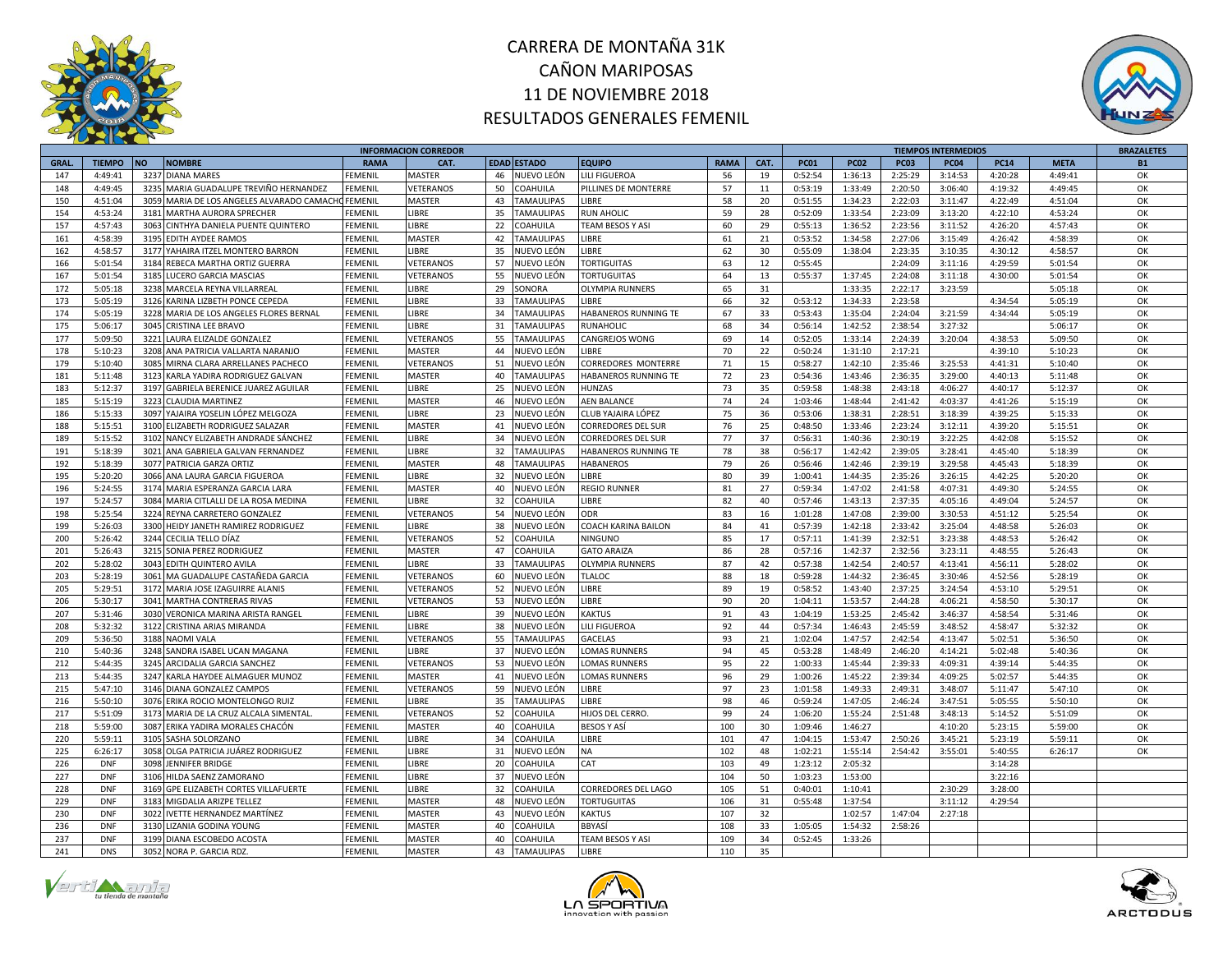# CARRERA DE MONTAÑA 31K
# CAÑON MARIPOSAS
# 11 DE NOVIEMBRE 2018
# RESULTADOS GENERALES FEMENIL

| INFORMACION CORREDOR | | | | | | | | | | TIEMPOS INTERMEDIOS | | | | | | | BRAZALETES |
|---|---|---|---|---|---|---|---|---|---|---|---|---|---|---|---|---|---|
| GRAL. | TIEMPO | NO | NOMBRE | RAMA | CAT. | EDAD | ESTADO | EQUIPO | RAMA | CAT. | PC01 | PC02 | PC03 | PC04 | PC14 | META | B1 |
| 147 | 4:49:41 | 3237 | DIANA MARES | FEMENIL | MASTER | 46 | NUEVO LEÓN | LILI FIGUEROA | 56 | 19 | 0:52:54 | 1:36:13 | 2:25:29 | 3:14:53 | 4:20:28 | 4:49:41 | OK |
| 148 | 4:49:45 | 3235 | MARIA GUADALUPE TREVIÑO HERNANDEZ | FEMENIL | VETERANOS | 50 | COAHUILA | PILLINES DE MONTERRE | 57 | 11 | 0:53:19 | 1:33:49 | 2:20:50 | 3:06:40 | 4:19:32 | 4:49:45 | OK |
| 150 | 4:51:04 | 3059 | MARIA DE LOS ANGELES ALVARADO CAMACHO | FEMENIL | MASTER | 43 | TAMAULIPAS | LIBRE | 58 | 20 | 0:51:55 | 1:34:23 | 2:22:03 | 3:11:47 | 4:22:49 | 4:51:04 | OK |
| 154 | 4:53:24 | 3181 | MARTHA AURORA SPRECHER | FEMENIL | LIBRE | 35 | TAMAULIPAS | RUN AHOLIC | 59 | 28 | 0:52:09 | 1:33:54 | 2:23:09 | 3:13:20 | 4:22:10 | 4:53:24 | OK |
| 157 | 4:57:43 | 3063 | CINTHYA DANIELA PUENTE QUINTERO | FEMENIL | LIBRE | 22 | COAHUILA | TEAM BESOS Y ASI | 60 | 29 | 0:55:13 | 1:36:52 | 2:23:56 | 3:11:52 | 4:26:20 | 4:57:43 | OK |
| 161 | 4:58:39 | 3195 | EDITH AYDEE RAMOS | FEMENIL | MASTER | 42 | TAMAULIPAS | LIBRE | 61 | 21 | 0:53:52 | 1:34:58 | 2:27:06 | 3:15:49 | 4:26:42 | 4:58:39 | OK |
| 162 | 4:58:57 | 3177 | YAHAIRA ITZEL MONTERO BARRON | FEMENIL | LIBRE | 35 | NUEVO LEÓN | LIBRE | 62 | 30 | 0:55:09 | 1:38:04 | 2:23:35 | 3:10:35 | 4:30:12 | 4:58:57 | OK |
| 166 | 5:01:54 | 3184 | REBECA MARTHA ORTIZ GUERRA | FEMENIL | VETERANOS | 57 | NUEVO LEÓN | TORTIGUITAS | 63 | 12 | 0:55:45 | | 2:24:09 | 3:11:16 | 4:29:59 | 5:01:54 | OK |
| 167 | 5:01:54 | 3185 | LUCERO GARCIA MASCIAS | FEMENIL | VETERANOS | 55 | NUEVO LEÓN | TORTUGUITAS | 64 | 13 | 0:55:37 | 1:37:45 | 2:24:08 | 3:11:18 | 4:30:00 | 5:01:54 | OK |
| 172 | 5:05:18 | 3238 | MARCELA REYNA VILLARREAL | FEMENIL | LIBRE | 29 | SONORA | OLYMPIA RUNNERS | 65 | 31 | | 1:33:35 | 2:22:17 | 3:23:59 | | 5:05:18 | OK |
| 173 | 5:05:19 | 3126 | KARINA LIZBETH PONCE CEPEDA | FEMENIL | LIBRE | 33 | TAMAULIPAS | LIBRE | 66 | 32 | 0:53:12 | 1:34:33 | 2:23:58 | | 4:34:54 | 5:05:19 | OK |
| 174 | 5:05:19 | 3228 | MARIA DE LOS ANGELES FLORES BERNAL | FEMENIL | LIBRE | 34 | TAMAULIPAS | HABANEROS RUNNING TE | 67 | 33 | 0:53:43 | 1:35:04 | 2:24:04 | 3:21:59 | 4:34:44 | 5:05:19 | OK |
| 175 | 5:06:17 | 3045 | CRISTINA LEE BRAVO | FEMENIL | LIBRE | 31 | TAMAULIPAS | RUNAHOLIC | 68 | 34 | 0:56:14 | 1:42:52 | 2:38:54 | 3:27:32 | | 5:06:17 | OK |
| 177 | 5:09:50 | 3221 | LAURA ELIZALDE GONZALEZ | FEMENIL | VETERANOS | 55 | TAMAULIPAS | CANGREJOS WONG | 69 | 14 | 0:52:05 | 1:33:14 | 2:24:39 | 3:20:04 | 4:38:53 | 5:09:50 | OK |
| 178 | 5:10:23 | 3208 | ANA PATRICIA VALLARTA NARANJO | FEMENIL | MASTER | 44 | NUEVO LEÓN | LIBRE | 70 | 22 | 0:50:24 | 1:31:10 | 2:17:21 | | 4:39:10 | 5:10:23 | OK |
| 179 | 5:10:40 | 3085 | MIRNA CLARA ARRELLANES PACHECO | FEMENIL | VETERANOS | 51 | NUEVO LEÓN | CORREDORES MONTERRE | 71 | 15 | 0:58:27 | 1:42:10 | 2:35:46 | 3:25:53 | 4:41:31 | 5:10:40 | OK |
| 181 | 5:11:48 | 3123 | KARLA YADIRA RODRIGUEZ GALVAN | FEMENIL | MASTER | 40 | TAMAULIPAS | HABANEROS RUNNING TE | 72 | 23 | 0:54:36 | 1:43:46 | 2:36:35 | 3:29:00 | 4:40:13 | 5:11:48 | OK |
| 183 | 5:12:37 | 3197 | GABRIELA BERENICE JUAREZ AGUILAR | FEMENIL | LIBRE | 25 | NUEVO LEÓN | HUNZAS | 73 | 35 | 0:59:58 | 1:48:38 | 2:43:18 | 4:06:27 | 4:40:17 | 5:12:37 | OK |
| 185 | 5:15:19 | 3223 | CLAUDIA MARTINEZ | FEMENIL | MASTER | 46 | NUEVO LEÓN | AEN BALANCE | 74 | 24 | 1:03:46 | 1:48:44 | 2:41:42 | 4:03:37 | 4:41:26 | 5:15:19 | OK |
| 186 | 5:15:33 | 3097 | YAJAIRA YOSELIN LÓPEZ MELGOZA | FEMENIL | LIBRE | 23 | NUEVO LEÓN | CLUB YAJAIRA LÓPEZ | 75 | 36 | 0:53:06 | 1:38:31 | 2:28:51 | 3:18:39 | 4:39:25 | 5:15:33 | OK |
| 188 | 5:15:51 | 3100 | ELIZABETH RODRIGUEZ SALAZAR | FEMENIL | MASTER | 41 | NUEVO LEÓN | CORREDORES DEL SUR | 76 | 25 | 0:48:50 | 1:33:46 | 2:23:24 | 3:12:11 | 4:39:20 | 5:15:51 | OK |
| 189 | 5:15:52 | 3102 | NANCY ELIZABETH ANDRADE SÁNCHEZ | FEMENIL | LIBRE | 34 | NUEVO LEÓN | CORREDORES DEL SUR | 77 | 37 | 0:56:31 | 1:40:36 | 2:30:19 | 3:22:25 | 4:42:08 | 5:15:52 | OK |
| 191 | 5:18:39 | 3021 | ANA GABRIELA GALVAN FERNANDEZ | FEMENIL | LIBRE | 32 | TAMAULIPAS | HABANEROS RUNNING TE | 78 | 38 | 0:56:17 | 1:42:42 | 2:39:05 | 3:28:41 | 4:45:40 | 5:18:39 | OK |
| 192 | 5:18:39 | 3077 | PATRICIA GARZA ORTIZ | FEMENIL | MASTER | 48 | TAMAULIPAS | HABANEROS | 79 | 26 | 0:56:46 | 1:42:46 | 2:39:19 | 3:29:58 | 4:45:43 | 5:18:39 | OK |
| 195 | 5:20:20 | 3066 | ANA LAURA GARCIA FIGUEROA | FEMENIL | LIBRE | 32 | NUEVO LEÓN | LIBRE | 80 | 39 | 1:00:41 | 1:44:35 | 2:35:26 | 3:26:15 | 4:42:25 | 5:20:20 | OK |
| 196 | 5:24:55 | 3174 | MARIA ESPERANZA GARCIA LARA | FEMENIL | MASTER | 40 | NUEVO LEÓN | REGIO RUNNER | 81 | 27 | 0:59:34 | 1:47:02 | 2:41:58 | 4:07:31 | 4:49:30 | 5:24:55 | OK |
| 197 | 5:24:57 | 3084 | MARIA CITLALLI DE LA ROSA MEDINA | FEMENIL | LIBRE | 32 | COAHUILA | LIBRE | 82 | 40 | 0:57:46 | 1:43:13 | 2:37:35 | 4:05:16 | 4:49:04 | 5:24:57 | OK |
| 198 | 5:25:54 | 3224 | REYNA CARRETERO GONZALEZ | FEMENIL | VETERANOS | 54 | NUEVO LEÓN | ODR | 83 | 16 | 1:01:28 | 1:47:08 | 2:39:00 | 3:30:53 | 4:51:12 | 5:25:54 | OK |
| 199 | 5:26:03 | 3300 | HEIDY JANETH RAMIREZ RODRIGUEZ | FEMENIL | LIBRE | 38 | NUEVO LEÓN | COACH KARINA BAILON | 84 | 41 | 0:57:39 | 1:42:18 | 2:33:42 | 3:25:04 | 4:48:58 | 5:26:03 | OK |
| 200 | 5:26:42 | 3244 | CECILIA TELLO DÍAZ | FEMENIL | VETERANOS | 52 | COAHUILA | NINGUNO | 85 | 17 | 0:57:11 | 1:41:39 | 2:32:51 | 3:23:38 | 4:48:53 | 5:26:42 | OK |
| 201 | 5:26:43 | 3215 | SONIA PEREZ RODRIGUEZ | FEMENIL | MASTER | 47 | COAHUILA | GATO ARAIZA | 86 | 28 | 0:57:16 | 1:42:37 | 2:32:56 | 3:23:11 | 4:48:55 | 5:26:43 | OK |
| 202 | 5:28:02 | 3043 | EDITH QUINTERO AVILA | FEMENIL | LIBRE | 33 | TAMAULIPAS | OLYMPIA RUNNERS | 87 | 42 | 0:57:38 | 1:42:54 | 2:40:57 | 4:13:41 | 4:56:11 | 5:28:02 | OK |
| 203 | 5:28:19 | 3061 | MA GUADALUPE CASTAÑEDA GARCIA | FEMENIL | VETERANOS | 60 | NUEVO LEÓN | TLALOC | 88 | 18 | 0:59:28 | 1:44:32 | 2:36:45 | 3:30:46 | 4:52:56 | 5:28:19 | OK |
| 205 | 5:29:51 | 3172 | MARIA JOSE IZAGUIRRE ALANIS | FEMENIL | VETERANOS | 52 | NUEVO LEÓN | LIBRE | 89 | 19 | 0:58:52 | 1:43:40 | 2:37:25 | 3:24:54 | 4:53:10 | 5:29:51 | OK |
| 206 | 5:30:17 | 3041 | MARTHA CONTRERAS RIVAS | FEMENIL | VETERANOS | 53 | NUEVO LEÓN | LIBRE | 90 | 20 | 1:04:11 | 1:53:57 | 2:44:28 | 4:06:21 | 4:58:50 | 5:30:17 | OK |
| 207 | 5:31:46 | 3030 | VERONICA MARINA ARISTA RANGEL | FEMENIL | LIBRE | 39 | NUEVO LEÓN | KAKTUS | 91 | 43 | 1:04:19 | 1:53:25 | 2:45:42 | 3:46:37 | 4:58:54 | 5:31:46 | OK |
| 208 | 5:32:32 | 3122 | CRISTINA ARIAS MIRANDA | FEMENIL | LIBRE | 38 | NUEVO LEÓN | LILI FIGUEROA | 92 | 44 | 0:57:34 | 1:46:43 | 2:45:59 | 3:48:52 | 4:58:47 | 5:32:32 | OK |
| 209 | 5:36:50 | 3188 | NAOMI VALA | FEMENIL | VETERANOS | 55 | TAMAULIPAS | GACELAS | 93 | 21 | 1:02:04 | 1:47:57 | 2:42:54 | 4:13:47 | 5:02:51 | 5:36:50 | OK |
| 210 | 5:40:36 | 3248 | SANDRA ISABEL UCAN MAGANA | FEMENIL | LIBRE | 37 | NUEVO LEÓN | LOMAS RUNNERS | 94 | 45 | 0:53:28 | 1:48:49 | 2:46:20 | 4:14:21 | 5:02:48 | 5:40:36 | OK |
| 212 | 5:44:35 | 3245 | ARCIDALIA GARCIA SANCHEZ | FEMENIL | VETERANOS | 53 | NUEVO LEÓN | LOMAS RUNNERS | 95 | 22 | 1:00:33 | 1:45:44 | 2:39:33 | 4:09:31 | 4:39:14 | 5:44:35 | OK |
| 213 | 5:44:35 | 3247 | KARLA HAYDEE ALMAGUER MUNOZ | FEMENIL | MASTER | 41 | NUEVO LEÓN | LOMAS RUNNERS | 96 | 29 | 1:00:26 | 1:45:22 | 2:39:34 | 4:09:25 | 5:02:57 | 5:44:35 | OK |
| 215 | 5:47:10 | 3146 | DIANA GONZALEZ CAMPOS | FEMENIL | VETERANOS | 59 | NUEVO LEÓN | LIBRE | 97 | 23 | 1:01:58 | 1:49:33 | 2:49:31 | 3:48:07 | 5:11:47 | 5:47:10 | OK |
| 216 | 5:50:10 | 3076 | ERIKA ROCIO MONTELONGO RUIZ | FEMENIL | LIBRE | 35 | TAMAULIPAS | LIBRE | 98 | 46 | 0:59:24 | 1:47:05 | 2:46:24 | 3:47:51 | 5:05:55 | 5:50:10 | OK |
| 217 | 5:51:09 | 3173 | MARIA DE LA CRUZ ALCALA SIMENTAL. | FEMENIL | VETERANOS | 52 | COAHUILA | HIJOS DEL CERRO. | 99 | 24 | 1:06:20 | 1:55:24 | 2:51:48 | 3:48:13 | 5:14:52 | 5:51:09 | OK |
| 218 | 5:59:00 | 3087 | ERIKA YADIRA MORALES CHACÓN | FEMENIL | MASTER | 40 | COAHUILA | BESOS Y ASÍ | 100 | 30 | 1:09:46 | 1:46:27 | | 4:10:20 | 5:23:15 | 5:59:00 | OK |
| 220 | 5:59:11 | 3105 | SASHA SOLORZANO | FEMENIL | LIBRE | 34 | COAHUILA | LIBRE | 101 | 47 | 1:04:15 | 1:53:47 | 2:50:26 | 3:45:21 | 5:23:19 | 5:59:11 | OK |
| 225 | 6:26:17 | 3058 | OLGA PATRICIA JUÁREZ RODRIGUEZ | FEMENIL | LIBRE | 31 | NUEVO LEÓN | NA | 102 | 48 | 1:02:21 | 1:55:14 | 2:54:42 | 3:55:01 | 5:40:55 | 6:26:17 | OK |
| 226 | DNF | 3098 | JENNIFER BRIDGE | FEMENIL | LIBRE | 20 | COAHUILA | CAT | 103 | 49 | 1:23:12 | 2:05:32 | | | 3:14:28 | | |
| 227 | DNF | 3106 | HILDA SAENZ ZAMORANO | FEMENIL | LIBRE | 37 | NUEVO LEÓN | | 104 | 50 | 1:03:23 | 1:53:00 | | | 3:22:16 | | |
| 228 | DNF | 3169 | GPE ELIZABETH CORTES VILLAFUERTE | FEMENIL | LIBRE | 32 | COAHUILA | CORREDORES DEL LAGO | 105 | 51 | 0:40:01 | 1:10:41 | | 2:30:29 | 3:28:00 | | |
| 229 | DNF | 3183 | MIGDALIA ARIZPE TELLEZ | FEMENIL | MASTER | 48 | NUEVO LEÓN | TORTUGUITAS | 106 | 31 | 0:55:48 | 1:37:54 | | 3:11:12 | 4:29:54 | | |
| 230 | DNF | 3022 | IVETTE HERNANDEZ MARTÍNEZ | FEMENIL | MASTER | 43 | NUEVO LEÓN | KAKTUS | 107 | 32 | | 1:02:57 | 1:47:04 | 2:27:18 | | | |
| 236 | DNF | 3130 | LIZANIA GODINA YOUNG | FEMENIL | MASTER | 40 | COAHUILA | BBYASÍ | 108 | 33 | 1:05:05 | 1:54:32 | 2:58:26 | | | | |
| 237 | DNF | 3199 | DIANA ESCOBEDO ACOSTA | FEMENIL | MASTER | 40 | COAHUILA | TEAM BESOS Y ASI | 109 | 34 | 0:52:45 | 1:33:26 | | | | | |
| 241 | DNS | 3052 | NORA P. GARCIA RDZ. | FEMENIL | MASTER | 43 | TAMAULIPAS | LIBRE | 110 | 35 | | | | | | | |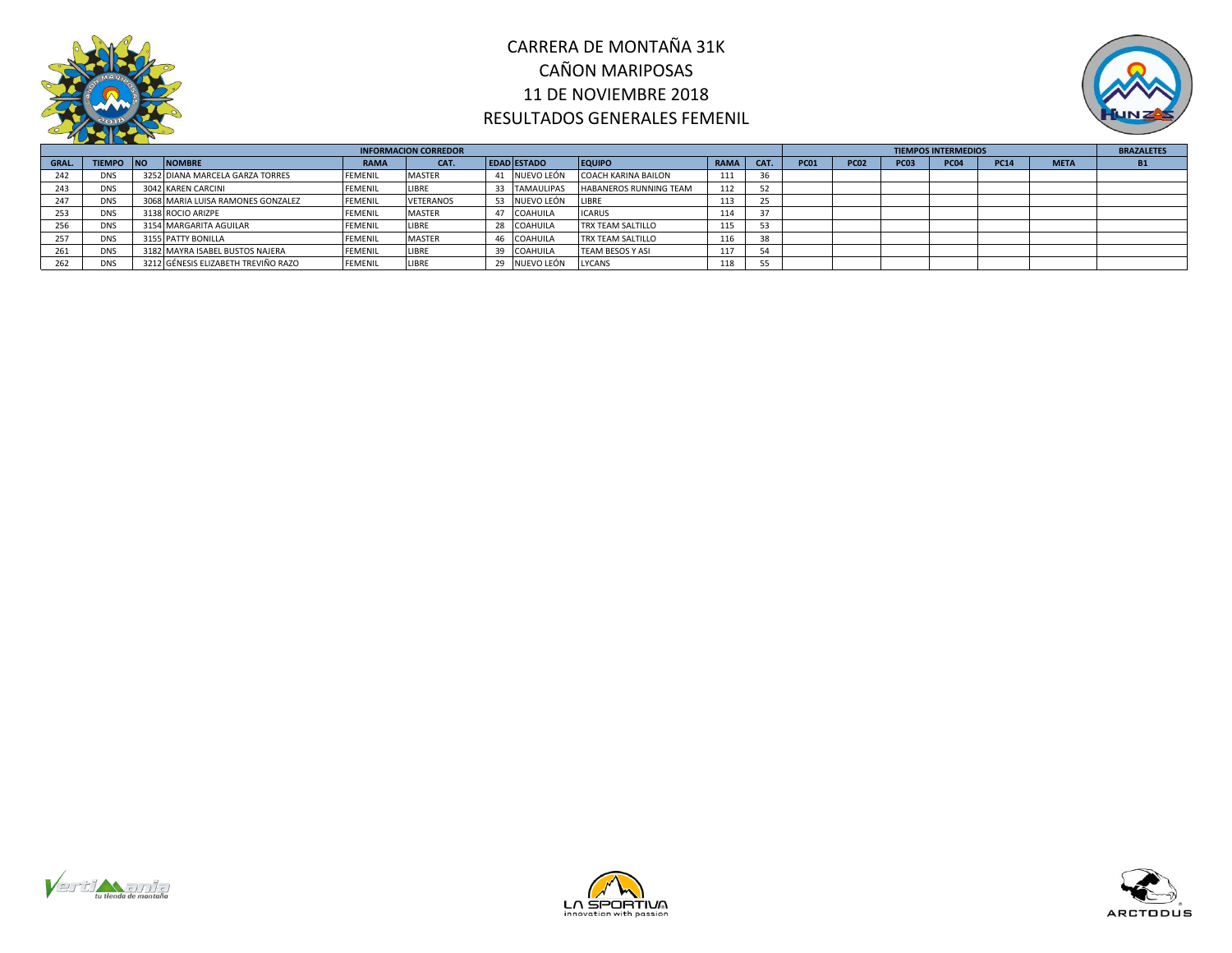# CARRERA DE MONTAÑA 31K
# CAÑON MARIPOSAS
# 11 DE NOVIEMBRE 2018
# RESULTADOS GENERALES FEMENIL

| INFORMACION CORREDOR | | | | | | | | | | | TIEMPOS INTERMEDIOS | | | | | | BRAZALETES |
|---|---|---|---|---|---|---|---|---|---|---|---|---|---|---|---|---|---|
| GRAL. | TIEMPO | NO | NOMBRE | RAMA | CAT. | EDAD | ESTADO | EQUIPO | RAMA | CAT. | PC01 | PC02 | PC03 | PC04 | PC14 | META | B1 |
| 242 | DNS | 3252 | DIANA MARCELA GARZA TORRES | FEMENIL | MASTER | 41 | NUEVO LEÓN | COACH KARINA BAILON | 111 | 36 | | | | | | | |
| 243 | DNS | 3042 | KAREN CARCINI | FEMENIL | LIBRE | 33 | TAMAULIPAS | HABANEROS RUNNING TEAM | 112 | 52 | | | | | | | |
| 247 | DNS | 3068 | MARIA LUISA RAMONES GONZALEZ | FEMENIL | VETERANOS | 53 | NUEVO LEÓN | LIBRE | 113 | 25 | | | | | | | |
| 253 | DNS | 3138 | ROCIO ARIZPE | FEMENIL | MASTER | 47 | COAHUILA | ICARUS | 114 | 37 | | | | | | | |
| 256 | DNS | 3154 | MARGARITA AGUILAR | FEMENIL | LIBRE | 28 | COAHUILA | TRX TEAM SALTILLO | 115 | 53 | | | | | | | |
| 257 | DNS | 3155 | PATTY BONILLA | FEMENIL | MASTER | 46 | COAHUILA | TRX TEAM SALTILLO | 116 | 38 | | | | | | | |
| 261 | DNS | 3182 | MAYRA ISABEL BUSTOS NAJERA | FEMENIL | LIBRE | 39 | COAHUILA | TEAM BESOS Y ASI | 117 | 54 | | | | | | | |
| 262 | DNS | 3212 | GÉNESIS ELIZABETH TREVIÑO RAZO | FEMENIL | LIBRE | 29 | NUEVO LEÓN | LYCANS | 118 | 55 | | | | | | | |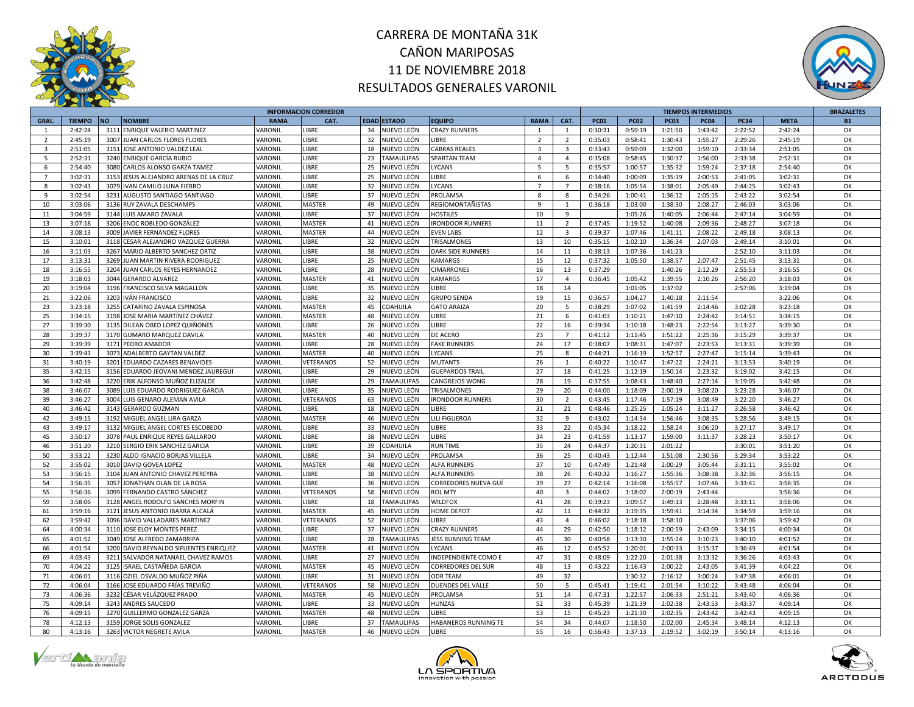# CARRERA DE MONTAÑA 31K
# CAÑON MARIPOSAS
# 11 DE NOVIEMBRE 2018
# RESULTADOS GENERALES VARONIL

| | | | INFORMACION CORREDOR | | | | | | | | TIEMPOS INTERMEDIOS | | | | | | BRAZALETES |
|---|---|---|---|---|---|---|---|---|---|---|---|---|---|---|---|---|---|
| GRAL. | TIEMPO | NO | NOMBRE | RAMA | CAT. | EDAD | ESTADO | EQUIPO | RAMA | CAT. | PC01 | PC02 | PC03 | PC04 | PC14 | META | B1 |
| 1 | 2:42:24 | 3111 | ENRIQUE VALERIO MARTINEZ | VARONIL | LIBRE | 34 | NUEVO LEÓN | CRAZY RUNNERS | 1 | 1 | 0:30:31 | 0:59:19 | 1:21:50 | 1:43:42 | 2:22:52 | 2:42:24 | OK |
| 2 | 2:45:19 | 3007 | JUAN CARLOS FLORES FLORES | VARONIL | LIBRE | 32 | NUEVO LEÓN | LIBRE | 2 | 2 | 0:35:03 | 0:58:41 | 1:30:43 | 1:55:27 | 2:29:26 | 2:45:19 | OK |
| 3 | 2:51:05 | 3151 | JOSE ANTONIO VALDEZ LEAL | VARONIL | LIBRE | 18 | NUEVO LEÓN | CABRAS REALES | 3 | 3 | 0:33:43 | 0:59:09 | 1:32:00 | 1:59:10 | 2:33:34 | 2:51:05 | OK |
| 5 | 2:52:31 | 3240 | ENRIQUE GARCÍA RUBIO | VARONIL | LIBRE | 23 | TAMAULIPAS | SPARTAN TEAM | 4 | 4 | 0:35:08 | 0:58:45 | 1:30:37 | 1:56:00 | 2:33:38 | 2:52:31 | OK |
| 6 | 2:54:40 | 3080 | CARLOS ALONSO GARZA TAMEZ | VARONIL | LIBRE | 25 | NUEVO LEÓN | LYCANS | 5 | 5 | 0:35:57 | 1:00:57 | 1:35:32 | 1:59:24 | 2:37:18 | 2:54:40 | OK |
| 7 | 3:02:31 | 3153 | JESUS ALEJANDRO ARENAS DE LA CRUZ | VARONIL | LIBRE | 25 | NUEVO LEÓN | LIBRE | 6 | 6 | 0:34:40 | 1:00:09 | 1:35:19 | 2:00:53 | 2:41:05 | 3:02:31 | OK |
| 8 | 3:02:43 | 3079 | IVAN CAMILO LUNA FIERRO | VARONIL | LIBRE | 32 | NUEVO LEÓN | LYCANS | 7 | 7 | 0:38:16 | 1:05:54 | 1:38:01 | 2:05:49 | 2:44:25 | 3:02:43 | OK |
| 9 | 3:02:54 | 3231 | AUGUSTO SANTIAGO SANTIAGO | VARONIL | LIBRE | 37 | NUEVO LEÓN | PROLAMSA | 8 | 8 | 0:34:26 | 1:00:41 | 1:36:12 | 2:05:15 | 2:43:22 | 3:02:54 | OK |
| 10 | 3:03:06 | 3136 | RUY ZAVALA DESCHAMPS | VARONIL | MASTER | 49 | NUEVO LEÓN | REGIOMONTAÑISTAS | 9 | 1 | 0:36:18 | 1:03:00 | 1:38:30 | 2:08:27 | 2:46:03 | 3:03:06 | OK |
| 11 | 3:04:59 | 3144 | LUIS AMARO ZAVALA | VARONIL | LIBRE | 37 | NUEVO LEÓN | HOSTILES | 10 | 9 | | 1:05:26 | 1:40:05 | 2:06:44 | 2:47:14 | 3:04:59 | OK |
| 13 | 3:07:18 | 3206 | ENOC ROBLEDO GONZÁLEZ | VARONIL | MASTER | 41 | NUEVO LEÓN | IRONDOOR RUNNERS | 11 | 2 | 0:37:45 | 1:19:52 | 1:40:08 | 2:09:36 | 2:48:27 | 3:07:18 | OK |
| 14 | 3:08:13 | 3009 | JAVIER FERNANDEZ FLORES | VARONIL | MASTER | 44 | NUEVO LEÓN | EVEN LABS | 12 | 3 | 0:39:37 | 1:07:46 | 1:41:11 | 2:08:22 | 2:49:18 | 3:08:13 | OK |
| 15 | 3:10:01 | 3118 | CESAR ALEJANDRO VAZQUEZ GUERRA | VARONIL | LIBRE | 32 | NUEVO LEÓN | TRISALMONES | 13 | 10 | 0:35:15 | 1:02:10 | 1:36:34 | 2:07:03 | 2:49:14 | 3:10:01 | OK |
| 16 | 3:11:03 | 3267 | MARIO ALBERTO SANCHEZ ORTIZ | VARONIL | LIBRE | 38 | NUEVO LEÓN | DARK SIDE RUNNERS | 14 | 11 | 0:38:13 | 1:07:36 | 1:41:23 | | 2:52:10 | 3:11:03 | OK |
| 17 | 3:13:31 | 3269 | JUAN MARTIN RIVERA RODRIGUEZ | VARONIL | LIBRE | 25 | NUEVO LEÓN | KAMARGS | 15 | 12 | 0:37:32 | 1:05:50 | 1:38:57 | 2:07:47 | 2:51:45 | 3:13:31 | OK |
| 18 | 3:16:55 | 3204 | JUAN CARLOS REYES HERNANDEZ | VARONIL | LIBRE | 28 | NUEVO LEÓN | CIMARRONES | 16 | 13 | 0:37:29 | | 1:40:26 | 2:12:29 | 2:55:53 | 3:16:55 | OK |
| 19 | 3:18:03 | 3044 | GERARDO ALVAREZ | VARONIL | MASTER | 41 | NUEVO LEÓN | KAMARGS | 17 | 4 | 0:36:45 | 1:05:42 | 1:39:55 | 2:10:26 | 2:56:20 | 3:18:03 | OK |
| 20 | 3:19:04 | 3196 | FRANCISCO SILVA MAGALLON | VARONIL | LIBRE | 35 | NUEVO LEÓN | LIBRE | 18 | 14 | | 1:01:05 | 1:37:02 | | 2:57:06 | 3:19:04 | OK |
| 21 | 3:22:06 | 3203 | IVÁN FRANCISCO | VARONIL | LIBRE | 32 | NUEVO LEÓN | GRUPO SENDA | 19 | 15 | 0:36:57 | 1:04:27 | 1:40:18 | 2:11:54 | | 3:22:06 | OK |
| 23 | 3:23:18 | 3255 | CATARINO ZAVALA ESPINOSA | VARONIL | MASTER | 45 | COAHUILA | GATO ARAIZA | 20 | 5 | 0:38:29 | 1:07:02 | 1:41:59 | 2:14:46 | 3:02:28 | 3:23:18 | OK |
| 25 | 3:34:15 | 3198 | JOSE MARIA MARTÍNEZ CHÁVEZ | VARONIL | MASTER | 48 | NUEVO LEÓN | LIBRE | 21 | 6 | 0:41:03 | 1:10:21 | 1:47:10 | 2:24:42 | 3:14:51 | 3:34:15 | OK |
| 27 | 3:39:30 | 3135 | DILEAN OBED LOPEZ QUIÑONES | VARONIL | LIBRE | 26 | NUEVO LEÓN | LIBRE | 22 | 16 | 0:39:34 | 1:10:18 | 1:48:23 | 2:22:54 | 3:13:27 | 3:39:30 | OK |
| 28 | 3:39:37 | 3170 | GUMARO MARQUEZ DAVILA | VARONIL | MASTER | 40 | NUEVO LEÓN | DE ACERO | 23 | 7 | 0:41:12 | 1:11:45 | 1:51:22 | 2:25:36 | 3:15:29 | 3:39:37 | OK |
| 29 | 3:39:39 | 3171 | PEDRO AMADOR | VARONIL | LIBRE | 28 | NUEVO LEÓN | FAKE RUNNERS | 24 | 17 | 0:38:07 | 1:08:31 | 1:47:07 | 2:23:53 | 3:13:31 | 3:39:39 | OK |
| 30 | 3:39:43 | 3073 | ADALBERTO GAYTAN VALDEZ | VARONIL | MASTER | 40 | NUEVO LEÓN | LYCANS | 25 | 8 | 0:44:21 | 1:16:19 | 1:52:57 | 2:27:47 | 3:15:14 | 3:39:43 | OK |
| 31 | 3:40:19 | 3201 | EDUARDO CAZARES BENAVIDES | VARONIL | VETERANOS | 52 | NUEVO LEÓN | MUTANTS | 26 | 1 | 0:40:22 | 1:10:47 | 1:47:22 | 2:24:21 | 3:13:53 | 3:40:19 | OK |
| 35 | 3:42:15 | 3156 | EDUARDO JEOVANI MENDEZ JAUREGUI | VARONIL | LIBRE | 29 | NUEVO LEÓN | GUEPARDOS TRAIL | 27 | 18 | 0:41:25 | 1:12:19 | 1:50:14 | 2:23:32 | 3:19:02 | 3:42:15 | OK |
| 36 | 3:42:48 | 3220 | ERIK ALFONSO MUÑOZ ELIZALDE | VARONIL | LIBRE | 29 | TAMAULIPAS | CANGREJOS WONG | 28 | 19 | 0:37:55 | 1:08:43 | 1:48:40 | 2:27:14 | 3:19:05 | 3:42:48 | OK |
| 38 | 3:46:07 | 3089 | LUIS EDUARDO RODRIGUEZ GARCIA | VARONIL | LIBRE | 35 | NUEVO LEÓN | TRISALMONES | 29 | 20 | 0:44:00 | 1:18:09 | 2:00:19 | 3:08:20 | 3:23:28 | 3:46:07 | OK |
| 39 | 3:46:27 | 3004 | LUIS GENARO ALEMAN AVILA | VARONIL | VETERANOS | 63 | NUEVO LEÓN | IRONDOOR RUNNERS | 30 | 2 | 0:43:45 | 1:17:46 | 1:57:19 | 3:08:49 | 3:22:20 | 3:46:27 | OK |
| 40 | 3:46:42 | 3143 | GERARDO GUZMAN | VARONIL | LIBRE | 18 | NUEVO LEÓN | LIBRE | 31 | 21 | 0:48:46 | 1:25:25 | 2:05:24 | 3:11:27 | 3:26:58 | 3:46:42 | OK |
| 42 | 3:49:15 | 3192 | MIGUEL ANGEL LIRA GARZA | VARONIL | MASTER | 46 | NUEVO LEÓN | LILI FIGUEROA | 32 | 9 | 0:43:02 | 1:14:34 | 1:56:46 | 3:08:35 | 3:28:56 | 3:49:15 | OK |
| 43 | 3:49:17 | 3132 | MIGUEL ANGEL CORTES ESCOBEDO | VARONIL | LIBRE | 33 | NUEVO LEÓN | LIBRE | 33 | 22 | 0:45:34 | 1:18:22 | 1:58:24 | 3:06:20 | 3:27:17 | 3:49:17 | OK |
| 45 | 3:50:17 | 3078 | PAUL ENRIQUE REYES GALLARDO | VARONIL | LIBRE | 38 | NUEVO LEÓN | LIBRE | 34 | 23 | 0:41:59 | 1:13:17 | 1:59:00 | 3:11:37 | 3:28:23 | 3:50:17 | OK |
| 46 | 3:51:20 | 3210 | SERGIO ERIK SANCHEZ GARCIA | VARONIL | LIBRE | 39 | COAHUILA | RUN TIME | 35 | 24 | 0:44:37 | 1:20:31 | 2:01:22 | | 3:30:01 | 3:51:20 | OK |
| 50 | 3:53:22 | 3230 | ALDO IGNACIO BORJAS VILLELA | VARONIL | LIBRE | 34 | NUEVO LEÓN | PROLAMSA | 36 | 25 | 0:40:43 | 1:12:44 | 1:51:08 | 2:30:56 | 3:29:34 | 3:53:22 | OK |
| 52 | 3:55:02 | 3010 | DAVID GOVEA LOPEZ | VARONIL | MASTER | 48 | NUEVO LEÓN | ALFA RUNNERS | 37 | 10 | 0:47:49 | 1:21:48 | 2:00:29 | 3:05:44 | 3:31:11 | 3:55:02 | OK |
| 53 | 3:56:15 | 3104 | JUAN ANTONIO CHAVEZ PEREYRA | VARONIL | LIBRE | 38 | NUEVO LEÓN | ALFA RUNNERS | 38 | 26 | 0:40:32 | 1:16:27 | 1:55:36 | 3:08:38 | 3:32:36 | 3:56:15 | OK |
| 54 | 3:56:35 | 3057 | JONATHAN OLAN DE LA ROSA | VARONIL | LIBRE | 36 | NUEVO LEÓN | CORREDORES NUEVA GUÍ | 39 | 27 | 0:42:14 | 1:16:08 | 1:55:57 | 3:07:46 | 3:33:41 | 3:56:35 | OK |
| 55 | 3:56:36 | 3099 | FERNANDO CASTRO SÁNCHEZ | VARONIL | VETERANOS | 58 | NUEVO LEÓN | ROL MTY | 40 | 3 | 0:44:02 | 1:18:02 | 2:00:19 | 2:43:44 | | 3:56:36 | OK |
| 59 | 3:58:06 | 3128 | ANGEL RODOLFO SANCHES MORFIN | VARONIL | LIBRE | 18 | TAMAULIPAS | WILDFOX | 41 | 28 | 0:39:23 | 1:09:57 | 1:49:13 | 2:28:48 | 3:33:11 | 3:58:06 | OK |
| 61 | 3:59:16 | 3121 | JESUS ANTONIO IBARRA ALCALÁ | VARONIL | MASTER | 45 | NUEVO LEÓN | HOME DEPOT | 42 | 11 | 0:44:32 | 1:19:35 | 1:59:41 | 3:14:34 | 3:34:59 | 3:59:16 | OK |
| 62 | 3:59:42 | 3096 | DAVID VALLADARES MARTINEZ | VARONIL | VETERANOS | 52 | NUEVO LEÓN | LIBRE | 43 | 4 | 0:46:02 | 1:18:18 | 1:58:10 | | 3:37:06 | 3:59:42 | OK |
| 64 | 4:00:34 | 3110 | JOSE ELOY MONTES PEREZ | VARONIL | LIBRE | 37 | NUEVO LEÓN | CRAZY RUNNERS | 44 | 29 | 0:42:50 | 1:18:12 | 2:00:59 | 2:43:09 | 3:34:15 | 4:00:34 | OK |
| 65 | 4:01:52 | 3049 | JOSE ALFREDO ZAMARRIPA | VARONIL | LIBRE | 28 | TAMAULIPAS | JESS RUNNING TEAM | 45 | 30 | 0:40:58 | 1:13:30 | 1:55:24 | 3:10:23 | 3:40:10 | 4:01:52 | OK |
| 66 | 4:01:54 | 3200 | DAVID REYNALDO SIFUENTES ENRIQUEZ | VARONIL | MASTER | 41 | NUEVO LEÓN | LYCANS | 46 | 12 | 0:45:52 | 1:20:01 | 2:00:33 | 3:15:37 | 3:36:49 | 4:01:54 | OK |
| 69 | 4:03:43 | 3211 | SALVADOR NATANAEL CHAVEZ RAMOS | VARONIL | LIBRE | 27 | NUEVO LEÓN | INDEPENDIENTE COMO E | 47 | 31 | 0:48:09 | 1:22:20 | 2:01:38 | 3:13:32 | 3:36:26 | 4:03:43 | OK |
| 70 | 4:04:22 | 3125 | ISRAEL CASTAÑEDA GARCIA | VARONIL | MASTER | 45 | NUEVO LEÓN | CORREDORES DEL SUR | 48 | 13 | 0:43:22 | 1:16:43 | 2:00:22 | 2:43:05 | 3:41:39 | 4:04:22 | OK |
| 71 | 4:06:01 | 3116 | OZIEL OSVALDO MUÑOZ PIÑA | VARONIL | LIBRE | 31 | NUEVO LEÓN | ODR TEAM | 49 | 32 | | 1:30:32 | 2:16:12 | 3:00:24 | 3:47:38 | 4:06:01 | OK |
| 72 | 4:06:04 | 3166 | JOSE EDUARDO FRÍAS TREVIÑO | VARONIL | VETERANOS | 58 | NUEVO LEÓN | DUENDES DEL VALLE | 50 | 5 | 0:45:41 | 1:19:41 | 2:01:54 | 3:10:22 | 3:43:48 | 4:06:04 | OK |
| 73 | 4:06:36 | 3232 | CÉSAR VELÁZQUEZ PRADO | VARONIL | MASTER | 45 | NUEVO LEÓN | PROLAMSA | 51 | 14 | 0:47:31 | 1:22:57 | 2:06:33 | 2:51:21 | 3:43:40 | 4:06:36 | OK |
| 75 | 4:09:14 | 3243 | ANDRES SAUCEDO | VARONIL | LIBRE | 33 | NUEVO LEÓN | HUNZAS | 52 | 33 | 0:45:39 | 1:21:39 | 2:02:38 | 2:43:53 | 3:43:37 | 4:09:14 | OK |
| 76 | 4:09:15 | 3270 | GUILLERMO GONZALEZ GARZA | VARONIL | MASTER | 48 | NUEVO LEÓN | LIBRE | 53 | 15 | 0:45:23 | 1:21:30 | 2:02:35 | 2:43:42 | 3:42:43 | 4:09:15 | OK |
| 78 | 4:12:13 | 3159 | JORGE SOLIS GONZALEZ | VARONIL | LIBRE | 37 | TAMAULIPAS | HABANEROS RUNNING TE | 54 | 34 | 0:44:07 | 1:18:50 | 2:02:00 | 2:45:34 | 3:48:14 | 4:12:13 | OK |
| 80 | 4:13:16 | 3263 | VICTOR NEGRETE AVILA | VARONIL | MASTER | 46 | NUEVO LEÓN | LIBRE | 55 | 16 | 0:56:43 | 1:37:13 | 2:19:52 | 3:02:19 | 3:50:14 | 4:13:16 | OK |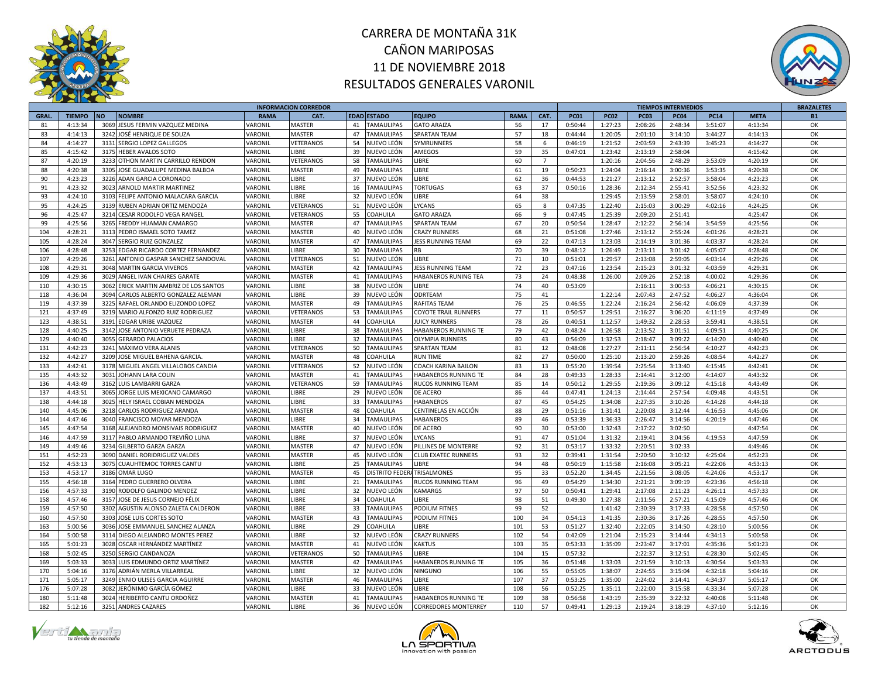# CARRERA DE MONTAÑA 31K
## CAÑON MARIPOSAS
## 11 DE NOVIEMBRE 2018
## RESULTADOS GENERALES VARONIL

| INFORMACION CORREDOR | | | | | | | | | | | TIEMPOS INTERMEDIOS | | | | | | BRAZALETES |
|---|---|---|---|---|---|---|---|---|---|---|---|---|---|---|---|---|---|
| GRAL. | TIEMPO | NO | NOMBRE | RAMA | CAT. | EDAD | ESTADO | EQUIPO | RAMA | CAT. | PC01 | PC02 | PC03 | PC04 | PC14 | META | B1 |
| 81 | 4:13:34 | 3069 | JESUS FERMIN VAZQUEZ MEDINA | VARONIL | MASTER | 41 | TAMAULIPAS | GATO ARAIZA | 56 | 17 | 0:50:44 | 1:27:23 | 2:08:26 | 2:48:34 | 3:51:07 | 4:13:34 | OK |
| 83 | 4:14:13 | 3242 | JOSÉ HENRIQUE DE SOUZA | VARONIL | MASTER | 47 | TAMAULIPAS | SPARTAN TEAM | 57 | 18 | 0:44:44 | 1:20:05 | 2:01:10 | 3:14:10 | 3:44:27 | 4:14:13 | OK |
| 84 | 4:14:27 | 3131 | SERGIO LOPEZ GALLEGOS | VARONIL | VETERANOS | 54 | NUEVO LEÓN | SYMRUNNERS | 58 | 6 | 0:46:19 | 1:21:52 | 2:03:59 | 2:43:39 | 3:45:23 | 4:14:27 | OK |
| 85 | 4:15:42 | 3175 | HEBER AVALOS SOTO | VARONIL | LIBRE | 39 | NUEVO LEÓN | AMEGOS | 59 | 35 | 0:47:01 | 1:23:42 | 2:13:19 | 2:58:04 | | 4:15:42 | OK |
| 87 | 4:20:19 | 3233 | OTHON MARTIN CARRILLO RENDON | VARONIL | VETERANOS | 58 | TAMAULIPAS | LIBRE | 60 | 7 | | 1:20:16 | 2:04:56 | 2:48:29 | 3:53:09 | 4:20:19 | OK |
| 88 | 4:20:38 | 3305 | JOSE GUADALUPE MEDINA BALBOA | VARONIL | MASTER | 49 | TAMAULIPAS | LIBRE | 61 | 19 | 0:50:23 | 1:24:04 | 2:16:14 | 3:00:36 | 3:53:35 | 4:20:38 | OK |
| 90 | 4:23:23 | 3226 | ADAN GARCIA CORONADO | VARONIL | LIBRE | 37 | NUEVO LEÓN | LIBRE | 62 | 36 | 0:44:53 | 1:21:27 | 2:13:12 | 2:52:57 | 3:58:04 | 4:23:23 | OK |
| 91 | 4:23:32 | 3023 | ARNOLD MARTIN MARTINEZ | VARONIL | LIBRE | 16 | TAMAULIPAS | TORTUGAS | 63 | 37 | 0:50:16 | 1:28:36 | 2:12:34 | 2:55:41 | 3:52:56 | 4:23:32 | OK |
| 93 | 4:24:10 | 3103 | FELIPE ANTONIO MALACARA GARCIA | VARONIL | LIBRE | 32 | NUEVO LEÓN | LIBRE | 64 | 38 | | 1:29:45 | 2:13:59 | 2:58:01 | 3:58:07 | 4:24:10 | OK |
| 95 | 4:24:25 | 3139 | RUBEN ADRIAN ORTIZ MENDOZA | VARONIL | VETERANOS | 51 | NUEVO LEÓN | LYCANS | 65 | 8 | 0:47:35 | 1:22:40 | 2:15:03 | 3:00:29 | 4:02:16 | 4:24:25 | OK |
| 96 | 4:25:47 | 3214 | CESAR RODOLFO VEGA RANGEL | VARONIL | VETERANOS | 55 | COAHUILA | GATO ARAIZA | 66 | 9 | 0:47:45 | 1:25:39 | 2:09:20 | 2:51:41 | | 4:25:47 | OK |
| 99 | 4:25:56 | 3265 | FREDDY HUAMAN CAMARGO | VARONIL | MASTER | 47 | TAMAULIPAS | SPARTAN TEAM | 67 | 20 | 0:50:54 | 1:28:47 | 2:12:22 | 2:56:14 | 3:54:59 | 4:25:56 | OK |
| 104 | 4:28:21 | 3113 | PEDRO ISMAEL SOTO TAMEZ | VARONIL | MASTER | 40 | NUEVO LEÓN | CRAZY RUNNERS | 68 | 21 | 0:51:08 | 1:27:46 | 2:13:12 | 2:55:24 | 4:01:26 | 4:28:21 | OK |
| 105 | 4:28:24 | 3047 | SERGIO RUIZ GONZALEZ | VARONIL | MASTER | 47 | TAMAULIPAS | JESS RUNNING TEAM | 69 | 22 | 0:47:13 | 1:23:03 | 2:14:19 | 3:01:36 | 4:03:37 | 4:28:24 | OK |
| 106 | 4:28:48 | 3253 | EDGAR RICARDO CORTEZ FERNANDEZ | VARONIL | LIBRE | 30 | TAMAULIPAS | RB | 70 | 39 | 0:48:12 | 1:26:49 | 2:13:11 | 3:01:42 | 4:05:07 | 4:28:48 | OK |
| 107 | 4:29:26 | 3261 | ANTONIO GASPAR SANCHEZ SANDOVAL | VARONIL | VETERANOS | 51 | NUEVO LEÓN | LIBRE | 71 | 10 | 0:51:01 | 1:29:57 | 2:13:08 | 2:59:05 | 4:03:14 | 4:29:26 | OK |
| 108 | 4:29:31 | 3048 | MARTIN GARCIA VIVEROS | VARONIL | MASTER | 42 | TAMAULIPAS | JESS RUNNING TEAM | 72 | 23 | 0:47:16 | 1:23:54 | 2:15:23 | 3:01:32 | 4:03:59 | 4:29:31 | OK |
| 109 | 4:29:36 | 3029 | ANGEL IVAN CHAIRES GARATE | VARONIL | MASTER | 41 | TAMAULIPAS | HABANEROS RUNING TEA | 73 | 24 | 0:48:38 | 1:26:00 | 2:09:26 | 2:52:18 | 4:00:02 | 4:29:36 | OK |
| 110 | 4:30:15 | 3062 | ERICK MARTIN AMBRIZ DE LOS SANTOS | VARONIL | LIBRE | 38 | NUEVO LEÓN | LIBRE | 74 | 40 | 0:53:09 | | 2:16:11 | 3:00:53 | 4:06:21 | 4:30:15 | OK |
| 118 | 4:36:04 | 3094 | CARLOS ALBERTO GONZALEZ ALEMAN | VARONIL | LIBRE | 39 | NUEVO LEÓN | ODRTEAM | 75 | 41 | | 1:22:14 | 2:07:43 | 2:47:52 | 4:06:27 | 4:36:04 | OK |
| 119 | 4:37:39 | 3225 | RAFAEL ORLANDO ELIZONDO LOPEZ | VARONIL | MASTER | 49 | TAMAULIPAS | RAFITAS TEAM | 76 | 25 | 0:46:55 | 1:22:24 | 2:16:24 | 2:56:42 | 4:06:09 | 4:37:39 | OK |
| 121 | 4:37:49 | 3219 | MARIO ALFONZO RUIZ RODRIGUEZ | VARONIL | VETERANOS | 53 | TAMAULIPAS | COYOTE TRAIL RUNNERS | 77 | 11 | 0:50:57 | 1:29:51 | 2:16:27 | 3:06:20 | 4:11:19 | 4:37:49 | OK |
| 123 | 4:38:51 | 3191 | EDGAR URIBE VAZQUEZ | VARONIL | MASTER | 44 | COAHUILA | JUICY RUNNERS | 78 | 26 | 0:40:51 | 1:12:57 | 1:49:32 | 2:28:53 | 3:59:41 | 4:38:51 | OK |
| 128 | 4:40:25 | 3142 | JOSE ANTONIO VERUETE PEDRAZA | VARONIL | LIBRE | 38 | TAMAULIPAS | HABANEROS RUNNING TE | 79 | 42 | 0:48:24 | 1:26:58 | 2:13:52 | 3:01:51 | 4:09:51 | 4:40:25 | OK |
| 129 | 4:40:40 | 3055 | GERARDO PALACIOS | VARONIL | LIBRE | 32 | TAMAULIPAS | OLYMPIA RUNNERS | 80 | 43 | 0:56:09 | 1:32:53 | 2:18:47 | 3:09:22 | 4:14:20 | 4:40:40 | OK |
| 131 | 4:42:23 | 3241 | MÁXIMO VERA ALANIS | VARONIL | VETERANOS | 50 | TAMAULIPAS | SPARTAN TEAM | 81 | 12 | 0:48:08 | 1:27:27 | 2:11:11 | 2:56:54 | 4:10:27 | 4:42:23 | OK |
| 132 | 4:42:27 | 3209 | JOSE MIGUEL BAHENA GARCIA. | VARONIL | MASTER | 48 | COAHUILA | RUN TIME | 82 | 27 | 0:50:00 | 1:25:10 | 2:13:20 | 2:59:26 | 4:08:54 | 4:42:27 | OK |
| 133 | 4:42:41 | 3178 | MIGUEL ANGEL VILLALOBOS CANDIA | VARONIL | VETERANOS | 52 | NUEVO LEÓN | COACH KARINA BAILON | 83 | 13 | 0:55:20 | 1:39:54 | 2:25:54 | 3:13:40 | 4:15:45 | 4:42:41 | OK |
| 135 | 4:43:32 | 3031 | JOHANN LARA COLIN | VARONIL | MASTER | 41 | TAMAULIPAS | HABANEROS RUNNING TE | 84 | 28 | 0:49:33 | 1:28:33 | 2:14:41 | 3:12:00 | 4:14:07 | 4:43:32 | OK |
| 136 | 4:43:49 | 3162 | LUIS LAMBARRI GARZA | VARONIL | VETERANOS | 59 | TAMAULIPAS | RUCOS RUNNING TEAM | 85 | 14 | 0:50:12 | 1:29:55 | 2:19:36 | 3:09:12 | 4:15:18 | 4:43:49 | OK |
| 137 | 4:43:51 | 3065 | JORGE LUIS MEXICANO CAMARGO | VARONIL | LIBRE | 29 | NUEVO LEÓN | DE ACERO | 86 | 44 | 0:47:41 | 1:24:13 | 2:14:44 | 2:57:54 | 4:09:48 | 4:43:51 | OK |
| 138 | 4:44:18 | 3025 | HELY ISRAEL COBIAN MENDOZA | VARONIL | LIBRE | 33 | TAMAULIPAS | HABANEROS | 87 | 45 | 0:54:25 | 1:34:08 | 2:27:35 | 3:10:26 | 4:14:28 | 4:44:18 | OK |
| 140 | 4:45:06 | 3218 | CARLOS RODRIGUEZ ARANDA | VARONIL | MASTER | 48 | COAHUILA | CENTINELAS EN ACCIÓN | 88 | 29 | 0:51:16 | 1:31:41 | 2:20:08 | 3:12:44 | 4:16:53 | 4:45:06 | OK |
| 144 | 4:47:46 | 3040 | FRANCISCO MOYAR MENDOZA | VARONIL | LIBRE | 34 | TAMAULIPAS | HABANEROS | 89 | 46 | 0:53:39 | 1:36:33 | 2:26:47 | 3:14:56 | 4:20:19 | 4:47:46 | OK |
| 145 | 4:47:54 | 3168 | ALEJANDRO MONSIVAIS RODRIGUEZ | VARONIL | MASTER | 40 | NUEVO LEÓN | DE ACERO | 90 | 30 | 0:53:00 | 1:32:43 | 2:17:22 | 3:02:50 | | 4:47:54 | OK |
| 146 | 4:47:59 | 3117 | PABLO ARMANDO TREVIÑO LUNA | VARONIL | LIBRE | 37 | NUEVO LEÓN | LYCANS | 91 | 47 | 0:51:04 | 1:31:32 | 2:19:41 | 3:04:56 | 4:19:53 | 4:47:59 | OK |
| 149 | 4:49:46 | 3234 | GILBERTO GARZA GARZA | VARONIL | MASTER | 47 | NUEVO LEÓN | PILLINES DE MONTERRE | 92 | 31 | 0:53:17 | 1:33:32 | 2:20:51 | 3:02:33 | | 4:49:46 | OK |
| 151 | 4:52:23 | 3090 | DANIEL RORIDRIGUEZ VALDES | VARONIL | MASTER | 45 | NUEVO LEÓN | CLUB EXATEC RUNNERS | 93 | 32 | 0:39:41 | 1:31:54 | 2:20:50 | 3:10:32 | 4:25:04 | 4:52:23 | OK |
| 152 | 4:53:13 | 3075 | CUAUHTEMOC TORRES CANTU | VARONIL | LIBRE | 25 | TAMAULIPAS | LIBRE | 94 | 48 | 0:50:19 | 1:15:58 | 2:16:08 | 3:05:21 | 4:22:06 | 4:53:13 | OK |
| 153 | 4:53:17 | 3186 | OMAR LUGO | VARONIL | MASTER | 45 | DISTRITO FEDERA | TRISALMONES | 95 | 33 | 0:52:20 | 1:34:45 | 2:21:56 | 3:08:05 | 4:24:06 | 4:53:17 | OK |
| 155 | 4:56:18 | 3164 | PEDRO GUERRERO OLVERA | VARONIL | LIBRE | 21 | TAMAULIPAS | RUCOS RUNNING TEAM | 96 | 49 | 0:54:29 | 1:34:30 | 2:21:21 | 3:09:19 | 4:23:36 | 4:56:18 | OK |
| 156 | 4:57:33 | 3190 | RODOLFO GALINDO MENDEZ | VARONIL | LIBRE | 32 | NUEVO LEÓN | KAMARGS | 97 | 50 | 0:50:41 | 1:29:41 | 2:17:08 | 2:11:23 | 4:26:11 | 4:57:33 | OK |
| 158 | 4:57:46 | 3157 | JOSE DE JESUS CORNEJO FÉLIX | VARONIL | LIBRE | 34 | COAHUILA | LIBRE | 98 | 51 | 0:49:30 | 1:27:38 | 2:11:56 | 2:57:21 | 4:15:09 | 4:57:46 | OK |
| 159 | 4:57:50 | 3302 | AGUSTIN ALONSO ZALETA CALDERON | VARONIL | LIBRE | 33 | TAMAULIPAS | PODIUM FITNES | 99 | 52 | | 1:41:42 | 2:30:39 | 3:17:33 | 4:28:58 | 4:57:50 | OK |
| 160 | 4:57:50 | 3303 | JOSE LUIS CORTES SOTO | VARONIL | MASTER | 43 | TAMAULIPAS | PODIUM FITNES | 100 | 34 | 0:54:13 | 1:41:35 | 2:30:36 | 3:17:26 | 4:28:55 | 4:57:50 | OK |
| 163 | 5:00:56 | 3036 | JOSE EMMANUEL SANCHEZ ALANZA | VARONIL | LIBRE | 29 | COAHUILA | LIBRE | 101 | 53 | 0:51:27 | 1:32:40 | 2:22:05 | 3:14:50 | 4:28:10 | 5:00:56 | OK |
| 164 | 5:00:58 | 3114 | DIEGO ALEJANDRO MONTES PEREZ | VARONIL | LIBRE | 32 | NUEVO LEÓN | CRAZY RUNNERS | 102 | 54 | 0:42:09 | 1:21:04 | 2:15:23 | 3:14:44 | 4:34:13 | 5:00:58 | OK |
| 165 | 5:01:23 | 3028 | OSCAR HERNÁNDEZ MARTÍNEZ | VARONIL | MASTER | 41 | NUEVO LEÓN | KAKTUS | 103 | 35 | 0:53:33 | 1:35:09 | 2:23:47 | 3:17:01 | 4:35:36 | 5:01:23 | OK |
| 168 | 5:02:45 | 3250 | SERGIO CANDANOZA | VARONIL | VETERANOS | 50 | TAMAULIPAS | LIBRE | 104 | 15 | 0:57:32 | | 2:22:37 | 3:12:51 | 4:28:30 | 5:02:45 | OK |
| 169 | 5:03:33 | 3033 | LUIS EDMUNDO ORTIZ MARTÍNEZ | VARONIL | MASTER | 42 | TAMAULIPAS | HABANEROS RUNNING TE | 105 | 36 | 0:51:48 | 1:33:03 | 2:21:59 | 3:10:13 | 4:30:54 | 5:03:33 | OK |
| 170 | 5:04:16 | 3176 | ADRIÁN MERLA VILLARREAL | VARONIL | LIBRE | 32 | NUEVO LEÓN | NINGUNO | 106 | 55 | 0:55:05 | 1:38:07 | 2:24:55 | 3:15:04 | 4:32:18 | 5:04:16 | OK |
| 171 | 5:05:17 | 3249 | ENNIO ULISES GARCIA AGUIRRE | VARONIL | MASTER | 46 | TAMAULIPAS | LIBRE | 107 | 37 | 0:53:25 | 1:35:00 | 2:24:02 | 3:14:41 | 4:34:37 | 5:05:17 | OK |
| 176 | 5:07:28 | 3082 | JERÓNIMO GARCÍA GÓMEZ | VARONIL | LIBRE | 33 | NUEVO LEÓN | LIBRE | 108 | 56 | 0:52:25 | 1:35:11 | 2:22:00 | 3:15:58 | 4:33:34 | 5:07:28 | OK |
| 180 | 5:11:48 | 3024 | HERIBERTO CANTU ORDOÑEZ | VARONIL | MASTER | 41 | TAMAULIPAS | HABANEROS RUNNING TE | 109 | 38 | 0:56:58 | 1:43:19 | 2:35:39 | 3:22:32 | 4:40:08 | 5:11:48 | OK |
| 182 | 5:12:16 | 3251 | ANDRES CAZARES | VARONIL | LIBRE | 36 | NUEVO LEÓN | CORREDORES MONTERREY | 110 | 57 | 0:49:41 | 1:29:13 | 2:19:24 | 3:18:19 | 4:37:10 | 5:12:16 | OK |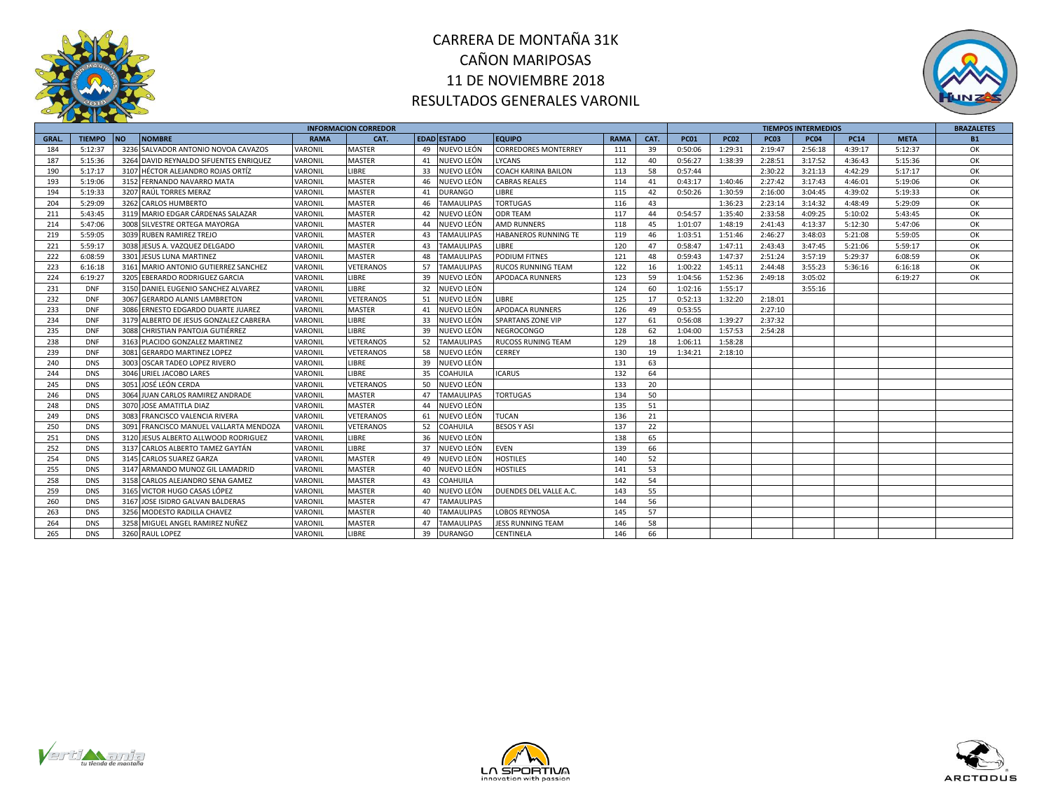# CARRERA DE MONTAÑA 31K
## CAÑON MARIPOSAS
## 11 DE NOVIEMBRE 2018
## RESULTADOS GENERALES VARONIL

| INFORMACION CORREDOR | | | | | | | | | | | TIEMPOS INTERMEDIOS | | | | | | BRAZALETES |
|---|---|---|---|---|---|---|---|---|---|---|---|---|---|---|---|---|---|
| GRAL. | TIEMPO | NO | NOMBRE | RAMA | CAT. | EDAD | ESTADO | EQUIPO | RAMA | CAT. | PC01 | PC02 | PC03 | PC04 | PC14 | META | B1 |
| 184 | 5:12:37 | 3236 | SALVADOR ANTONIO NOVOA CAVAZOS | VARONIL | MASTER | 49 | NUEVO LEÓN | CORREDORES MONTERREY | 111 | 39 | 0:50:06 | 1:29:31 | 2:19:47 | 2:56:18 | 4:39:17 | 5:12:37 | OK |
| 187 | 5:15:36 | 3264 | DAVID REYNALDO SIFUENTES ENRIQUEZ | VARONIL | MASTER | 41 | NUEVO LEÓN | LYCANS | 112 | 40 | 0:56:27 | 1:38:39 | 2:28:51 | 3:17:52 | 4:36:43 | 5:15:36 | OK |
| 190 | 5:17:17 | 3107 | HÉCTOR ALEJANDRO ROJAS ORTÍZ | VARONIL | LIBRE | 33 | NUEVO LEÓN | COACH KARINA BAILON | 113 | 58 | 0:57:44 | | 2:30:22 | 3:21:13 | 4:42:29 | 5:17:17 | OK |
| 193 | 5:19:06 | 3152 | FERNANDO NAVARRO MATA | VARONIL | MASTER | 46 | NUEVO LEÓN | CABRAS REALES | 114 | 41 | 0:43:17 | 1:40:46 | 2:27:42 | 3:17:43 | 4:46:01 | 5:19:06 | OK |
| 194 | 5:19:33 | 3207 | RAÚL TORRES MERAZ | VARONIL | MASTER | 41 | DURANGO | LIBRE | 115 | 42 | 0:50:26 | 1:30:59 | 2:16:00 | 3:04:45 | 4:39:02 | 5:19:33 | OK |
| 204 | 5:29:09 | 3262 | CARLOS HUMBERTO | VARONIL | MASTER | 46 | TAMAULIPAS | TORTUGAS | 116 | 43 | | 1:36:23 | 2:23:14 | 3:14:32 | 4:48:49 | 5:29:09 | OK |
| 211 | 5:43:45 | 3119 | MARIO EDGAR CÁRDENAS SALAZAR | VARONIL | MASTER | 42 | NUEVO LEÓN | ODR TEAM | 117 | 44 | 0:54:57 | 1:35:40 | 2:33:58 | 4:09:25 | 5:10:02 | 5:43:45 | OK |
| 214 | 5:47:06 | 3008 | SILVESTRE ORTEGA MAYORGA | VARONIL | MASTER | 44 | NUEVO LEÓN | AMD RUNNERS | 118 | 45 | 1:01:07 | 1:48:19 | 2:41:43 | 4:13:37 | 5:12:30 | 5:47:06 | OK |
| 219 | 5:59:05 | 3039 | RUBEN RAMIREZ TREJO | VARONIL | MASTER | 43 | TAMAULIPAS | HABANEROS RUNNING TE | 119 | 46 | 1:03:51 | 1:51:46 | 2:46:27 | 3:48:03 | 5:21:08 | 5:59:05 | OK |
| 221 | 5:59:17 | 3038 | JESUS A. VAZQUEZ DELGADO | VARONIL | MASTER | 43 | TAMAULIPAS | LIBRE | 120 | 47 | 0:58:47 | 1:47:11 | 2:43:43 | 3:47:45 | 5:21:06 | 5:59:17 | OK |
| 222 | 6:08:59 | 3301 | JESUS LUNA MARTINEZ | VARONIL | MASTER | 48 | TAMAULIPAS | PODIUM FITNES | 121 | 48 | 0:59:43 | 1:47:37 | 2:51:24 | 3:57:19 | 5:29:37 | 6:08:59 | OK |
| 223 | 6:16:18 | 3161 | MARIO ANTONIO GUTIERREZ SANCHEZ | VARONIL | VETERANOS | 57 | TAMAULIPAS | RUCOS RUNNING TEAM | 122 | 16 | 1:00:22 | 1:45:11 | 2:44:48 | 3:55:23 | 5:36:16 | 6:16:18 | OK |
| 224 | 6:19:27 | 3205 | EBERARDO RODRIGUEZ GARCIA | VARONIL | LIBRE | 39 | NUEVO LEÓN | APODACA RUNNERS | 123 | 59 | 1:04:56 | 1:52:36 | 2:49:18 | 3:05:02 | | 6:19:27 | OK |
| 231 | DNF | 3150 | DANIEL EUGENIO SANCHEZ ALVAREZ | VARONIL | LIBRE | 32 | NUEVO LEÓN | | 124 | 60 | 1:02:16 | 1:55:17 | | 3:55:16 | | | |
| 232 | DNF | 3067 | GERARDO ALANIS LAMBRETON | VARONIL | VETERANOS | 51 | NUEVO LEÓN | LIBRE | 125 | 17 | 0:52:13 | 1:32:20 | 2:18:01 | | | | |
| 233 | DNF | 3086 | ERNESTO EDGARDO DUARTE JUAREZ | VARONIL | MASTER | 41 | NUEVO LEÓN | APODACA RUNNERS | 126 | 49 | 0:53:55 | | 2:27:10 | | | | |
| 234 | DNF | 3179 | ALBERTO DE JESUS GONZALEZ CABRERA | VARONIL | LIBRE | 33 | NUEVO LEÓN | SPARTANS ZONE VIP | 127 | 61 | 0:56:08 | 1:39:27 | 2:37:32 | | | | |
| 235 | DNF | 3088 | CHRISTIAN PANTOJA GUTIÉRREZ | VARONIL | LIBRE | 39 | NUEVO LEÓN | NEGROCONGO | 128 | 62 | 1:04:00 | 1:57:53 | 2:54:28 | | | | |
| 238 | DNF | 3163 | PLACIDO GONZALEZ MARTINEZ | VARONIL | VETERANOS | 52 | TAMAULIPAS | RUCOSS RUNING TEAM | 129 | 18 | 1:06:11 | 1:58:28 | | | | | |
| 239 | DNF | 3081 | GERARDO MARTINEZ LOPEZ | VARONIL | VETERANOS | 58 | NUEVO LEÓN | CERREY | 130 | 19 | 1:34:21 | 2:18:10 | | | | | |
| 240 | DNS | 3003 | OSCAR TADEO LOPEZ RIVERO | VARONIL | LIBRE | 39 | NUEVO LEÓN | | 131 | 63 | | | | | | | |
| 244 | DNS | 3046 | URIEL JACOBO LARES | VARONIL | LIBRE | 35 | COAHUILA | ICARUS | 132 | 64 | | | | | | | |
| 245 | DNS | 3051 | JOSÉ LEÓN CERDA | VARONIL | VETERANOS | 50 | NUEVO LEÓN | | 133 | 20 | | | | | | | |
| 246 | DNS | 3064 | JUAN CARLOS RAMIREZ ANDRADE | VARONIL | MASTER | 47 | TAMAULIPAS | TORTUGAS | 134 | 50 | | | | | | | |
| 248 | DNS | 3070 | JOSE AMATITLA DIAZ | VARONIL | MASTER | 44 | NUEVO LEÓN | | 135 | 51 | | | | | | | |
| 249 | DNS | 3083 | FRANCISCO VALENCIA RIVERA | VARONIL | VETERANOS | 61 | NUEVO LEÓN | TUCAN | 136 | 21 | | | | | | | |
| 250 | DNS | 3091 | FRANCISCO MANUEL VALLARTA MENDOZA | VARONIL | VETERANOS | 52 | COAHUILA | BESOS Y ASI | 137 | 22 | | | | | | | |
| 251 | DNS | 3120 | JESUS ALBERTO ALLWOOD RODRIGUEZ | VARONIL | LIBRE | 36 | NUEVO LEÓN | | 138 | 65 | | | | | | | |
| 252 | DNS | 3137 | CARLOS ALBERTO TAMEZ GAYTÁN | VARONIL | LIBRE | 37 | NUEVO LEÓN | EVEN | 139 | 66 | | | | | | | |
| 254 | DNS | 3145 | CARLOS SUAREZ GARZA | VARONIL | MASTER | 49 | NUEVO LEÓN | HOSTILES | 140 | 52 | | | | | | | |
| 255 | DNS | 3147 | ARMANDO MUNOZ GIL LAMADRID | VARONIL | MASTER | 40 | NUEVO LEÓN | HOSTILES | 141 | 53 | | | | | | | |
| 258 | DNS | 3158 | CARLOS ALEJANDRO SENA GAMEZ | VARONIL | MASTER | 43 | COAHUILA | | 142 | 54 | | | | | | | |
| 259 | DNS | 3165 | VICTOR HUGO CASAS LÓPEZ | VARONIL | MASTER | 40 | NUEVO LEÓN | DUENDES DEL VALLE A.C. | 143 | 55 | | | | | | | |
| 260 | DNS | 3167 | JOSE ISIDRO GALVAN BALDERAS | VARONIL | MASTER | 47 | TAMAULIPAS | | 144 | 56 | | | | | | | |
| 263 | DNS | 3256 | MODESTO RADILLA CHAVEZ | VARONIL | MASTER | 40 | TAMAULIPAS | LOBOS REYNOSA | 145 | 57 | | | | | | | |
| 264 | DNS | 3258 | MIGUEL ANGEL RAMIREZ NUÑEZ | VARONIL | MASTER | 47 | TAMAULIPAS | JESS RUNNING TEAM | 146 | 58 | | | | | | | |
| 265 | DNS | 3260 | RAUL LOPEZ | VARONIL | LIBRE | 39 | DURANGO | CENTINELA | 146 | 66 | | | | | | | |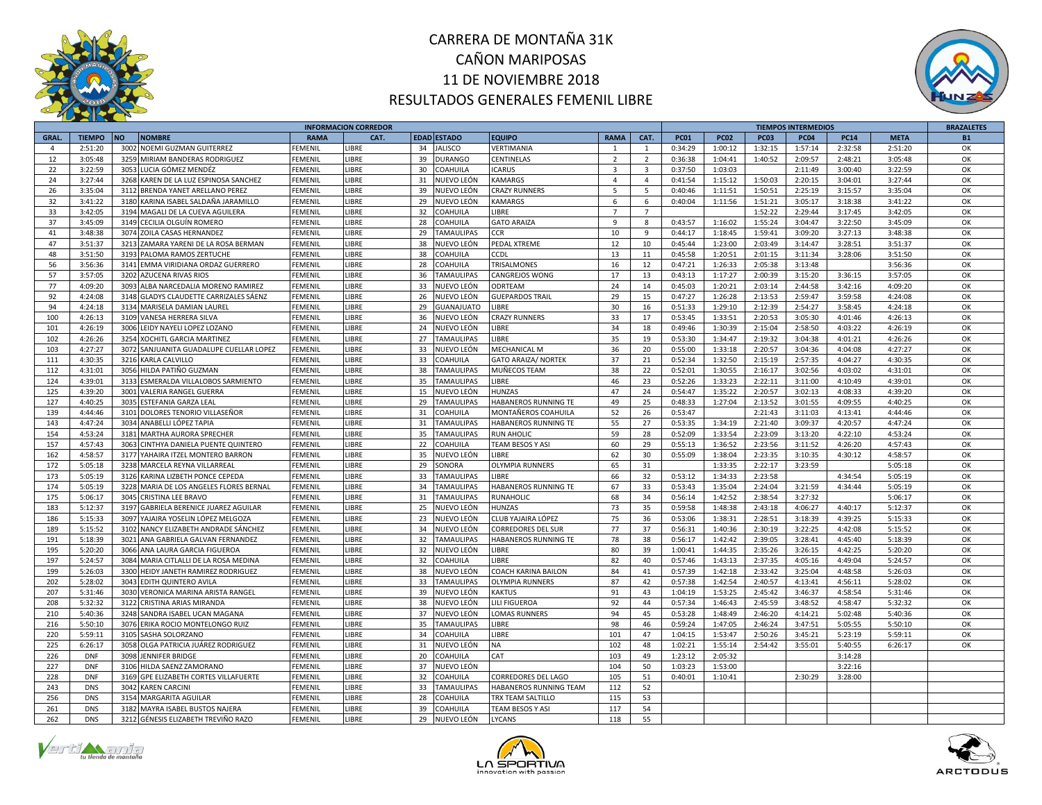# CARRERA DE MONTAÑA 31K
# CAÑON MARIPOSAS
# 11 DE NOVIEMBRE 2018
# RESULTADOS GENERALES FEMENIL LIBRE

| INFORMACION CORREDOR | | | | | | | | | | TIEMPOS INTERMEDIOS | | | | | | BRAZALETES |
|---|---|---|---|---|---|---|---|---|---|---|---|---|---|---|---|---|
| GRAL. | TIEMPO | NO | NOMBRE | RAMA | CAT. | EDAD | ESTADO | EQUIPO | RAMA | CAT. | PC01 | PC02 | PC03 | PC04 | PC14 | META | B1 |
| 4 | 2:51:20 | 3002 | NOEMI GUZMAN GUITERREZ | FEMENIL | LIBRE | 34 | JALISCO | VERTIMANIA | 1 | 1 | 0:34:29 | 1:00:12 | 1:32:15 | 1:57:14 | 2:32:58 | 2:51:20 | OK |
| 12 | 3:05:48 | 3259 | MIRIAM BANDERAS RODRIGUEZ | FEMENIL | LIBRE | 39 | DURANGO | CENTINELAS | 2 | 2 | 0:36:38 | 1:04:41 | 1:40:52 | 2:09:57 | 2:48:21 | 3:05:48 | OK |
| 22 | 3:22:59 | 3053 | LUCIA GÓMEZ MENDÉZ | FEMENIL | LIBRE | 30 | COAHUILA | ICARUS | 3 | 3 | 0:37:50 | 1:03:03 | | 2:11:49 | 3:00:40 | 3:22:59 | OK |
| 24 | 3:27:44 | 3268 | KAREN DE LA LUZ ESPINOSA SANCHEZ | FEMENIL | LIBRE | 31 | NUEVO LEÓN | KAMARGS | 4 | 4 | 0:41:54 | 1:15:12 | 1:50:03 | 2:20:15 | 3:04:01 | 3:27:44 | OK |
| 26 | 3:35:04 | 3112 | BRENDA YANET ARELLANO PEREZ | FEMENIL | LIBRE | 39 | NUEVO LEÓN | CRAZY RUNNERS | 5 | 5 | 0:40:46 | 1:11:51 | 1:50:51 | 2:25:19 | 3:15:57 | 3:35:04 | OK |
| 32 | 3:41:22 | 3180 | KARINA ISABEL SALDAÑA JARAMILLO | FEMENIL | LIBRE | 29 | NUEVO LEÓN | KAMARGS | 6 | 6 | 0:40:04 | 1:11:56 | 1:51:21 | 3:05:17 | 3:18:38 | 3:41:22 | OK |
| 33 | 3:42:05 | 3194 | MAGALI DE LA CUEVA AGUILERA | FEMENIL | LIBRE | 32 | COAHUILA | LIBRE | 7 | 7 | | | 1:52:22 | 2:29:44 | 3:17:45 | 3:42:05 | OK |
| 37 | 3:45:09 | 3149 | CECILIA OLGUÍN ROMERO | FEMENIL | LIBRE | 28 | COAHUILA | GATO ARAIZA | 9 | 8 | 0:43:57 | 1:16:02 | 1:55:24 | 3:04:47 | 3:22:50 | 3:45:09 | OK |
| 41 | 3:48:38 | 3074 | ZOILA CASAS HERNANDEZ | FEMENIL | LIBRE | 29 | TAMAULIPAS | CCR | 10 | 9 | 0:44:17 | 1:18:45 | 1:59:41 | 3:09:20 | 3:27:13 | 3:48:38 | OK |
| 47 | 3:51:37 | 3213 | ZAMARA YARENI DE LA ROSA BERMAN | FEMENIL | LIBRE | 38 | NUEVO LEÓN | PEDAL XTREME | 12 | 10 | 0:45:44 | 1:23:00 | 2:03:49 | 3:14:47 | 3:28:51 | 3:51:37 | OK |
| 48 | 3:51:50 | 3193 | PALOMA RAMOS ZERTUCHE | FEMENIL | LIBRE | 38 | COAHUILA | CCDL | 13 | 11 | 0:45:58 | 1:20:51 | 2:01:15 | 3:11:34 | 3:28:06 | 3:51:50 | OK |
| 56 | 3:56:36 | 3141 | EMMA VIRIDIANA ORDAZ GUERRERO | FEMENIL | LIBRE | 28 | COAHUILA | TRISALMONES | 16 | 12 | 0:47:21 | 1:26:33 | 2:05:38 | 3:13:48 | | 3:56:36 | OK |
| 57 | 3:57:05 | 3202 | AZUCENA RIVAS RIOS | FEMENIL | LIBRE | 36 | TAMAULIPAS | CANGREJOS WONG | 17 | 13 | 0:43:13 | 1:17:27 | 2:00:39 | 3:15:20 | 3:36:15 | 3:57:05 | OK |
| 77 | 4:09:20 | 3093 | ALBA NARCEDALIA MORENO RAMIREZ | FEMENIL | LIBRE | 33 | NUEVO LEÓN | ODRTEAM | 24 | 14 | 0:45:03 | 1:20:21 | 2:03:14 | 2:44:58 | 3:42:16 | 4:09:20 | OK |
| 92 | 4:24:08 | 3148 | GLADYS CLAUDETTE CARRIZALES SÁENZ | FEMENIL | LIBRE | 26 | NUEVO LEÓN | GUEPARDOS TRAIL | 29 | 15 | 0:47:27 | 1:26:28 | 2:13:53 | 2:59:47 | 3:59:58 | 4:24:08 | OK |
| 94 | 4:24:18 | 3134 | MARISELA DAMIAN LAUREL | FEMENIL | LIBRE | 29 | GUANAJUATO | LIBRE | 30 | 16 | 0:51:33 | 1:29:10 | 2:12:39 | 2:54:27 | 3:58:45 | 4:24:18 | OK |
| 100 | 4:26:13 | 3109 | VANESA HERRERA SILVA | FEMENIL | LIBRE | 36 | NUEVO LEÓN | CRAZY RUNNERS | 33 | 17 | 0:53:45 | 1:33:51 | 2:20:53 | 3:05:30 | 4:01:46 | 4:26:13 | OK |
| 101 | 4:26:19 | 3006 | LEIDY NAYELI LOPEZ LOZANO | FEMENIL | LIBRE | 24 | NUEVO LEÓN | LIBRE | 34 | 18 | 0:49:46 | 1:30:39 | 2:15:04 | 2:58:50 | 4:03:22 | 4:26:19 | OK |
| 102 | 4:26:26 | 3254 | XOCHITL GARCIA MARTINEZ | FEMENIL | LIBRE | 27 | TAMAULIPAS | LIBRE | 35 | 19 | 0:53:30 | 1:34:47 | 2:19:32 | 3:04:38 | 4:01:21 | 4:26:26 | OK |
| 103 | 4:27:27 | 3072 | SANJUANITA GUADALUPE CUELLAR LOPEZ | FEMENIL | LIBRE | 33 | NUEVO LEÓN | MECHANICAL M | 36 | 20 | 0:55:00 | 1:33:18 | 2:20:57 | 3:04:36 | 4:04:08 | 4:27:27 | OK |
| 111 | 4:30:35 | 3216 | KARLA CALVILLO | FEMENIL | LIBRE | 33 | COAHUILA | GATO ARAIZA/ NORTEK | 37 | 21 | 0:52:34 | 1:32:50 | 2:15:19 | 2:57:35 | 4:04:27 | 4:30:35 | OK |
| 112 | 4:31:01 | 3056 | HILDA PATIÑO GUZMAN | FEMENIL | LIBRE | 38 | TAMAULIPAS | MUÑECOS TEAM | 38 | 22 | 0:52:01 | 1:30:55 | 2:16:17 | 3:02:56 | 4:03:02 | 4:31:01 | OK |
| 124 | 4:39:01 | 3133 | ESMERALDA VILLALOBOS SARMIENTO | FEMENIL | LIBRE | 35 | TAMAULIPAS | LIBRE | 46 | 23 | 0:52:26 | 1:33:23 | 2:22:11 | 3:11:00 | 4:10:49 | 4:39:01 | OK |
| 125 | 4:39:20 | 3001 | VALERIA RANGEL GUERRA | FEMENIL | LIBRE | 15 | NUEVO LEÓN | HUNZAS | 47 | 24 | 0:54:47 | 1:35:22 | 2:20:57 | 3:02:13 | 4:08:33 | 4:39:20 | OK |
| 127 | 4:40:25 | 3035 | ESTEFANIA GARZA LEAL | FEMENIL | LIBRE | 29 | TAMAULIPAS | HABANEROS RUNNING TE | 49 | 25 | 0:48:33 | 1:27:04 | 2:13:52 | 3:01:55 | 4:09:55 | 4:40:25 | OK |
| 139 | 4:44:46 | 3101 | DOLORES TENORIO VILLASEÑOR | FEMENIL | LIBRE | 31 | COAHUILA | MONTAÑEROS COAHUILA | 52 | 26 | 0:53:47 | | 2:21:43 | 3:11:03 | 4:13:41 | 4:44:46 | OK |
| 143 | 4:47:24 | 3034 | ANABELLI LÓPEZ TAPIA | FEMENIL | LIBRE | 31 | TAMAULIPAS | HABANEROS RUNNING TE | 55 | 27 | 0:53:35 | 1:34:19 | 2:21:40 | 3:09:37 | 4:20:57 | 4:47:24 | OK |
| 154 | 4:53:24 | 3181 | MARTHA AURORA SPRECHER | FEMENIL | LIBRE | 35 | TAMAULIPAS | RUN AHOLIC | 59 | 28 | 0:52:09 | 1:33:54 | 2:23:09 | 3:13:20 | 4:22:10 | 4:53:24 | OK |
| 157 | 4:57:43 | 3063 | CINTHYA DANIELA PUENTE QUINTERO | FEMENIL | LIBRE | 22 | COAHUILA | TEAM BESOS Y ASI | 60 | 29 | 0:55:13 | 1:36:52 | 2:23:56 | 3:11:52 | 4:26:20 | 4:57:43 | OK |
| 162 | 4:58:57 | 3177 | YAHAIRA ITZEL MONTERO BARRON | FEMENIL | LIBRE | 35 | NUEVO LEÓN | LIBRE | 62 | 30 | 0:55:09 | 1:38:04 | 2:23:35 | 3:10:35 | 4:30:12 | 4:58:57 | OK |
| 172 | 5:05:18 | 3238 | MARCELA REYNA VILLARREAL | FEMENIL | LIBRE | 29 | SONORA | OLYMPIA RUNNERS | 65 | 31 | | 1:33:35 | 2:22:17 | 3:23:59 | | 5:05:18 | OK |
| 173 | 5:05:19 | 3126 | KARINA LIZBETH PONCE CEPEDA | FEMENIL | LIBRE | 33 | TAMAULIPAS | LIBRE | 66 | 32 | 0:53:12 | 1:34:33 | 2:23:58 | | 4:34:54 | 5:05:19 | OK |
| 174 | 5:05:19 | 3228 | MARIA DE LOS ANGELES FLORES BERNAL | FEMENIL | LIBRE | 34 | TAMAULIPAS | HABANEROS RUNNING TE | 67 | 33 | 0:53:43 | 1:35:04 | 2:24:04 | 3:21:59 | 4:34:44 | 5:05:19 | OK |
| 175 | 5:06:17 | 3045 | CRISTINA LEE BRAVO | FEMENIL | LIBRE | 31 | TAMAULIPAS | RUNAHOLIC | 68 | 34 | 0:56:14 | 1:42:52 | 2:38:54 | 3:27:32 | | 5:06:17 | OK |
| 183 | 5:12:37 | 3197 | GABRIELA BERENICE JUAREZ AGUILAR | FEMENIL | LIBRE | 25 | NUEVO LEÓN | HUNZAS | 73 | 35 | 0:59:58 | 1:48:38 | 2:43:18 | 4:06:27 | 4:40:17 | 5:12:37 | OK |
| 186 | 5:15:33 | 3097 | YAJAIRA YOSELIN LÓPEZ MELGOZA | FEMENIL | LIBRE | 23 | NUEVO LEÓN | CLUB YAJAIRA LÓPEZ | 75 | 36 | 0:53:06 | 1:38:31 | 2:28:51 | 3:18:39 | 4:39:25 | 5:15:33 | OK |
| 189 | 5:15:52 | 3102 | NANCY ELIZABETH ANDRADE SÁNCHEZ | FEMENIL | LIBRE | 34 | NUEVO LEÓN | CORREDORES DEL SUR | 77 | 37 | 0:56:31 | 1:40:36 | 2:30:19 | 3:22:25 | 4:42:08 | 5:15:52 | OK |
| 191 | 5:18:39 | 3021 | ANA GABRIELA GALVAN FERNANDEZ | FEMENIL | LIBRE | 32 | TAMAULIPAS | HABANEROS RUNNING TE | 78 | 38 | 0:56:17 | 1:42:42 | 2:39:05 | 3:28:41 | 4:45:40 | 5:18:39 | OK |
| 195 | 5:20:20 | 3066 | ANA LAURA GARCIA FIGUEROA | FEMENIL | LIBRE | 32 | NUEVO LEÓN | LIBRE | 80 | 39 | 1:00:41 | 1:44:35 | 2:35:26 | 3:26:15 | 4:42:25 | 5:20:20 | OK |
| 197 | 5:24:57 | 3084 | MARIA CITLALLI DE LA ROSA MEDINA | FEMENIL | LIBRE | 32 | COAHUILA | LIBRE | 82 | 40 | 0:57:46 | 1:43:13 | 2:37:35 | 4:05:16 | 4:49:04 | 5:24:57 | OK |
| 199 | 5:26:03 | 3300 | HEIDY JANETH RAMIREZ RODRIGUEZ | FEMENIL | LIBRE | 38 | NUEVO LEÓN | COACH KARINA BAILON | 84 | 41 | 0:57:39 | 1:42:18 | 2:33:42 | 3:25:04 | 4:48:58 | 5:26:03 | OK |
| 202 | 5:28:02 | 3043 | EDITH QUINTERO AVILA | FEMENIL | LIBRE | 33 | TAMAULIPAS | OLYMPIA RUNNERS | 87 | 42 | 0:57:38 | 1:42:54 | 2:40:57 | 4:13:41 | 4:56:11 | 5:28:02 | OK |
| 207 | 5:31:46 | 3030 | VERONICA MARINA ARISTA RANGEL | FEMENIL | LIBRE | 39 | NUEVO LEÓN | KAKTUS | 91 | 43 | 1:04:19 | 1:53:25 | 2:45:42 | 3:46:37 | 4:58:54 | 5:31:46 | OK |
| 208 | 5:32:32 | 3122 | CRISTINA ARIAS MIRANDA | FEMENIL | LIBRE | 38 | NUEVO LEÓN | LILI FIGUEROA | 92 | 44 | 0:57:34 | 1:46:43 | 2:45:59 | 3:48:52 | 4:58:47 | 5:32:32 | OK |
| 210 | 5:40:36 | 3248 | SANDRA ISABEL UCAN MAGANA | FEMENIL | LIBRE | 37 | NUEVO LEÓN | LOMAS RUNNERS | 94 | 45 | 0:53:28 | 1:48:49 | 2:46:20 | 4:14:21 | 5:02:48 | 5:40:36 | OK |
| 216 | 5:50:10 | 3076 | ERIKA ROCIO MONTELONGO RUIZ | FEMENIL | LIBRE | 35 | TAMAULIPAS | LIBRE | 98 | 46 | 0:59:24 | 1:47:05 | 2:46:24 | 3:47:51 | 5:05:55 | 5:50:10 | OK |
| 220 | 5:59:11 | 3105 | SASHA SOLORZANO | FEMENIL | LIBRE | 34 | COAHUILA | LIBRE | 101 | 47 | 1:04:15 | 1:53:47 | 2:50:26 | 3:45:21 | 5:23:19 | 5:59:11 | OK |
| 225 | 6:26:17 | 3058 | OLGA PATRICIA JUÁREZ RODRIGUEZ | FEMENIL | LIBRE | 31 | NUEVO LEÓN | NA | 102 | 48 | 1:02:21 | 1:55:14 | 2:54:42 | 3:55:01 | 5:40:55 | 6:26:17 | OK |
| 226 | DNF | 3098 | JENNIFER BRIDGE | FEMENIL | LIBRE | 20 | COAHUILA | CAT | 103 | 49 | 1:23:12 | 2:05:32 | | | 3:14:28 | | |
| 227 | DNF | 3106 | HILDA SAENZ ZAMORANO | FEMENIL | LIBRE | 37 | NUEVO LEÓN | | 104 | 50 | 1:03:23 | 1:53:00 | | | 3:22:16 | | |
| 228 | DNF | 3169 | GPE ELIZABETH CORTES VILLAFUERTE | FEMENIL | LIBRE | 32 | COAHUILA | CORREDORES DEL LAGO | 105 | 51 | 0:40:01 | 1:10:41 | | 2:30:29 | 3:28:00 | | |
| 243 | DNS | 3042 | KAREN CARCINI | FEMENIL | LIBRE | 33 | TAMAULIPAS | HABANEROS RUNNING TEAM | 112 | 52 | | | | | | | |
| 256 | DNS | 3154 | MARGARITA AGUILAR | FEMENIL | LIBRE | 28 | COAHUILA | TRX TEAM SALTILLO | 115 | 53 | | | | | | | |
| 261 | DNS | 3182 | MAYRA ISABEL BUSTOS NAJERA | FEMENIL | LIBRE | 39 | COAHUILA | TEAM BESOS Y ASI | 117 | 54 | | | | | | | |
| 262 | DNS | 3212 | GÉNESIS ELIZABETH TREVIÑO RAZO | FEMENIL | LIBRE | 29 | NUEVO LEÓN | LYCANS | 118 | 55 | | | | | | | |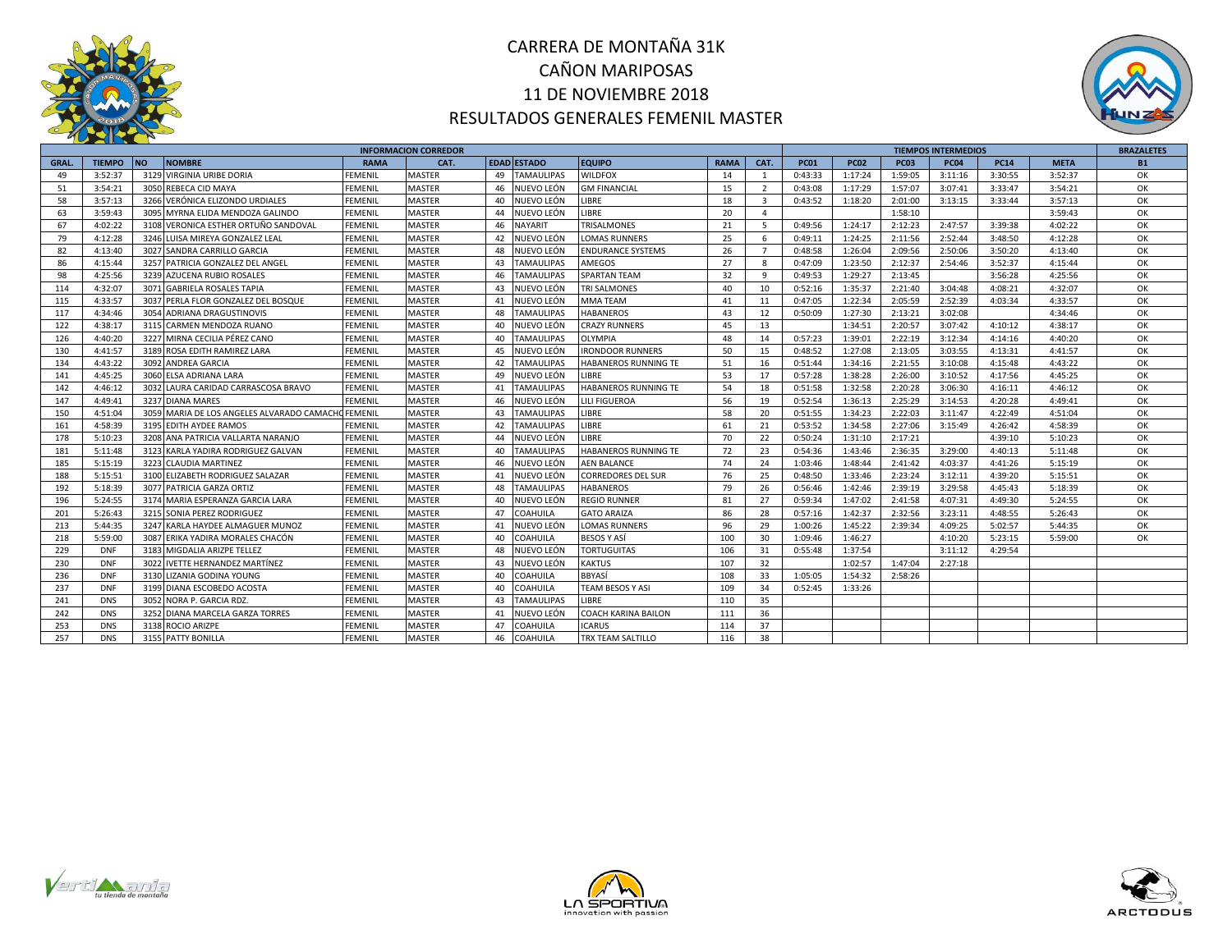# CARRERA DE MONTAÑA 31K
# CAÑON MARIPOSAS
# 11 DE NOVIEMBRE 2018
# RESULTADOS GENERALES FEMENIL MASTER

| INFORMACION CORREDOR | | | | | | | | | | | TIEMPOS INTERMEDIOS | | | | | | BRAZALETES |
|---|---|---|---|---|---|---|---|---|---|---|---|---|---|---|---|---|---|
| GRAL. | TIEMPO | NO | NOMBRE | RAMA | CAT. | EDAD | ESTADO | EQUIPO | RAMA | CAT. | PC01 | PC02 | PC03 | PC04 | PC14 | META | B1 |
| 49 | 3:52:37 | 3129 | VIRGINIA URIBE DORIA | FEMENIL | MASTER | 49 | TAMAULIPAS | WILDFOX | 14 | 1 | 0:43:33 | 1:17:24 | 1:59:05 | 3:11:16 | 3:30:55 | 3:52:37 | OK |
| 51 | 3:54:21 | 3050 | REBECA CID MAYA | FEMENIL | MASTER | 46 | NUEVO LEÓN | GM FINANCIAL | 15 | 2 | 0:43:08 | 1:17:29 | 1:57:07 | 3:07:41 | 3:33:47 | 3:54:21 | OK |
| 58 | 3:57:13 | 3266 | VERÓNICA ELIZONDO URDIALES | FEMENIL | MASTER | 40 | NUEVO LEÓN | LIBRE | 18 | 3 | 0:43:52 | 1:18:20 | 2:01:00 | 3:13:15 | 3:33:44 | 3:57:13 | OK |
| 63 | 3:59:43 | 3095 | MYRNA ELIDA MENDOZA GALINDO | FEMENIL | MASTER | 44 | NUEVO LEÓN | LIBRE | 20 | 4 | | | 1:58:10 | | | 3:59:43 | OK |
| 67 | 4:02:22 | 3108 | VERONICA ESTHER ORTUÑO SANDOVAL | FEMENIL | MASTER | 46 | NAYARIT | TRISALMONES | 21 | 5 | 0:49:56 | 1:24:17 | 2:12:23 | 2:47:57 | 3:39:38 | 4:02:22 | OK |
| 79 | 4:12:28 | 3246 | LUISA MIREYA GONZALEZ LEAL | FEMENIL | MASTER | 42 | NUEVO LEÓN | LOMAS RUNNERS | 25 | 6 | 0:49:11 | 1:24:25 | 2:11:56 | 2:52:44 | 3:48:50 | 4:12:28 | OK |
| 82 | 4:13:40 | 3027 | SANDRA CARRILLO GARCIA | FEMENIL | MASTER | 48 | NUEVO LEÓN | ENDURANCE SYSTEMS | 26 | 7 | 0:48:58 | 1:26:04 | 2:09:56 | 2:50:06 | 3:50:20 | 4:13:40 | OK |
| 86 | 4:15:44 | 3257 | PATRICIA GONZALEZ DEL ANGEL | FEMENIL | MASTER | 43 | TAMAULIPAS | AMEGOS | 27 | 8 | 0:47:09 | 1:23:50 | 2:12:37 | 2:54:46 | 3:52:37 | 4:15:44 | OK |
| 98 | 4:25:56 | 3239 | AZUCENA RUBIO ROSALES | FEMENIL | MASTER | 46 | TAMAULIPAS | SPARTAN TEAM | 32 | 9 | 0:49:53 | 1:29:27 | 2:13:45 | | 3:56:28 | 4:25:56 | OK |
| 114 | 4:32:07 | 3071 | GABRIELA ROSALES TAPIA | FEMENIL | MASTER | 43 | NUEVO LEÓN | TRI SALMONES | 40 | 10 | 0:52:16 | 1:35:37 | 2:21:40 | 3:04:48 | 4:08:21 | 4:32:07 | OK |
| 115 | 4:33:57 | 3037 | PERLA FLOR GONZALEZ DEL BOSQUE | FEMENIL | MASTER | 41 | NUEVO LEÓN | MMA TEAM | 41 | 11 | 0:47:05 | 1:22:34 | 2:05:59 | 2:52:39 | 4:03:34 | 4:33:57 | OK |
| 117 | 4:34:46 | 3054 | ADRIANA DRAGUSTINOVIS | FEMENIL | MASTER | 48 | TAMAULIPAS | HABANEROS | 43 | 12 | 0:50:09 | 1:27:30 | 2:13:21 | 3:02:08 | | 4:34:46 | OK |
| 122 | 4:38:17 | 3115 | CARMEN MENDOZA RUANO | FEMENIL | MASTER | 40 | NUEVO LEÓN | CRAZY RUNNERS | 45 | 13 | | 1:34:51 | 2:20:57 | 3:07:42 | 4:10:12 | 4:38:17 | OK |
| 126 | 4:40:20 | 3227 | MIRNA CECILIA PÉREZ CANO | FEMENIL | MASTER | 40 | TAMAULIPAS | OLYMPIA | 48 | 14 | 0:57:23 | 1:39:01 | 2:22:19 | 3:12:34 | 4:14:16 | 4:40:20 | OK |
| 130 | 4:41:57 | 3189 | ROSA EDITH RAMIREZ LARA | FEMENIL | MASTER | 45 | NUEVO LEÓN | IRONDOOR RUNNERS | 50 | 15 | 0:48:52 | 1:27:08 | 2:13:05 | 3:03:55 | 4:13:31 | 4:41:57 | OK |
| 134 | 4:43:22 | 3092 | ANDREA GARCIA | FEMENIL | MASTER | 42 | TAMAULIPAS | HABANEROS RUNNING TE | 51 | 16 | 0:51:44 | 1:34:16 | 2:21:55 | 3:10:08 | 4:15:48 | 4:43:22 | OK |
| 141 | 4:45:25 | 3060 | ELSA ADRIANA LARA | FEMENIL | MASTER | 49 | NUEVO LEÓN | LIBRE | 53 | 17 | 0:57:28 | 1:38:28 | 2:26:00 | 3:10:52 | 4:17:56 | 4:45:25 | OK |
| 142 | 4:46:12 | 3032 | LAURA CARIDAD CARRASCOSA BRAVO | FEMENIL | MASTER | 41 | TAMAULIPAS | HABANEROS RUNNING TE | 54 | 18 | 0:51:58 | 1:32:58 | 2:20:28 | 3:06:30 | 4:16:11 | 4:46:12 | OK |
| 147 | 4:49:41 | 3237 | DIANA MARES | FEMENIL | MASTER | 46 | NUEVO LEÓN | LILI FIGUEROA | 56 | 19 | 0:52:54 | 1:36:13 | 2:25:29 | 3:14:53 | 4:20:28 | 4:49:41 | OK |
| 150 | 4:51:04 | 3059 | MARIA DE LOS ANGELES ALVARADO CAMACHO | FEMENIL | MASTER | 43 | TAMAULIPAS | LIBRE | 58 | 20 | 0:51:55 | 1:34:23 | 2:22:03 | 3:11:47 | 4:22:49 | 4:51:04 | OK |
| 161 | 4:58:39 | 3195 | EDITH AYDEE RAMOS | FEMENIL | MASTER | 42 | TAMAULIPAS | LIBRE | 61 | 21 | 0:53:52 | 1:34:58 | 2:27:06 | 3:15:49 | 4:26:42 | 4:58:39 | OK |
| 178 | 5:10:23 | 3208 | ANA PATRICIA VALLARTA NARANJO | FEMENIL | MASTER | 44 | NUEVO LEÓN | LIBRE | 70 | 22 | 0:50:24 | 1:31:10 | 2:17:21 | | 4:39:10 | 5:10:23 | OK |
| 181 | 5:11:48 | 3123 | KARLA YADIRA RODRIGUEZ GALVAN | FEMENIL | MASTER | 40 | TAMAULIPAS | HABANEROS RUNNING TE | 72 | 23 | 0:54:36 | 1:43:46 | 2:36:35 | 3:29:00 | 4:40:13 | 5:11:48 | OK |
| 185 | 5:15:19 | 3223 | CLAUDIA MARTINEZ | FEMENIL | MASTER | 46 | NUEVO LEÓN | AEN BALANCE | 74 | 24 | 1:03:46 | 1:48:44 | 2:41:42 | 4:03:37 | 4:41:26 | 5:15:19 | OK |
| 188 | 5:15:51 | 3100 | ELIZABETH RODRIGUEZ SALAZAR | FEMENIL | MASTER | 41 | NUEVO LEÓN | CORREDORES DEL SUR | 76 | 25 | 0:48:50 | 1:33:46 | 2:23:24 | 3:12:11 | 4:39:20 | 5:15:51 | OK |
| 192 | 5:18:39 | 3077 | PATRICIA GARZA ORTIZ | FEMENIL | MASTER | 48 | TAMAULIPAS | HABANEROS | 79 | 26 | 0:56:46 | 1:42:46 | 2:39:19 | 3:29:58 | 4:45:43 | 5:18:39 | OK |
| 196 | 5:24:55 | 3174 | MARIA ESPERANZA GARCIA LARA | FEMENIL | MASTER | 40 | NUEVO LEÓN | REGIO RUNNER | 81 | 27 | 0:59:34 | 1:47:02 | 2:41:58 | 4:07:31 | 4:49:30 | 5:24:55 | OK |
| 201 | 5:26:43 | 3215 | SONIA PEREZ RODRIGUEZ | FEMENIL | MASTER | 47 | COAHUILA | GATO ARAIZA | 86 | 28 | 0:57:16 | 1:42:37 | 2:32:56 | 3:23:11 | 4:48:55 | 5:26:43 | OK |
| 213 | 5:44:35 | 3247 | KARLA HAYDEE ALMAGUER MUNOZ | FEMENIL | MASTER | 41 | NUEVO LEÓN | LOMAS RUNNERS | 96 | 29 | 1:00:26 | 1:45:22 | 2:39:34 | 4:09:25 | 5:02:57 | 5:44:35 | OK |
| 218 | 5:59:00 | 3087 | ERIKA YADIRA MORALES CHACÓN | FEMENIL | MASTER | 40 | COAHUILA | BESOS Y ASÍ | 100 | 30 | 1:09:46 | 1:46:27 | | 4:10:20 | 5:23:15 | 5:59:00 | OK |
| 229 | DNF | 3183 | MIGDALIA ARIZPE TELLEZ | FEMENIL | MASTER | 48 | NUEVO LEÓN | TORTUGUITAS | 106 | 31 | 0:55:48 | 1:37:54 | | 3:11:12 | 4:29:54 | | |
| 230 | DNF | 3022 | IVETTE HERNANDEZ MARTÍNEZ | FEMENIL | MASTER | 43 | NUEVO LEÓN | KAKTUS | 107 | 32 | | 1:02:57 | 1:47:04 | 2:27:18 | | | |
| 236 | DNF | 3130 | LIZANIA GODINA YOUNG | FEMENIL | MASTER | 40 | COAHUILA | BBYASÍ | 108 | 33 | 1:05:05 | 1:54:32 | 2:58:26 | | | | |
| 237 | DNF | 3199 | DIANA ESCOBEDO ACOSTA | FEMENIL | MASTER | 40 | COAHUILA | TEAM BESOS Y ASI | 109 | 34 | 0:52:45 | 1:33:26 | | | | | |
| 241 | DNS | 3052 | NORA P. GARCIA RDZ. | FEMENIL | MASTER | 43 | TAMAULIPAS | LIBRE | 110 | 35 | | | | | | | |
| 242 | DNS | 3252 | DIANA MARCELA GARZA TORRES | FEMENIL | MASTER | 41 | NUEVO LEÓN | COACH KARINA BAILON | 111 | 36 | | | | | | | |
| 253 | DNS | 3138 | ROCIO ARIZPE | FEMENIL | MASTER | 47 | COAHUILA | ICARUS | 114 | 37 | | | | | | | |
| 257 | DNS | 3155 | PATTY BONILLA | FEMENIL | MASTER | 46 | COAHUILA | TRX TEAM SALTILLO | 116 | 38 | | | | | | | |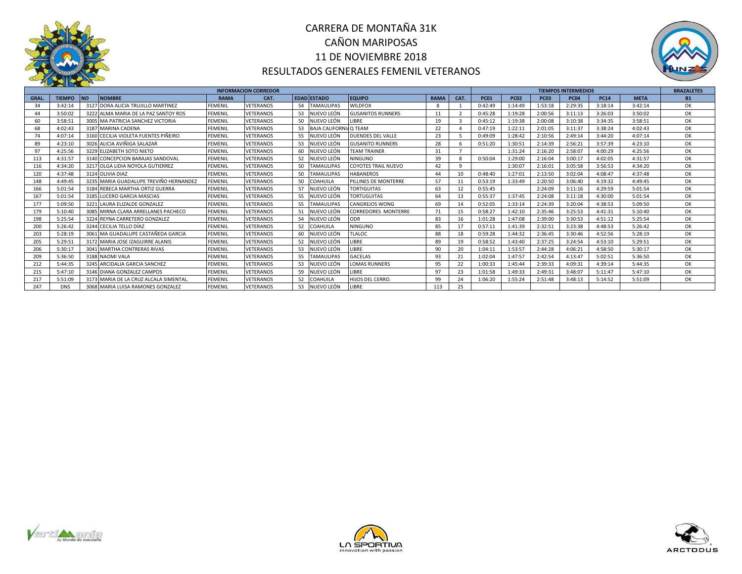# CARRERA DE MONTAÑA 31K
# CAÑON MARIPOSAS
# 11 DE NOVIEMBRE 2018
# RESULTADOS GENERALES FEMENIL VETERANOS

| INFORMACION CORREDOR | | | | | | | | | | | TIEMPOS INTERMEDIOS | | | | | | | BRAZALETES |
|---|---|---|---|---|---|---|---|---|---|---|---|---|---|---|---|---|---|---|
| GRAL. | TIEMPO | NO | NOMBRE | RAMA | CAT. | EDAD | ESTADO | EQUIPO | RAMA | CAT. | PC01 | PC02 | PC03 | PC04 | PC14 | META | | B1 |
| 34 | 3:42:14 | 3127 | DORA ALICIA TRUJILLO MARTINEZ | FEMENIL | VETERANOS | 54 | TAMAULIPAS | WILDFOX | 8 | 1 | 0:42:49 | 1:14:49 | 1:53:18 | 2:29:35 | 3:18:14 | 3:42:14 | | OK |
| 44 | 3:50:02 | 3222 | ALMA MARIA DE LA PAZ SANTOY ROS | FEMENIL | VETERANOS | 53 | NUEVO LEÓN | GUSANITOS RUNNERS | 11 | 2 | 0:45:28 | 1:19:28 | 2:00:56 | 3:11:13 | 3:26:03 | 3:50:02 | | OK |
| 60 | 3:58:51 | 3005 | MA PATRICIA SANCHEZ VICTORIA | FEMENIL | VETERANOS | 50 | NUEVO LEÓN | LIBRE | 19 | 3 | 0:45:12 | 1:19:38 | 2:00:08 | 3:10:38 | 3:34:35 | 3:58:51 | | OK |
| 68 | 4:02:43 | 3187 | MARINA CADENA | FEMENIL | VETERANOS | 53 | BAJA CALIFORNIA | Q TEAM | 22 | 4 | 0:47:19 | 1:22:11 | 2:01:05 | 3:11:37 | 3:38:24 | 4:02:43 | | OK |
| 74 | 4:07:14 | 3160 | CECILIA VIOLETA FUENTES PIÑEIRO | FEMENIL | VETERANOS | 55 | NUEVO LEÓN | DUENDES DEL VALLE | 23 | 5 | 0:49:09 | 1:28:42 | 2:10:56 | 2:49:14 | 3:44:20 | 4:07:14 | | OK |
| 89 | 4:23:10 | 3026 | ALICIA AVIÑIGA SALAZAR | FEMENIL | VETERANOS | 53 | NUEVO LEÓN | GUSANITO RUNNERS | 28 | 6 | 0:51:20 | 1:30:51 | 2:14:39 | 2:56:21 | 3:57:39 | 4:23:10 | | OK |
| 97 | 4:25:56 | 3229 | ELIZABETH SOTO NIETO | FEMENIL | VETERANOS | 60 | NUEVO LEÓN | TEAM TRAINER | 31 | 7 | | 1:31:24 | 2:16:20 | 2:58:07 | 4:00:29 | 4:25:56 | | OK |
| 113 | 4:31:57 | 3140 | CONCEPCION BARAJAS SANDOVAL | FEMENIL | VETERANOS | 52 | NUEVO LEÓN | NINGUNO | 39 | 8 | 0:50:04 | 1:29:00 | 2:16:04 | 3:00:17 | 4:02:05 | 4:31:57 | | OK |
| 116 | 4:34:20 | 3217 | OLGA LIDIA NOYOLA GUTIERREZ | FEMENIL | VETERANOS | 50 | TAMAULIPAS | COYOTES TRAIL NUEVO | 42 | 9 | | 1:30:07 | 2:16:01 | 3:05:58 | 3:56:53 | 4:34:20 | | OK |
| 120 | 4:37:48 | 3124 | OLIVIA DIAZ | FEMENIL | VETERANOS | 50 | TAMAULIPAS | HABANEROS | 44 | 10 | 0:48:40 | 1:27:01 | 2:13:50 | 3:02:04 | 4:08:47 | 4:37:48 | | OK |
| 148 | 4:49:45 | 3235 | MARIA GUADALUPE TREVIÑO HERNANDEZ | FEMENIL | VETERANOS | 50 | COAHUILA | PILLINES DE MONTERRE | 57 | 11 | 0:53:19 | 1:33:49 | 2:20:50 | 3:06:40 | 4:19:32 | 4:49:45 | | OK |
| 166 | 5:01:54 | 3184 | REBECA MARTHA ORTIZ GUERRA | FEMENIL | VETERANOS | 57 | NUEVO LEÓN | TORTIGUITAS | 63 | 12 | 0:55:45 | | 2:24:09 | 3:11:16 | 4:29:59 | 5:01:54 | | OK |
| 167 | 5:01:54 | 3185 | LUCERO GARCIA MASCIAS | FEMENIL | VETERANOS | 55 | NUEVO LEÓN | TORTUGUITAS | 64 | 13 | 0:55:37 | 1:37:45 | 2:24:08 | 3:11:18 | 4:30:00 | 5:01:54 | | OK |
| 177 | 5:09:50 | 3221 | LAURA ELIZALDE GONZALEZ | FEMENIL | VETERANOS | 55 | TAMAULIPAS | CANGREJOS WONG | 69 | 14 | 0:52:05 | 1:33:14 | 2:24:39 | 3:20:04 | 4:38:53 | 5:09:50 | | OK |
| 179 | 5:10:40 | 3085 | MIRNA CLARA ARRELLANES PACHECO | FEMENIL | VETERANOS | 51 | NUEVO LEÓN | CORREDORES MONTERRE | 71 | 15 | 0:58:27 | 1:42:10 | 2:35:46 | 3:25:53 | 4:41:31 | 5:10:40 | | OK |
| 198 | 5:25:54 | 3224 | REYNA CARRETERO GONZALEZ | FEMENIL | VETERANOS | 54 | NUEVO LEÓN | ODR | 83 | 16 | 1:01:28 | 1:47:08 | 2:39:00 | 3:30:53 | 4:51:12 | 5:25:54 | | OK |
| 200 | 5:26:42 | 3244 | CECILIA TELLO DÍAZ | FEMENIL | VETERANOS | 52 | COAHUILA | NINGUNO | 85 | 17 | 0:57:11 | 1:41:39 | 2:32:51 | 3:23:38 | 4:48:53 | 5:26:42 | | OK |
| 203 | 5:28:19 | 3061 | MA GUADALUPE CASTAÑEDA GARCIA | FEMENIL | VETERANOS | 60 | NUEVO LEÓN | TLALOC | 88 | 18 | 0:59:28 | 1:44:32 | 2:36:45 | 3:30:46 | 4:52:56 | 5:28:19 | | OK |
| 205 | 5:29:51 | 3172 | MARIA JOSE IZAGUIRRE ALANIS | FEMENIL | VETERANOS | 52 | NUEVO LEÓN | LIBRE | 89 | 19 | 0:58:52 | 1:43:40 | 2:37:25 | 3:24:54 | 4:53:10 | 5:29:51 | | OK |
| 206 | 5:30:17 | 3041 | MARTHA CONTRERAS RIVAS | FEMENIL | VETERANOS | 53 | NUEVO LEÓN | LIBRE | 90 | 20 | 1:04:11 | 1:53:57 | 2:44:28 | 4:06:21 | 4:58:50 | 5:30:17 | | OK |
| 209 | 5:36:50 | 3188 | NAOMI VALA | FEMENIL | VETERANOS | 55 | TAMAULIPAS | GACELAS | 93 | 21 | 1:02:04 | 1:47:57 | 2:42:54 | 4:13:47 | 5:02:51 | 5:36:50 | | OK |
| 212 | 5:44:35 | 3245 | ARCIDALIA GARCIA SANCHEZ | FEMENIL | VETERANOS | 53 | NUEVO LEÓN | LOMAS RUNNERS | 95 | 22 | 1:00:33 | 1:45:44 | 2:39:33 | 4:09:31 | 4:39:14 | 5:44:35 | | OK |
| 215 | 5:47:10 | 3146 | DIANA GONZALEZ CAMPOS | FEMENIL | VETERANOS | 59 | NUEVO LEÓN | LIBRE | 97 | 23 | 1:01:58 | 1:49:33 | 2:49:31 | 3:48:07 | 5:11:47 | 5:47:10 | | OK |
| 217 | 5:51:09 | 3173 | MARIA DE LA CRUZ ALCALA SIMENTAL. | FEMENIL | VETERANOS | 52 | COAHUILA | HIJOS DEL CERRO. | 99 | 24 | 1:06:20 | 1:55:24 | 2:51:48 | 3:48:13 | 5:14:52 | 5:51:09 | | OK |
| 247 | DNS | 3068 | MARIA LUISA RAMONES GONZALEZ | FEMENIL | VETERANOS | 53 | NUEVO LEÓN | LIBRE | 113 | 25 | | | | | | | | |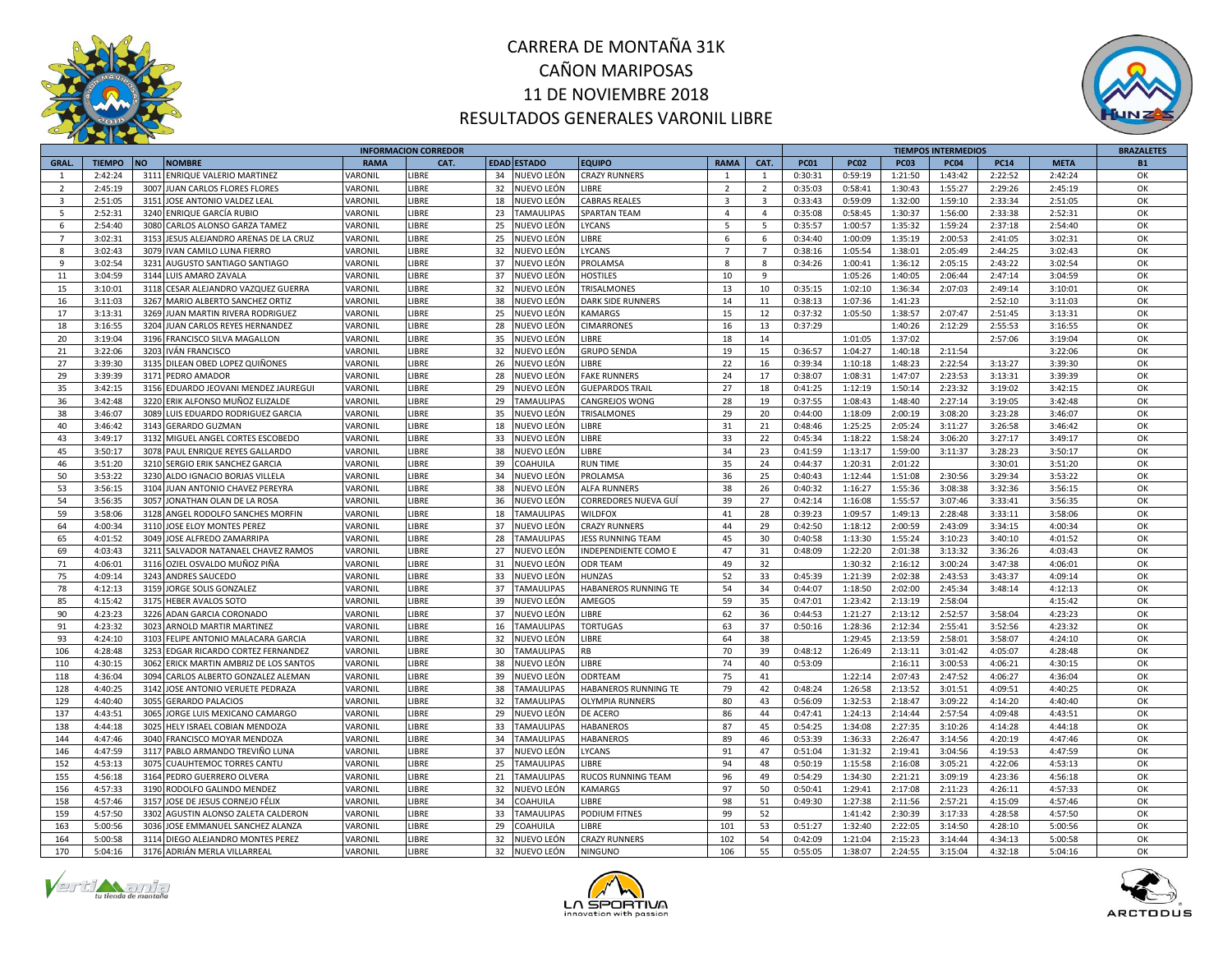# CARRERA DE MONTAÑA 31K
# CAÑON MARIPOSAS
# 11 DE NOVIEMBRE 2018
# RESULTADOS GENERALES VARONIL LIBRE

| INFORMACION CORREDOR | | | | | | | | | | TIEMPOS INTERMEDIOS | | | | | | BRAZALETES |
|---|---|---|---|---|---|---|---|---|---|---|---|---|---|---|---|---|
| GRAL. | TIEMPO | NO | NOMBRE | RAMA | CAT. | EDAD | ESTADO | EQUIPO | RAMA | CAT. | PC01 | PC02 | PC03 | PC04 | PC14 | META | B1 |
| 1 | 2:42:24 | 3111 | ENRIQUE VALERIO MARTINEZ | VARONIL | LIBRE | 34 | NUEVO LEÓN | CRAZY RUNNERS | 1 | 1 | 0:30:31 | 0:59:19 | 1:21:50 | 1:43:42 | 2:22:52 | 2:42:24 | OK |
| 2 | 2:45:19 | 3007 | JUAN CARLOS FLORES FLORES | VARONIL | LIBRE | 32 | NUEVO LEÓN | LIBRE | 2 | 2 | 0:35:03 | 0:58:41 | 1:30:43 | 1:55:27 | 2:29:26 | 2:45:19 | OK |
| 3 | 2:51:05 | 3151 | JOSE ANTONIO VALDEZ LEAL | VARONIL | LIBRE | 18 | NUEVO LEÓN | CABRAS REALES | 3 | 3 | 0:33:43 | 0:59:09 | 1:32:00 | 1:59:10 | 2:33:34 | 2:51:05 | OK |
| 5 | 2:52:31 | 3240 | ENRIQUE GARCÍA RUBIO | VARONIL | LIBRE | 23 | TAMAULIPAS | SPARTAN TEAM | 4 | 4 | 0:35:08 | 0:58:45 | 1:30:37 | 1:56:00 | 2:33:38 | 2:52:31 | OK |
| 6 | 2:54:40 | 3080 | CARLOS ALONSO GARZA TAMEZ | VARONIL | LIBRE | 25 | NUEVO LEÓN | LYCANS | 5 | 5 | 0:35:57 | 1:00:57 | 1:35:32 | 1:59:24 | 2:37:18 | 2:54:40 | OK |
| 7 | 3:02:31 | 3153 | JESUS ALEJANDRO ARENAS DE LA CRUZ | VARONIL | LIBRE | 25 | NUEVO LEÓN | LIBRE | 6 | 6 | 0:34:40 | 1:00:09 | 1:35:19 | 2:00:53 | 2:41:05 | 3:02:31 | OK |
| 8 | 3:02:43 | 3079 | IVAN CAMILO LUNA FIERRO | VARONIL | LIBRE | 32 | NUEVO LEÓN | LYCANS | 7 | 7 | 0:38:16 | 1:05:54 | 1:38:01 | 2:05:49 | 2:44:25 | 3:02:43 | OK |
| 9 | 3:02:54 | 3231 | AUGUSTO SANTIAGO SANTIAGO | VARONIL | LIBRE | 37 | NUEVO LEÓN | PROLAMSA | 8 | 8 | 0:34:26 | 1:00:41 | 1:36:12 | 2:05:15 | 2:43:22 | 3:02:54 | OK |
| 11 | 3:04:59 | 3144 | LUIS AMARO ZAVALA | VARONIL | LIBRE | 37 | NUEVO LEÓN | HOSTILES | 10 | 9 | | 1:05:26 | 1:40:05 | 2:06:44 | 2:47:14 | 3:04:59 | OK |
| 15 | 3:10:01 | 3118 | CESAR ALEJANDRO VAZQUEZ GUERRA | VARONIL | LIBRE | 32 | NUEVO LEÓN | TRISALMONES | 13 | 10 | 0:35:15 | 1:02:10 | 1:36:34 | 2:07:03 | 2:49:14 | 3:10:01 | OK |
| 16 | 3:11:03 | 3267 | MARIO ALBERTO SANCHEZ ORTIZ | VARONIL | LIBRE | 38 | NUEVO LEÓN | DARK SIDE RUNNERS | 14 | 11 | 0:38:13 | 1:07:36 | 1:41:23 | | 2:52:10 | 3:11:03 | OK |
| 17 | 3:13:31 | 3269 | JUAN MARTIN RIVERA RODRIGUEZ | VARONIL | LIBRE | 25 | NUEVO LEÓN | KAMARGS | 15 | 12 | 0:37:32 | 1:05:50 | 1:38:57 | 2:07:47 | 2:51:45 | 3:13:31 | OK |
| 18 | 3:16:55 | 3204 | JUAN CARLOS REYES HERNANDEZ | VARONIL | LIBRE | 28 | NUEVO LEÓN | CIMARRONES | 16 | 13 | 0:37:29 | | 1:40:26 | 2:12:29 | 2:55:53 | 3:16:55 | OK |
| 20 | 3:19:04 | 3196 | FRANCISCO SILVA MAGALLON | VARONIL | LIBRE | 35 | NUEVO LEÓN | LIBRE | 18 | 14 | | 1:01:05 | 1:37:02 | | 2:57:06 | 3:19:04 | OK |
| 21 | 3:22:06 | 3203 | IVÁN FRANCISCO | VARONIL | LIBRE | 32 | NUEVO LEÓN | GRUPO SENDA | 19 | 15 | 0:36:57 | 1:04:27 | 1:40:18 | 2:11:54 | | 3:22:06 | OK |
| 27 | 3:39:30 | 3135 | DILEAN OBED LOPEZ QUIÑONES | VARONIL | LIBRE | 26 | NUEVO LEÓN | LIBRE | 22 | 16 | 0:39:34 | 1:10:18 | 1:48:23 | 2:22:54 | 3:13:27 | 3:39:30 | OK |
| 29 | 3:39:39 | 3171 | PEDRO AMADOR | VARONIL | LIBRE | 28 | NUEVO LEÓN | FAKE RUNNERS | 24 | 17 | 0:38:07 | 1:08:31 | 1:47:07 | 2:23:53 | 3:13:31 | 3:39:39 | OK |
| 35 | 3:42:15 | 3156 | EDUARDO JEOVANI MENDEZ JAUREGUI | VARONIL | LIBRE | 29 | NUEVO LEÓN | GUEPARDOS TRAIL | 27 | 18 | 0:41:25 | 1:12:19 | 1:50:14 | 2:23:32 | 3:19:02 | 3:42:15 | OK |
| 36 | 3:42:48 | 3220 | ERIK ALFONSO MUÑOZ ELIZALDE | VARONIL | LIBRE | 29 | TAMAULIPAS | CANGREJOS WONG | 28 | 19 | 0:37:55 | 1:08:43 | 1:48:40 | 2:27:14 | 3:19:05 | 3:42:48 | OK |
| 38 | 3:46:07 | 3089 | LUIS EDUARDO RODRIGUEZ GARCIA | VARONIL | LIBRE | 35 | NUEVO LEÓN | TRISALMONES | 29 | 20 | 0:44:00 | 1:18:09 | 2:00:19 | 3:08:20 | 3:23:28 | 3:46:07 | OK |
| 40 | 3:46:42 | 3143 | GERARDO GUZMAN | VARONIL | LIBRE | 18 | NUEVO LEÓN | LIBRE | 31 | 21 | 0:48:46 | 1:25:25 | 2:05:24 | 3:11:27 | 3:26:58 | 3:46:42 | OK |
| 43 | 3:49:17 | 3132 | MIGUEL ANGEL CORTES ESCOBEDO | VARONIL | LIBRE | 33 | NUEVO LEÓN | LIBRE | 33 | 22 | 0:45:34 | 1:18:22 | 1:58:24 | 3:06:20 | 3:27:17 | 3:49:17 | OK |
| 45 | 3:50:17 | 3078 | PAUL ENRIQUE REYES GALLARDO | VARONIL | LIBRE | 38 | NUEVO LEÓN | LIBRE | 34 | 23 | 0:41:59 | 1:13:17 | 1:59:00 | 3:11:37 | 3:28:23 | 3:50:17 | OK |
| 46 | 3:51:20 | 3210 | SERGIO ERIK SANCHEZ GARCIA | VARONIL | LIBRE | 39 | COAHUILA | RUN TIME | 35 | 24 | 0:44:37 | 1:20:31 | 2:01:22 | | 3:30:01 | 3:51:20 | OK |
| 50 | 3:53:22 | 3230 | ALDO IGNACIO BORJAS VILLELA | VARONIL | LIBRE | 34 | NUEVO LEÓN | PROLAMSA | 36 | 25 | 0:40:43 | 1:12:44 | 1:51:08 | 2:30:56 | 3:29:34 | 3:53:22 | OK |
| 53 | 3:56:15 | 3104 | JUAN ANTONIO CHAVEZ PEREYRA | VARONIL | LIBRE | 38 | NUEVO LEÓN | ALFA RUNNERS | 38 | 26 | 0:40:32 | 1:16:27 | 1:55:36 | 3:08:38 | 3:32:36 | 3:56:15 | OK |
| 54 | 3:56:35 | 3057 | JONATHAN OLAN DE LA ROSA | VARONIL | LIBRE | 36 | NUEVO LEÓN | CORREDORES NUEVA GUÍ | 39 | 27 | 0:42:14 | 1:16:08 | 1:55:57 | 3:07:46 | 3:33:41 | 3:56:35 | OK |
| 59 | 3:58:06 | 3128 | ANGEL RODOLFO SANCHES MORFIN | VARONIL | LIBRE | 18 | TAMAULIPAS | WILDFOX | 41 | 28 | 0:39:23 | 1:09:57 | 1:49:13 | 2:28:48 | 3:33:11 | 3:58:06 | OK |
| 64 | 4:00:34 | 3110 | JOSE ELOY MONTES PEREZ | VARONIL | LIBRE | 37 | NUEVO LEÓN | CRAZY RUNNERS | 44 | 29 | 0:42:50 | 1:18:12 | 2:00:59 | 2:43:09 | 3:34:15 | 4:00:34 | OK |
| 65 | 4:01:52 | 3049 | JOSE ALFREDO ZAMARRIPA | VARONIL | LIBRE | 28 | TAMAULIPAS | JESS RUNNING TEAM | 45 | 30 | 0:40:58 | 1:13:30 | 1:55:24 | 3:10:23 | 3:40:10 | 4:01:52 | OK |
| 69 | 4:03:43 | 3211 | SALVADOR NATANAEL CHAVEZ RAMOS | VARONIL | LIBRE | 27 | NUEVO LEÓN | INDEPENDIENTE COMO E | 47 | 31 | 0:48:09 | 1:22:20 | 2:01:38 | 3:13:32 | 3:36:26 | 4:03:43 | OK |
| 71 | 4:06:01 | 3116 | OZIEL OSVALDO MUÑOZ PIÑA | VARONIL | LIBRE | 31 | NUEVO LEÓN | ODR TEAM | 49 | 32 | | 1:30:32 | 2:16:12 | 3:00:24 | 3:47:38 | 4:06:01 | OK |
| 75 | 4:09:14 | 3243 | ANDRES SAUCEDO | VARONIL | LIBRE | 33 | NUEVO LEÓN | HUNZAS | 52 | 33 | 0:45:39 | 1:21:39 | 2:02:38 | 2:43:53 | 3:43:37 | 4:09:14 | OK |
| 78 | 4:12:13 | 3159 | JORGE SOLIS GONZALEZ | VARONIL | LIBRE | 37 | TAMAULIPAS | HABANEROS RUNNING TE | 54 | 34 | 0:44:07 | 1:18:50 | 2:02:00 | 2:45:34 | 3:48:14 | 4:12:13 | OK |
| 85 | 4:15:42 | 3175 | HEBER AVALOS SOTO | VARONIL | LIBRE | 39 | NUEVO LEÓN | AMEGOS | 59 | 35 | 0:47:01 | 1:23:42 | 2:13:19 | 2:58:04 | | 4:15:42 | OK |
| 90 | 4:23:23 | 3226 | ADAN GARCIA CORONADO | VARONIL | LIBRE | 37 | NUEVO LEÓN | LIBRE | 62 | 36 | 0:44:53 | 1:21:27 | 2:13:12 | 2:52:57 | 3:58:04 | 4:23:23 | OK |
| 91 | 4:23:32 | 3023 | ARNOLD MARTIR MARTINEZ | VARONIL | LIBRE | 16 | TAMAULIPAS | TORTUGAS | 63 | 37 | 0:50:16 | 1:28:36 | 2:12:34 | 2:55:41 | 3:52:56 | 4:23:32 | OK |
| 93 | 4:24:10 | 3103 | FELIPE ANTONIO MALACARA GARCIA | VARONIL | LIBRE | 32 | NUEVO LEÓN | LIBRE | 64 | 38 | | 1:29:45 | 2:13:59 | 2:58:01 | 3:58:07 | 4:24:10 | OK |
| 106 | 4:28:48 | 3253 | EDGAR RICARDO CORTEZ FERNANDEZ | VARONIL | LIBRE | 30 | TAMAULIPAS | RB | 70 | 39 | 0:48:12 | 1:26:49 | 2:13:11 | 3:01:42 | 4:05:07 | 4:28:48 | OK |
| 110 | 4:30:15 | 3062 | ERICK MARTIN AMBRIZ DE LOS SANTOS | VARONIL | LIBRE | 38 | NUEVO LEÓN | LIBRE | 74 | 40 | 0:53:09 | | 2:16:11 | 3:00:53 | 4:06:21 | 4:30:15 | OK |
| 118 | 4:36:04 | 3094 | CARLOS ALBERTO GONZALEZ ALEMAN | VARONIL | LIBRE | 39 | NUEVO LEÓN | ODRTEAM | 75 | 41 | | 1:22:14 | 2:07:43 | 2:47:52 | 4:06:27 | 4:36:04 | OK |
| 128 | 4:40:25 | 3142 | JOSE ANTONIO VERUETE PEDRAZA | VARONIL | LIBRE | 38 | TAMAULIPAS | HABANEROS RUNNING TE | 79 | 42 | 0:48:24 | 1:26:58 | 2:13:52 | 3:01:51 | 4:09:51 | 4:40:25 | OK |
| 129 | 4:40:40 | 3055 | GERARDO PALACIOS | VARONIL | LIBRE | 32 | TAMAULIPAS | OLYMPIA RUNNERS | 80 | 43 | 0:56:09 | 1:32:53 | 2:18:47 | 3:09:22 | 4:14:20 | 4:40:40 | OK |
| 137 | 4:43:51 | 3065 | JORGE LUIS MEXICANO CAMARGO | VARONIL | LIBRE | 29 | NUEVO LEÓN | DE ACERO | 86 | 44 | 0:47:41 | 1:24:13 | 2:14:44 | 2:57:54 | 4:09:48 | 4:43:51 | OK |
| 138 | 4:44:18 | 3025 | HELY ISRAEL COBIAN MENDOZA | VARONIL | LIBRE | 33 | TAMAULIPAS | HABANEROS | 87 | 45 | 0:54:25 | 1:34:08 | 2:27:35 | 3:10:26 | 4:14:28 | 4:44:18 | OK |
| 144 | 4:47:46 | 3040 | FRANCISCO MOYAR MENDOZA | VARONIL | LIBRE | 34 | TAMAULIPAS | HABANEROS | 89 | 46 | 0:53:39 | 1:36:33 | 2:26:47 | 3:14:56 | 4:20:19 | 4:47:46 | OK |
| 146 | 4:47:59 | 3117 | PABLO ARMANDO TREVIÑO LUNA | VARONIL | LIBRE | 37 | NUEVO LEÓN | LYCANS | 91 | 47 | 0:51:04 | 1:31:32 | 2:19:41 | 3:04:56 | 4:19:53 | 4:47:59 | OK |
| 152 | 4:53:13 | 3075 | CUAUHTEMOC TORRES CANTU | VARONIL | LIBRE | 25 | TAMAULIPAS | LIBRE | 94 | 48 | 0:50:19 | 1:15:58 | 2:16:08 | 3:05:21 | 4:22:06 | 4:53:13 | OK |
| 155 | 4:56:18 | 3164 | PEDRO GUERRERO OLVERA | VARONIL | LIBRE | 21 | TAMAULIPAS | RUCOS RUNNING TEAM | 96 | 49 | 0:54:29 | 1:34:30 | 2:21:21 | 3:09:19 | 4:23:36 | 4:56:18 | OK |
| 156 | 4:57:33 | 3190 | RODOLFO GALINDO MENDEZ | VARONIL | LIBRE | 32 | NUEVO LEÓN | KAMARGS | 97 | 50 | 0:50:41 | 1:29:41 | 2:17:08 | 2:11:23 | 4:26:11 | 4:57:33 | OK |
| 158 | 4:57:46 | 3157 | JOSE DE JESUS CORNEJO FÉLIX | VARONIL | LIBRE | 34 | COAHUILA | LIBRE | 98 | 51 | 0:49:30 | 1:27:38 | 2:11:56 | 2:57:21 | 4:15:09 | 4:57:46 | OK |
| 159 | 4:57:50 | 3302 | AGUSTIN ALONSO ZALETA CALDERON | VARONIL | LIBRE | 33 | TAMAULIPAS | PODIUM FITNES | 99 | 52 | | 1:41:42 | 2:30:39 | 3:17:33 | 4:28:58 | 4:57:50 | OK |
| 163 | 5:00:56 | 3036 | JOSE EMMANUEL SANCHEZ ALANZA | VARONIL | LIBRE | 29 | COAHUILA | LIBRE | 101 | 53 | 0:51:27 | 1:32:40 | 2:22:05 | 3:14:50 | 4:28:10 | 5:00:56 | OK |
| 164 | 5:00:58 | 3114 | DIEGO ALEJANDRO MONTES PEREZ | VARONIL | LIBRE | 32 | NUEVO LEÓN | CRAZY RUNNERS | 102 | 54 | 0:42:09 | 1:21:04 | 2:15:23 | 3:14:44 | 4:34:13 | 5:00:58 | OK |
| 170 | 5:04:16 | 3176 | ADRIÁN MERLA VILLARREAL | VARONIL | LIBRE | 32 | NUEVO LEÓN | NINGUNO | 106 | 55 | 0:55:05 | 1:38:07 | 2:24:55 | 3:15:04 | 4:32:18 | 5:04:16 | OK |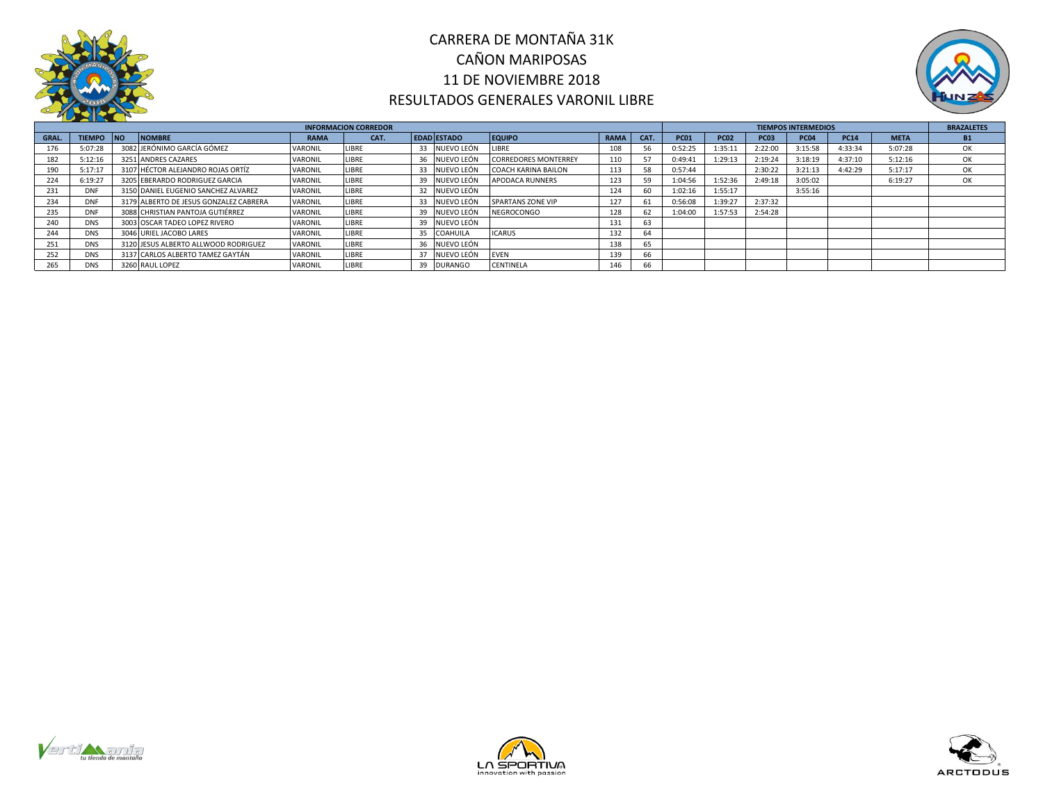# CARRERA DE MONTAÑA 31K
# CAÑON MARIPOSAS
# 11 DE NOVIEMBRE 2018
# RESULTADOS GENERALES VARONIL LIBRE

| INFORMACION CORREDOR | | | | | | | | | | | TIEMPOS INTERMEDIOS | | | | | | BRAZALETES |
|---|---|---|---|---|---|---|---|---|---|---|---|---|---|---|---|---|---|
| GRAL. | TIEMPO | NO | NOMBRE | RAMA | CAT. | EDAD | ESTADO | EQUIPO | RAMA | CAT. | PC01 | PC02 | PC03 | PC04 | PC14 | META | B1 |
| 176 | 5:07:28 | 3082 | JERÓNIMO GARCÍA GÓMEZ | VARONIL | LIBRE | 33 | NUEVO LEÓN | LIBRE | 108 | 56 | 0:52:25 | 1:35:11 | 2:22:00 | 3:15:58 | 4:33:34 | 5:07:28 | OK |
| 182 | 5:12:16 | 3251 | ANDRES CAZARES | VARONIL | LIBRE | 36 | NUEVO LEÓN | CORREDORES MONTERREY | 110 | 57 | 0:49:41 | 1:29:13 | 2:19:24 | 3:18:19 | 4:37:10 | 5:12:16 | OK |
| 190 | 5:17:17 | 3107 | HÉCTOR ALEJANDRO ROJAS ORTÍZ | VARONIL | LIBRE | 33 | NUEVO LEÓN | COACH KARINA BAILON | 113 | 58 | 0:57:44 | | 2:30:22 | 3:21:13 | 4:42:29 | 5:17:17 | OK |
| 224 | 6:19:27 | 3205 | EBERARDO RODRIGUEZ GARCIA | VARONIL | LIBRE | 39 | NUEVO LEÓN | APODACA RUNNERS | 123 | 59 | 1:04:56 | 1:52:36 | 2:49:18 | 3:05:02 | | 6:19:27 | OK |
| 231 | DNF | 3150 | DANIEL EUGENIO SANCHEZ ALVAREZ | VARONIL | LIBRE | 32 | NUEVO LEÓN | | 124 | 60 | 1:02:16 | 1:55:17 | | 3:55:16 | | | |
| 234 | DNF | 3179 | ALBERTO DE JESUS GONZALEZ CABRERA | VARONIL | LIBRE | 33 | NUEVO LEÓN | SPARTANS ZONE VIP | 127 | 61 | 0:56:08 | 1:39:27 | 2:37:32 | | | | |
| 235 | DNF | 3088 | CHRISTIAN PANTOJA GUTIÉRREZ | VARONIL | LIBRE | 39 | NUEVO LEÓN | NEGROCONGO | 128 | 62 | 1:04:00 | 1:57:53 | 2:54:28 | | | | |
| 240 | DNS | 3003 | OSCAR TADEO LOPEZ RIVERO | VARONIL | LIBRE | 39 | NUEVO LEÓN | | 131 | 63 | | | | | | | |
| 244 | DNS | 3046 | URIEL JACOBO LARES | VARONIL | LIBRE | 35 | COAHUILA | ICARUS | 132 | 64 | | | | | | | |
| 251 | DNS | 3120 | JESUS ALBERTO ALLWOOD RODRIGUEZ | VARONIL | LIBRE | 36 | NUEVO LEÓN | | 138 | 65 | | | | | | | |
| 252 | DNS | 3137 | CARLOS ALBERTO TAMEZ GAYTÁN | VARONIL | LIBRE | 37 | NUEVO LEÓN | EVEN | 139 | 66 | | | | | | | |
| 265 | DNS | 3260 | RAUL LOPEZ | VARONIL | LIBRE | 39 | DURANGO | CENTINELA | 146 | 66 | | | | | | | |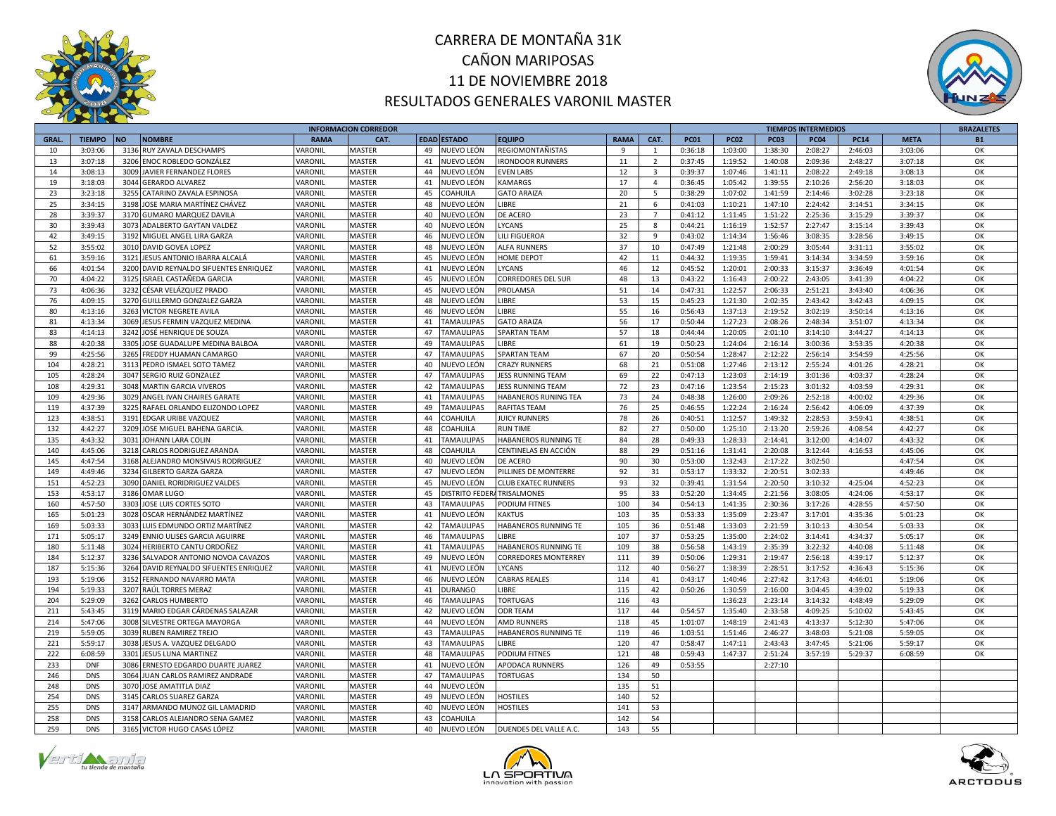# CARRERA DE MONTAÑA 31K
# CAÑON MARIPOSAS
# 11 DE NOVIEMBRE 2018
# RESULTADOS GENERALES VARONIL MASTER

| INFORMACION CORREDOR | | | | | | | | | | TIEMPOS INTERMEDIOS | | | | | | BRAZALETES |
|---|---|---|---|---|---|---|---|---|---|---|---|---|---|---|---|---|
| GRAL. | TIEMPO | NO | NOMBRE | RAMA | CAT. | EDAD | ESTADO | EQUIPO | RAMA | CAT. | PC01 | PC02 | PC03 | PC04 | PC14 | META | B1 |
| 10 | 3:03:06 | 3136 | RUY ZAVALA DESCHAMPS | VARONIL | MASTER | 49 | NUEVO LEÓN | REGIOMONTAÑISTAS | 9 | 1 | 0:36:18 | 1:03:00 | 1:38:30 | 2:08:27 | 2:46:03 | 3:03:06 | OK |
| 13 | 3:07:18 | 3206 | ENOC ROBLEDO GONZÁLEZ | VARONIL | MASTER | 41 | NUEVO LEÓN | IRONDOOR RUNNERS | 11 | 2 | 0:37:45 | 1:19:52 | 1:40:08 | 2:09:36 | 2:48:27 | 3:07:18 | OK |
| 14 | 3:08:13 | 3009 | JAVIER FERNANDEZ FLORES | VARONIL | MASTER | 44 | NUEVO LEÓN | EVEN LABS | 12 | 3 | 0:39:37 | 1:07:46 | 1:41:11 | 2:08:22 | 2:49:18 | 3:08:13 | OK |
| 19 | 3:18:03 | 3044 | GERARDO ALVAREZ | VARONIL | MASTER | 41 | NUEVO LEÓN | KAMARGS | 17 | 4 | 0:36:45 | 1:05:42 | 1:39:55 | 2:10:26 | 2:56:20 | 3:18:03 | OK |
| 23 | 3:23:18 | 3255 | CATARINO ZAVALA ESPINOSA | VARONIL | MASTER | 45 | COAHUILA | GATO ARAIZA | 20 | 5 | 0:38:29 | 1:07:02 | 1:41:59 | 2:14:46 | 3:02:28 | 3:23:18 | OK |
| 25 | 3:34:15 | 3198 | JOSE MARIA MARTÍNEZ CHÁVEZ | VARONIL | MASTER | 48 | NUEVO LEÓN | LIBRE | 21 | 6 | 0:41:03 | 1:10:21 | 1:47:10 | 2:24:42 | 3:14:51 | 3:34:15 | OK |
| 28 | 3:39:37 | 3170 | GUMARO MARQUEZ DAVILA | VARONIL | MASTER | 40 | NUEVO LEÓN | DE ACERO | 23 | 7 | 0:41:12 | 1:11:45 | 1:51:22 | 2:25:36 | 3:15:29 | 3:39:37 | OK |
| 30 | 3:39:43 | 3073 | ADALBERTO GAYTAN VALDEZ | VARONIL | MASTER | 40 | NUEVO LEÓN | LYCANS | 25 | 8 | 0:44:21 | 1:16:19 | 1:52:57 | 2:27:47 | 3:15:14 | 3:39:43 | OK |
| 42 | 3:49:15 | 3192 | MIGUEL ANGEL LIRA GARZA | VARONIL | MASTER | 46 | NUEVO LEÓN | LILI FIGUEROA | 32 | 9 | 0:43:02 | 1:14:34 | 1:56:46 | 3:08:35 | 3:28:56 | 3:49:15 | OK |
| 52 | 3:55:02 | 3010 | DAVID GOVEA LOPEZ | VARONIL | MASTER | 48 | NUEVO LEÓN | ALFA RUNNERS | 37 | 10 | 0:47:49 | 1:21:48 | 2:00:29 | 3:05:44 | 3:31:11 | 3:55:02 | OK |
| 61 | 3:59:16 | 3121 | JESUS ANTONIO IBARRA ALCALÁ | VARONIL | MASTER | 45 | NUEVO LEÓN | HOME DEPOT | 42 | 11 | 0:44:32 | 1:19:35 | 1:59:41 | 3:14:34 | 3:34:59 | 3:59:16 | OK |
| 66 | 4:01:54 | 3200 | DAVID REYNALDO SIFUENTES ENRIQUEZ | VARONIL | MASTER | 41 | NUEVO LEÓN | LYCANS | 46 | 12 | 0:45:52 | 1:20:01 | 2:00:33 | 3:15:37 | 3:36:49 | 4:01:54 | OK |
| 70 | 4:04:22 | 3125 | ISRAEL CASTAÑEDA GARCIA | VARONIL | MASTER | 45 | NUEVO LEÓN | CORREDORES DEL SUR | 48 | 13 | 0:43:22 | 1:16:43 | 2:00:22 | 2:43:05 | 3:41:39 | 4:04:22 | OK |
| 73 | 4:06:36 | 3232 | CÉSAR VELÁZQUEZ PRADO | VARONIL | MASTER | 45 | NUEVO LEÓN | PROLAMSA | 51 | 14 | 0:47:31 | 1:22:57 | 2:06:33 | 2:51:21 | 3:43:40 | 4:06:36 | OK |
| 76 | 4:09:15 | 3270 | GUILLERMO GONZALEZ GARZA | VARONIL | MASTER | 48 | NUEVO LEÓN | LIBRE | 53 | 15 | 0:45:23 | 1:21:30 | 2:02:35 | 2:43:42 | 3:42:43 | 4:09:15 | OK |
| 80 | 4:13:16 | 3263 | VICTOR NEGRETE AVILA | VARONIL | MASTER | 46 | NUEVO LEÓN | LIBRE | 55 | 16 | 0:56:43 | 1:37:13 | 2:19:52 | 3:02:19 | 3:50:14 | 4:13:16 | OK |
| 81 | 4:13:34 | 3069 | JESUS FERMIN VAZQUEZ MEDINA | VARONIL | MASTER | 41 | TAMAULIPAS | GATO ARAIZA | 56 | 17 | 0:50:44 | 1:27:23 | 2:08:26 | 2:48:34 | 3:51:07 | 4:13:34 | OK |
| 83 | 4:14:13 | 3242 | JOSÉ HENRIQUE DE SOUZA | VARONIL | MASTER | 47 | TAMAULIPAS | SPARTAN TEAM | 57 | 18 | 0:44:44 | 1:20:05 | 2:01:10 | 3:14:10 | 3:44:27 | 4:14:13 | OK |
| 88 | 4:20:38 | 3305 | JOSE GUADALUPE MEDINA BALBOA | VARONIL | MASTER | 49 | TAMAULIPAS | LIBRE | 61 | 19 | 0:50:23 | 1:24:04 | 2:16:14 | 3:00:36 | 3:53:35 | 4:20:38 | OK |
| 99 | 4:25:56 | 3265 | FREDDY HUAMAN CAMARGO | VARONIL | MASTER | 47 | TAMAULIPAS | SPARTAN TEAM | 67 | 20 | 0:50:54 | 1:28:47 | 2:12:22 | 2:56:14 | 3:54:59 | 4:25:56 | OK |
| 104 | 4:28:21 | 3113 | PEDRO ISMAEL SOTO TAMEZ | VARONIL | MASTER | 40 | NUEVO LEÓN | CRAZY RUNNERS | 68 | 21 | 0:51:08 | 1:27:46 | 2:13:12 | 2:55:24 | 4:01:26 | 4:28:21 | OK |
| 105 | 4:28:24 | 3047 | SERGIO RUIZ GONZALEZ | VARONIL | MASTER | 47 | TAMAULIPAS | JESS RUNNING TEAM | 69 | 22 | 0:47:13 | 1:23:03 | 2:14:19 | 3:01:36 | 4:03:37 | 4:28:24 | OK |
| 108 | 4:29:31 | 3048 | MARTIN GARCIA VIVEROS | VARONIL | MASTER | 42 | TAMAULIPAS | JESS RUNNING TEAM | 72 | 23 | 0:47:16 | 1:23:54 | 2:15:23 | 3:01:32 | 4:03:59 | 4:29:31 | OK |
| 109 | 4:29:36 | 3029 | ANGEL IVAN CHAIRES GARATE | VARONIL | MASTER | 41 | TAMAULIPAS | HABANEROS RUNING TEA | 73 | 24 | 0:48:38 | 1:26:00 | 2:09:26 | 2:52:18 | 4:00:02 | 4:29:36 | OK |
| 119 | 4:37:39 | 3225 | RAFAEL ORLANDO ELIZONDO LOPEZ | VARONIL | MASTER | 49 | TAMAULIPAS | RAFITAS TEAM | 76 | 25 | 0:46:55 | 1:22:24 | 2:16:24 | 2:56:42 | 4:06:09 | 4:37:39 | OK |
| 123 | 4:38:51 | 3191 | EDGAR URIBE VAZQUEZ | VARONIL | MASTER | 44 | COAHUILA | JUICY RUNNERS | 78 | 26 | 0:40:51 | 1:12:57 | 1:49:32 | 2:28:53 | 3:59:41 | 4:38:51 | OK |
| 132 | 4:42:27 | 3209 | JOSE MIGUEL BAHENA GARCIA. | VARONIL | MASTER | 48 | COAHUILA | RUN TIME | 82 | 27 | 0:50:00 | 1:25:10 | 2:13:20 | 2:59:26 | 4:08:54 | 4:42:27 | OK |
| 135 | 4:43:32 | 3031 | JOHANN LARA COLIN | VARONIL | MASTER | 41 | TAMAULIPAS | HABANEROS RUNNING TE | 84 | 28 | 0:49:33 | 1:28:33 | 2:14:41 | 3:12:00 | 4:14:07 | 4:43:32 | OK |
| 140 | 4:45:06 | 3218 | CARLOS RODRIGUEZ ARANDA | VARONIL | MASTER | 48 | COAHUILA | CENTINELAS EN ACCIÓN | 88 | 29 | 0:51:16 | 1:31:41 | 2:20:08 | 3:12:44 | 4:16:53 | 4:45:06 | OK |
| 145 | 4:47:54 | 3168 | ALEJANDRO MONSIVAIS RODRIGUEZ | VARONIL | MASTER | 40 | NUEVO LEÓN | DE ACERO | 90 | 30 | 0:53:00 | 1:32:43 | 2:17:22 | 3:02:50 | | 4:47:54 | OK |
| 149 | 4:49:46 | 3234 | GILBERTO GARZA GARZA | VARONIL | MASTER | 47 | NUEVO LEÓN | PILLINES DE MONTERRE | 92 | 31 | 0:53:17 | 1:33:32 | 2:20:51 | 3:02:33 | | 4:49:46 | OK |
| 151 | 4:52:23 | 3090 | DANIEL RORIDRIGUEZ VALDES | VARONIL | MASTER | 45 | NUEVO LEÓN | CLUB EXATEC RUNNERS | 93 | 32 | 0:39:41 | 1:31:54 | 2:20:50 | 3:10:32 | 4:25:04 | 4:52:23 | OK |
| 153 | 4:53:17 | 3186 | OMAR LUGO | VARONIL | MASTER | 45 | DISTRITO FEDERA | TRISALMONES | 95 | 33 | 0:52:20 | 1:34:45 | 2:21:56 | 3:08:05 | 4:24:06 | 4:53:17 | OK |
| 160 | 4:57:50 | 3303 | JOSE LUIS CORTES SOTO | VARONIL | MASTER | 43 | TAMAULIPAS | PODIUM FITNES | 100 | 34 | 0:54:13 | 1:41:35 | 2:30:36 | 3:17:26 | 4:28:55 | 4:57:50 | OK |
| 165 | 5:01:23 | 3028 | OSCAR HERNÁNDEZ MARTÍNEZ | VARONIL | MASTER | 41 | NUEVO LEÓN | KAKTUS | 103 | 35 | 0:53:33 | 1:35:09 | 2:23:47 | 3:17:01 | 4:35:36 | 5:01:23 | OK |
| 169 | 5:03:33 | 3033 | LUIS EDMUNDO ORTIZ MARTÍNEZ | VARONIL | MASTER | 42 | TAMAULIPAS | HABANEROS RUNNING TE | 105 | 36 | 0:51:48 | 1:33:03 | 2:21:59 | 3:10:13 | 4:30:54 | 5:03:33 | OK |
| 171 | 5:05:17 | 3249 | ENNIO ULISES GARCIA AGUIRRE | VARONIL | MASTER | 46 | TAMAULIPAS | LIBRE | 107 | 37 | 0:53:25 | 1:35:00 | 2:24:02 | 3:14:41 | 4:34:37 | 5:05:17 | OK |
| 180 | 5:11:48 | 3024 | HERIBERTO CANTU ORDOÑEZ | VARONIL | MASTER | 41 | TAMAULIPAS | HABANEROS RUNNING TE | 109 | 38 | 0:56:58 | 1:43:19 | 2:35:39 | 3:22:32 | 4:40:08 | 5:11:48 | OK |
| 184 | 5:12:37 | 3236 | SALVADOR ANTONIO NOVOA CAVAZOS | VARONIL | MASTER | 49 | NUEVO LEÓN | CORREDORES MONTERREY | 111 | 39 | 0:50:06 | 1:29:31 | 2:19:47 | 2:56:18 | 4:39:17 | 5:12:37 | OK |
| 187 | 5:15:36 | 3264 | DAVID REYNALDO SIFUENTES ENRIQUEZ | VARONIL | MASTER | 41 | NUEVO LEÓN | LYCANS | 112 | 40 | 0:56:27 | 1:38:39 | 2:28:51 | 3:17:52 | 4:36:43 | 5:15:36 | OK |
| 193 | 5:19:06 | 3152 | FERNANDO NAVARRO MATA | VARONIL | MASTER | 46 | NUEVO LEÓN | CABRAS REALES | 114 | 41 | 0:43:17 | 1:40:46 | 2:27:42 | 3:17:43 | 4:46:01 | 5:19:06 | OK |
| 194 | 5:19:33 | 3207 | RAÚL TORRES MERAZ | VARONIL | MASTER | 41 | DURANGO | LIBRE | 115 | 42 | 0:50:26 | 1:30:59 | 2:16:00 | 3:04:45 | 4:39:02 | 5:19:33 | OK |
| 204 | 5:29:09 | 3262 | CARLOS HUMBERTO | VARONIL | MASTER | 46 | TAMAULIPAS | TORTUGAS | 116 | 43 | | 1:36:23 | 2:23:14 | 3:14:32 | 4:48:49 | 5:29:09 | OK |
| 211 | 5:43:45 | 3119 | MARIO EDGAR CÁRDENAS SALAZAR | VARONIL | MASTER | 42 | NUEVO LEÓN | ODR TEAM | 117 | 44 | 0:54:57 | 1:35:40 | 2:33:58 | 4:09:25 | 5:10:02 | 5:43:45 | OK |
| 214 | 5:47:06 | 3008 | SILVESTRE ORTEGA MAYORGA | VARONIL | MASTER | 44 | NUEVO LEÓN | AMD RUNNERS | 118 | 45 | 1:01:07 | 1:48:19 | 2:41:43 | 4:13:37 | 5:12:30 | 5:47:06 | OK |
| 219 | 5:59:05 | 3039 | RUBEN RAMIREZ TREJO | VARONIL | MASTER | 43 | TAMAULIPAS | HABANEROS RUNNING TE | 119 | 46 | 1:03:51 | 1:51:46 | 2:46:27 | 3:48:03 | 5:21:08 | 5:59:05 | OK |
| 221 | 5:59:17 | 3038 | JESUS A. VAZQUEZ DELGADO | VARONIL | MASTER | 43 | TAMAULIPAS | LIBRE | 120 | 47 | 0:58:47 | 1:47:11 | 2:43:43 | 3:47:45 | 5:21:06 | 5:59:17 | OK |
| 222 | 6:08:59 | 3301 | JESUS LUNA MARTINEZ | VARONIL | MASTER | 48 | TAMAULIPAS | PODIUM FITNES | 121 | 48 | 0:59:43 | 1:47:37 | 2:51:24 | 3:57:19 | 5:29:37 | 6:08:59 | OK |
| 233 | DNF | 3086 | ERNESTO EDGARDO DUARTE JUAREZ | VARONIL | MASTER | 41 | NUEVO LEÓN | APODACA RUNNERS | 126 | 49 | 0:53:55 | | 2:27:10 | | | | |
| 246 | DNS | 3064 | JUAN CARLOS RAMIREZ ANDRADE | VARONIL | MASTER | 47 | TAMAULIPAS | TORTUGAS | 134 | 50 | | | | | | | |
| 248 | DNS | 3070 | JOSE AMATITLA DIAZ | VARONIL | MASTER | 44 | NUEVO LEÓN | | 135 | 51 | | | | | | | |
| 254 | DNS | 3145 | CARLOS SUAREZ GARZA | VARONIL | MASTER | 49 | NUEVO LEÓN | HOSTILES | 140 | 52 | | | | | | | |
| 255 | DNS | 3147 | ARMANDO MUNOZ GIL LAMADRID | VARONIL | MASTER | 40 | NUEVO LEÓN | HOSTILES | 141 | 53 | | | | | | | |
| 258 | DNS | 3158 | CARLOS ALEJANDRO SENA GAMEZ | VARONIL | MASTER | 43 | COAHUILA | | 142 | 54 | | | | | | | |
| 259 | DNS | 3165 | VICTOR HUGO CASAS LÓPEZ | VARONIL | MASTER | 40 | NUEVO LEÓN | DUENDES DEL VALLE A.C. | 143 | 55 | | | | | | | |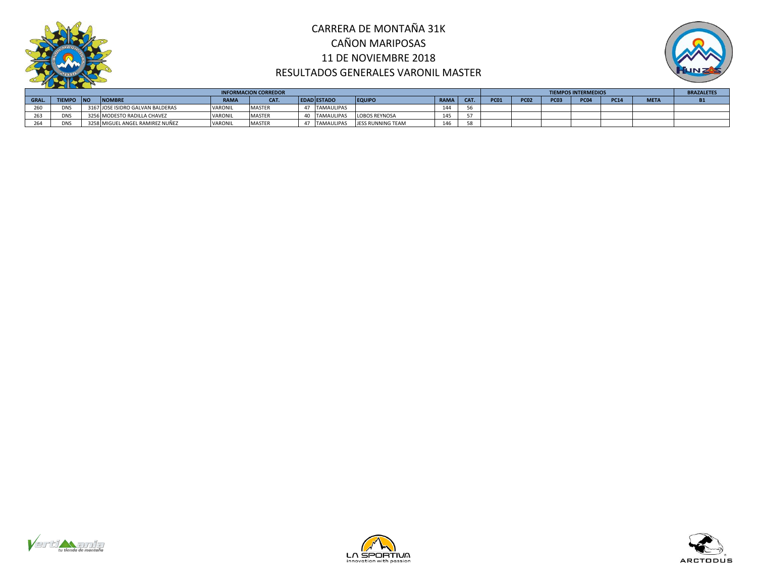# CARRERA DE MONTAÑA 31K
## CAÑON MARIPOSAS
## 11 DE NOVIEMBRE 2018
## RESULTADOS GENERALES VARONIL MASTER

| INFORMACION CORREDOR | | | | | | | | | | | | TIEMPOS INTERMEDIOS | | | | | | BRAZALETES |
|---|---|---|---|---|---|---|---|---|---|---|---|---|---|---|---|---|---|---|
| GRAL. | TIEMPO | NO | NOMBRE | RAMA | CAT. | EDAD | ESTADO | EQUIPO | RAMA | CAT. | PC01 | PC02 | PC03 | PC04 | PC14 | META | B1 |
| 260 | DNS | 3167 | JOSE ISIDRO GALVAN BALDERAS | VARONIL | MASTER | 47 | TAMAULIPAS | | 144 | 56 | | | | | | | |
| 263 | DNS | 3256 | MODESTO RADILLA CHAVEZ | VARONIL | MASTER | 40 | TAMAULIPAS | LOBOS REYNOSA | 145 | 57 | | | | | | | |
| 264 | DNS | 3258 | MIGUEL ANGEL RAMIREZ NUÑEZ | VARONIL | MASTER | 47 | TAMAULIPAS | JESS RUNNING TEAM | 146 | 58 | | | | | | | |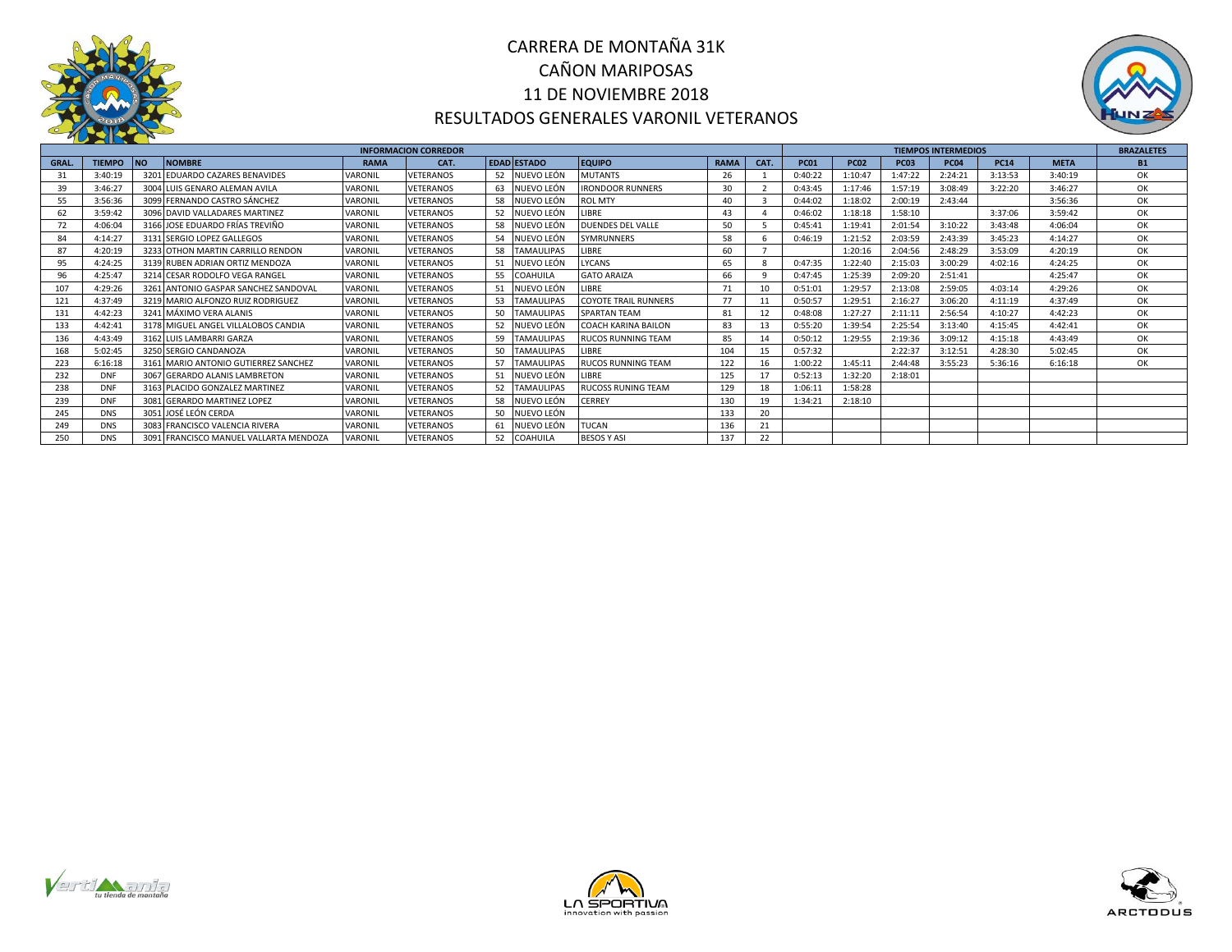# CARRERA DE MONTAÑA 31K
# CAÑON MARIPOSAS
# 11 DE NOVIEMBRE 2018
# RESULTADOS GENERALES VARONIL VETERANOS

| INFORMACION CORREDOR | | | | | | | | | | | TIEMPOS INTERMEDIOS | | | | | | BRAZALETES |
|---|---|---|---|---|---|---|---|---|---|---|---|---|---|---|---|---|---|
| GRAL. | TIEMPO | NO | NOMBRE | RAMA | CAT. | EDAD | ESTADO | EQUIPO | RAMA | CAT. | PC01 | PC02 | PC03 | PC04 | PC14 | META | B1 |
| 31 | 3:40:19 | 3201 | EDUARDO CAZARES BENAVIDES | VARONIL | VETERANOS | 52 | NUEVO LEÓN | MUTANTS | 26 | 1 | 0:40:22 | 1:10:47 | 1:47:22 | 2:24:21 | 3:13:53 | 3:40:19 | OK |
| 39 | 3:46:27 | 3004 | LUIS GENARO ALEMAN AVILA | VARONIL | VETERANOS | 63 | NUEVO LEÓN | IRONDOOR RUNNERS | 30 | 2 | 0:43:45 | 1:17:46 | 1:57:19 | 3:08:49 | 3:22:20 | 3:46:27 | OK |
| 55 | 3:56:36 | 3099 | FERNANDO CASTRO SÁNCHEZ | VARONIL | VETERANOS | 58 | NUEVO LEÓN | ROL MTY | 40 | 3 | 0:44:02 | 1:18:02 | 2:00:19 | 2:43:44 | | 3:56:36 | OK |
| 62 | 3:59:42 | 3096 | DAVID VALLADARES MARTINEZ | VARONIL | VETERANOS | 52 | NUEVO LEÓN | LIBRE | 43 | 4 | 0:46:02 | 1:18:18 | 1:58:10 | | 3:37:06 | 3:59:42 | OK |
| 72 | 4:06:04 | 3166 | JOSE EDUARDO FRÍAS TREVIÑO | VARONIL | VETERANOS | 58 | NUEVO LEÓN | DUENDES DEL VALLE | 50 | 5 | 0:45:41 | 1:19:41 | 2:01:54 | 3:10:22 | 3:43:48 | 4:06:04 | OK |
| 84 | 4:14:27 | 3131 | SERGIO LOPEZ GALLEGOS | VARONIL | VETERANOS | 54 | NUEVO LEÓN | SYMRUNNERS | 58 | 6 | 0:46:19 | 1:21:52 | 2:03:59 | 2:43:39 | 3:45:23 | 4:14:27 | OK |
| 87 | 4:20:19 | 3233 | OTHON MARTIN CARRILLO RENDON | VARONIL | VETERANOS | 58 | TAMAULIPAS | LIBRE | 60 | 7 | | 1:20:16 | 2:04:56 | 2:48:29 | 3:53:09 | 4:20:19 | OK |
| 95 | 4:24:25 | 3139 | RUBEN ADRIAN ORTIZ MENDOZA | VARONIL | VETERANOS | 51 | NUEVO LEÓN | LYCANS | 65 | 8 | 0:47:35 | 1:22:40 | 2:15:03 | 3:00:29 | 4:02:16 | 4:24:25 | OK |
| 96 | 4:25:47 | 3214 | CESAR RODOLFO VEGA RANGEL | VARONIL | VETERANOS | 55 | COAHUILA | GATO ARAIZA | 66 | 9 | 0:47:45 | 1:25:39 | 2:09:20 | 2:51:41 | | 4:25:47 | OK |
| 107 | 4:29:26 | 3261 | ANTONIO GASPAR SANCHEZ SANDOVAL | VARONIL | VETERANOS | 51 | NUEVO LEÓN | LIBRE | 71 | 10 | 0:51:01 | 1:29:57 | 2:13:08 | 2:59:05 | 4:03:14 | 4:29:26 | OK |
| 121 | 4:37:49 | 3219 | MARIO ALFONZO RUIZ RODRIGUEZ | VARONIL | VETERANOS | 53 | TAMAULIPAS | COYOTE TRAIL RUNNERS | 77 | 11 | 0:50:57 | 1:29:51 | 2:16:27 | 3:06:20 | 4:11:19 | 4:37:49 | OK |
| 131 | 4:42:23 | 3241 | MÁXIMO VERA ALANIS | VARONIL | VETERANOS | 50 | TAMAULIPAS | SPARTAN TEAM | 81 | 12 | 0:48:08 | 1:27:27 | 2:11:11 | 2:56:54 | 4:10:27 | 4:42:23 | OK |
| 133 | 4:42:41 | 3178 | MIGUEL ANGEL VILLALOBOS CANDIA | VARONIL | VETERANOS | 52 | NUEVO LEÓN | COACH KARINA BAILON | 83 | 13 | 0:55:20 | 1:39:54 | 2:25:54 | 3:13:40 | 4:15:45 | 4:42:41 | OK |
| 136 | 4:43:49 | 3162 | LUIS LAMBARRI GARZA | VARONIL | VETERANOS | 59 | TAMAULIPAS | RUCOS RUNNING TEAM | 85 | 14 | 0:50:12 | 1:29:55 | 2:19:36 | 3:09:12 | 4:15:18 | 4:43:49 | OK |
| 168 | 5:02:45 | 3250 | SERGIO CANDANOZA | VARONIL | VETERANOS | 50 | TAMAULIPAS | LIBRE | 104 | 15 | 0:57:32 | | 2:22:37 | 3:12:51 | 4:28:30 | 5:02:45 | OK |
| 223 | 6:16:18 | 3161 | MARIO ANTONIO GUTIERREZ SANCHEZ | VARONIL | VETERANOS | 57 | TAMAULIPAS | RUCOS RUNNING TEAM | 122 | 16 | 1:00:22 | 1:45:11 | 2:44:48 | 3:55:23 | 5:36:16 | 6:16:18 | OK |
| 232 | DNF | 3067 | GERARDO ALANIS LAMBRETON | VARONIL | VETERANOS | 51 | NUEVO LEÓN | LIBRE | 125 | 17 | 0:52:13 | 1:32:20 | 2:18:01 | | | | |
| 238 | DNF | 3163 | PLACIDO GONZALEZ MARTINEZ | VARONIL | VETERANOS | 52 | TAMAULIPAS | RUCOSS RUNING TEAM | 129 | 18 | 1:06:11 | 1:58:28 | | | | | |
| 239 | DNF | 3081 | GERARDO MARTINEZ LOPEZ | VARONIL | VETERANOS | 58 | NUEVO LEÓN | CERREY | 130 | 19 | 1:34:21 | 2:18:10 | | | | | |
| 245 | DNS | 3051 | JOSÉ LEÓN CERDA | VARONIL | VETERANOS | 50 | NUEVO LEÓN | | 133 | 20 | | | | | | | |
| 249 | DNS | 3083 | FRANCISCO VALENCIA RIVERA | VARONIL | VETERANOS | 61 | NUEVO LEÓN | TUCAN | 136 | 21 | | | | | | | |
| 250 | DNS | 3091 | FRANCISCO MANUEL VALLARTA MENDOZA | VARONIL | VETERANOS | 52 | COAHUILA | BESOS Y ASI | 137 | 22 | | | | | | | |